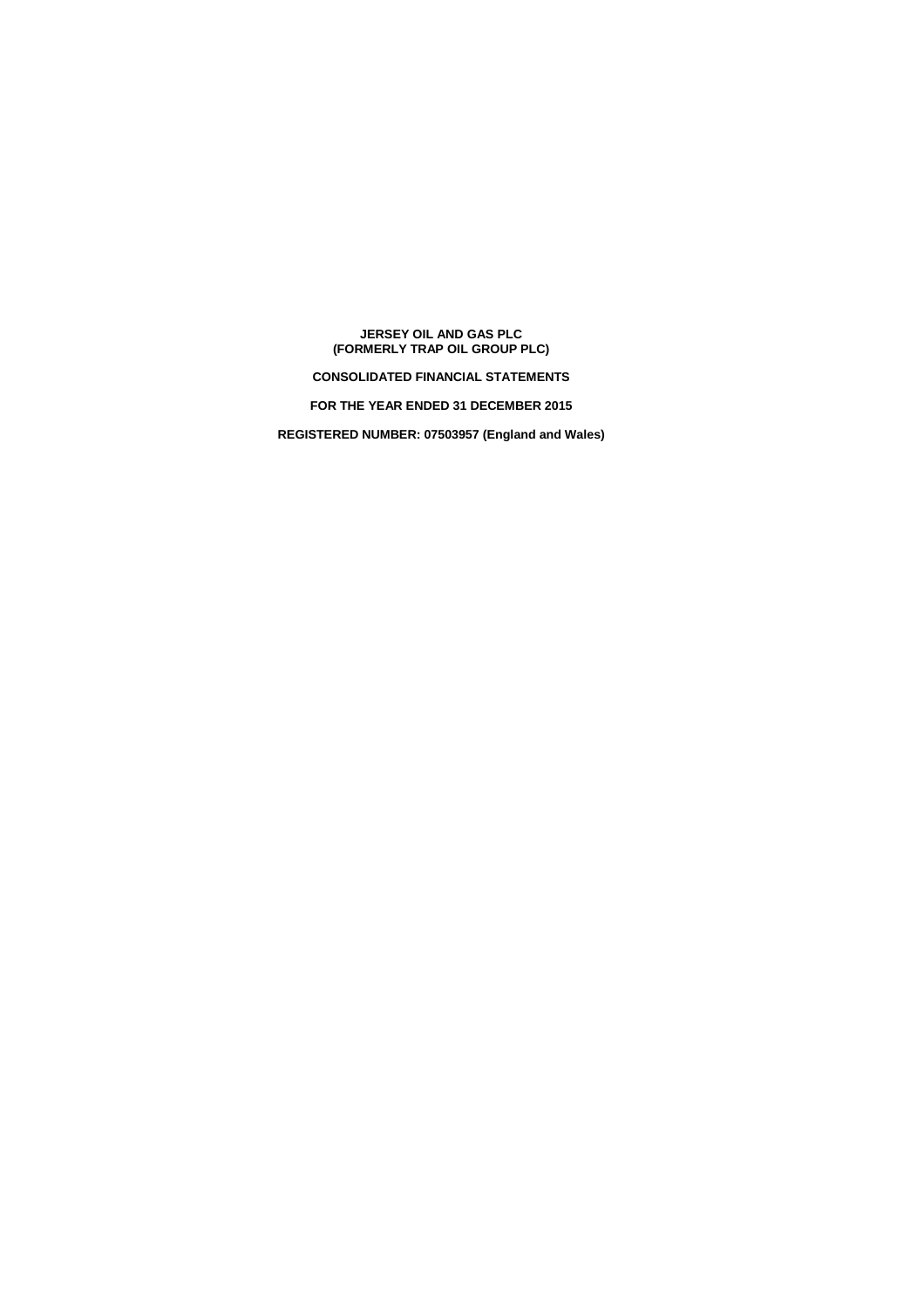**JERSEY OIL AND GAS PLC**
**(FORMERLY TRAP OIL GROUP PLC)**

**CONSOLIDATED FINANCIAL STATEMENTS**

**FOR THE YEAR ENDED 31 DECEMBER 2015**

**REGISTERED NUMBER: 07503957 (England and Wales)**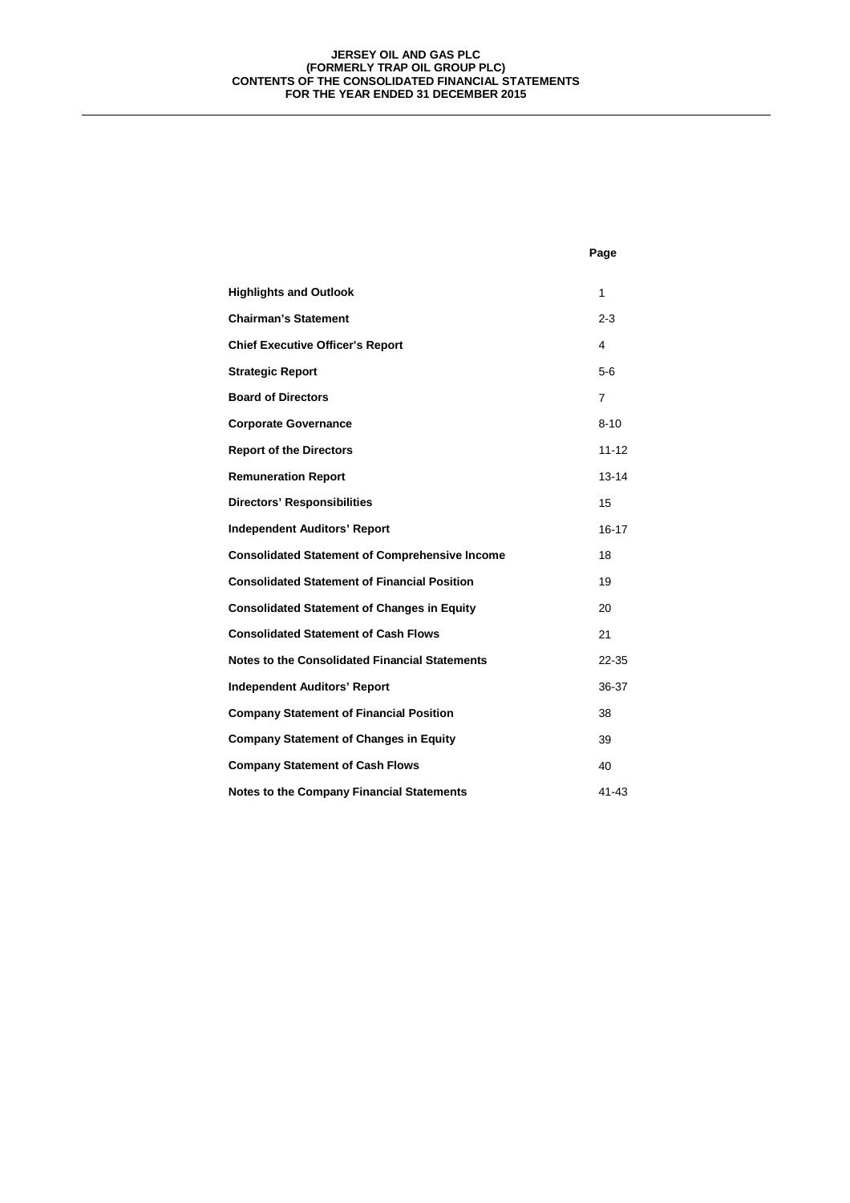**JERSEY OIL AND GAS PLC**
**(FORMERLY TRAP OIL GROUP PLC)**
**CONTENTS OF THE CONSOLIDATED FINANCIAL STATEMENTS**
**FOR THE YEAR ENDED 31 DECEMBER 2015**

| | Page |
|---|---|
| **Highlights and Outlook** | 1 |
| **Chairman's Statement** | 2-3 |
| **Chief Executive Officer's Report** | 4 |
| **Strategic Report** | 5-6 |
| **Board of Directors** | 7 |
| **Corporate Governance** | 8-10 |
| **Report of the Directors** | 11-12 |
| **Remuneration Report** | 13-14 |
| **Directors' Responsibilities** | 15 |
| **Independent Auditors' Report** | 16-17 |
| **Consolidated Statement of Comprehensive Income** | 18 |
| **Consolidated Statement of Financial Position** | 19 |
| **Consolidated Statement of Changes in Equity** | 20 |
| **Consolidated Statement of Cash Flows** | 21 |
| **Notes to the Consolidated Financial Statements** | 22-35 |
| **Independent Auditors' Report** | 36-37 |
| **Company Statement of Financial Position** | 38 |
| **Company Statement of Changes in Equity** | 39 |
| **Company Statement of Cash Flows** | 40 |
| **Notes to the Company Financial Statements** | 41-43 |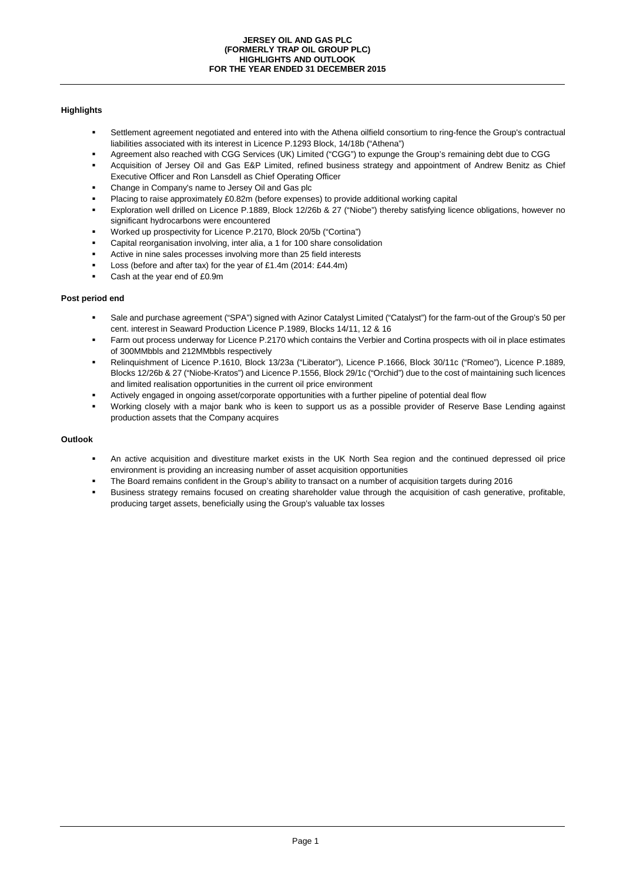# JERSEY OIL AND GAS PLC
## (FORMERLY TRAP OIL GROUP PLC)
## HIGHLIGHTS AND OUTLOOK
## FOR THE YEAR ENDED 31 DECEMBER 2015

### Highlights

- Settlement agreement negotiated and entered into with the Athena oilfield consortium to ring-fence the Group's contractual liabilities associated with its interest in Licence P.1293 Block, 14/18b ("Athena")
- Agreement also reached with CGG Services (UK) Limited ("CGG") to expunge the Group's remaining debt due to CGG
- Acquisition of Jersey Oil and Gas E&P Limited, refined business strategy and appointment of Andrew Benitz as Chief Executive Officer and Ron Lansdell as Chief Operating Officer
- Change in Company's name to Jersey Oil and Gas plc
- Placing to raise approximately £0.82m (before expenses) to provide additional working capital
- Exploration well drilled on Licence P.1889, Block 12/26b & 27 ("Niobe") thereby satisfying licence obligations, however no significant hydrocarbons were encountered
- Worked up prospectivity for Licence P.2170, Block 20/5b ("Cortina")
- Capital reorganisation involving, inter alia, a 1 for 100 share consolidation
- Active in nine sales processes involving more than 25 field interests
- Loss (before and after tax) for the year of £1.4m (2014: £44.4m)
- Cash at the year end of £0.9m

### Post period end

- Sale and purchase agreement ("SPA") signed with Azinor Catalyst Limited ("Catalyst") for the farm-out of the Group's 50 per cent. interest in Seaward Production Licence P.1989, Blocks 14/11, 12 & 16
- Farm out process underway for Licence P.2170 which contains the Verbier and Cortina prospects with oil in place estimates of 300MMbbls and 212MMbbls respectively
- Relinquishment of Licence P.1610, Block 13/23a ("Liberator"), Licence P.1666, Block 30/11c ("Romeo"), Licence P.1889, Blocks 12/26b & 27 ("Niobe-Kratos") and Licence P.1556, Block 29/1c ("Orchid") due to the cost of maintaining such licences and limited realisation opportunities in the current oil price environment
- Actively engaged in ongoing asset/corporate opportunities with a further pipeline of potential deal flow
- Working closely with a major bank who is keen to support us as a possible provider of Reserve Base Lending against production assets that the Company acquires

### Outlook

- An active acquisition and divestiture market exists in the UK North Sea region and the continued depressed oil price environment is providing an increasing number of asset acquisition opportunities
- The Board remains confident in the Group's ability to transact on a number of acquisition targets during 2016
- Business strategy remains focused on creating shareholder value through the acquisition of cash generative, profitable, producing target assets, beneficially using the Group's valuable tax losses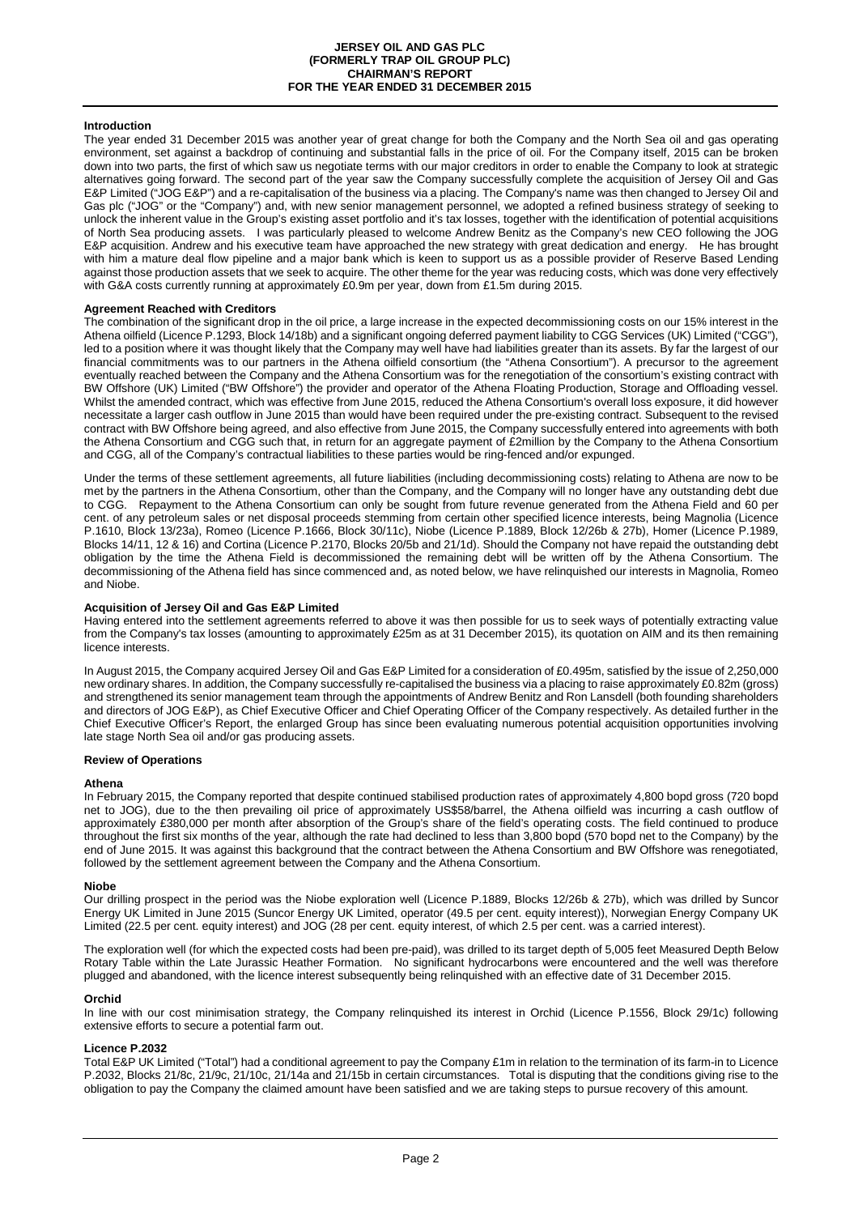# JERSEY OIL AND GAS PLC (FORMERLY TRAP OIL GROUP PLC) CHAIRMAN'S REPORT FOR THE YEAR ENDED 31 DECEMBER 2015

## Introduction

The year ended 31 December 2015 was another year of great change for both the Company and the North Sea oil and gas operating environment, set against a backdrop of continuing and substantial falls in the price of oil. For the Company itself, 2015 can be broken down into two parts, the first of which saw us negotiate terms with our major creditors in order to enable the Company to look at strategic alternatives going forward. The second part of the year saw the Company successfully complete the acquisition of Jersey Oil and Gas E&P Limited ("JOG E&P") and a re-capitalisation of the business via a placing. The Company's name was then changed to Jersey Oil and Gas plc ("JOG" or the "Company") and, with new senior management personnel, we adopted a refined business strategy of seeking to unlock the inherent value in the Group's existing asset portfolio and it's tax losses, together with the identification of potential acquisitions of North Sea producing assets. I was particularly pleased to welcome Andrew Benitz as the Company's new CEO following the JOG E&P acquisition. Andrew and his executive team have approached the new strategy with great dedication and energy. He has brought with him a mature deal flow pipeline and a major bank which is keen to support us as a possible provider of Reserve Based Lending against those production assets that we seek to acquire. The other theme for the year was reducing costs, which was done very effectively with G&A costs currently running at approximately £0.9m per year, down from £1.5m during 2015.

## Agreement Reached with Creditors

The combination of the significant drop in the oil price, a large increase in the expected decommissioning costs on our 15% interest in the Athena oilfield (Licence P.1293, Block 14/18b) and a significant ongoing deferred payment liability to CGG Services (UK) Limited ("CGG"), led to a position where it was thought likely that the Company may well have had liabilities greater than its assets. By far the largest of our financial commitments was to our partners in the Athena oilfield consortium (the "Athena Consortium"). A precursor to the agreement eventually reached between the Company and the Athena Consortium was for the renegotiation of the consortium's existing contract with BW Offshore (UK) Limited ("BW Offshore") the provider and operator of the Athena Floating Production, Storage and Offloading vessel. Whilst the amended contract, which was effective from June 2015, reduced the Athena Consortium's overall loss exposure, it did however necessitate a larger cash outflow in June 2015 than would have been required under the pre-existing contract. Subsequent to the revised contract with BW Offshore being agreed, and also effective from June 2015, the Company successfully entered into agreements with both the Athena Consortium and CGG such that, in return for an aggregate payment of £2million by the Company to the Athena Consortium and CGG, all of the Company's contractual liabilities to these parties would be ring-fenced and/or expunged.

Under the terms of these settlement agreements, all future liabilities (including decommissioning costs) relating to Athena are now to be met by the partners in the Athena Consortium, other than the Company, and the Company will no longer have any outstanding debt due to CGG. Repayment to the Athena Consortium can only be sought from future revenue generated from the Athena Field and 60 per cent. of any petroleum sales or net disposal proceeds stemming from certain other specified licence interests, being Magnolia (Licence P.1610, Block 13/23a), Romeo (Licence P.1666, Block 30/11c), Niobe (Licence P.1889, Block 12/26b & 27b), Homer (Licence P.1989, Blocks 14/11, 12 & 16) and Cortina (Licence P.2170, Blocks 20/5b and 21/1d). Should the Company not have repaid the outstanding debt obligation by the time the Athena Field is decommissioned the remaining debt will be written off by the Athena Consortium. The decommissioning of the Athena field has since commenced and, as noted below, we have relinquished our interests in Magnolia, Romeo and Niobe.

## Acquisition of Jersey Oil and Gas E&P Limited

Having entered into the settlement agreements referred to above it was then possible for us to seek ways of potentially extracting value from the Company's tax losses (amounting to approximately £25m as at 31 December 2015), its quotation on AIM and its then remaining licence interests.

In August 2015, the Company acquired Jersey Oil and Gas E&P Limited for a consideration of £0.495m, satisfied by the issue of 2,250,000 new ordinary shares. In addition, the Company successfully re-capitalised the business via a placing to raise approximately £0.82m (gross) and strengthened its senior management team through the appointments of Andrew Benitz and Ron Lansdell (both founding shareholders and directors of JOG E&P), as Chief Executive Officer and Chief Operating Officer of the Company respectively. As detailed further in the Chief Executive Officer's Report, the enlarged Group has since been evaluating numerous potential acquisition opportunities involving late stage North Sea oil and/or gas producing assets.

## Review of Operations

### Athena

In February 2015, the Company reported that despite continued stabilised production rates of approximately 4,800 bopd gross (720 bopd net to JOG), due to the then prevailing oil price of approximately US$58/barrel, the Athena oilfield was incurring a cash outflow of approximately £380,000 per month after absorption of the Group's share of the field's operating costs. The field continued to produce throughout the first six months of the year, although the rate had declined to less than 3,800 bopd (570 bopd net to the Company) by the end of June 2015. It was against this background that the contract between the Athena Consortium and BW Offshore was renegotiated, followed by the settlement agreement between the Company and the Athena Consortium.

### Niobe

Our drilling prospect in the period was the Niobe exploration well (Licence P.1889, Blocks 12/26b & 27b), which was drilled by Suncor Energy UK Limited in June 2015 (Suncor Energy UK Limited, operator (49.5 per cent. equity interest)), Norwegian Energy Company UK Limited (22.5 per cent. equity interest) and JOG (28 per cent. equity interest, of which 2.5 per cent. was a carried interest).

The exploration well (for which the expected costs had been pre-paid), was drilled to its target depth of 5,005 feet Measured Depth Below Rotary Table within the Late Jurassic Heather Formation. No significant hydrocarbons were encountered and the well was therefore plugged and abandoned, with the licence interest subsequently being relinquished with an effective date of 31 December 2015.

### Orchid

In line with our cost minimisation strategy, the Company relinquished its interest in Orchid (Licence P.1556, Block 29/1c) following extensive efforts to secure a potential farm out.

### Licence P.2032

Total E&P UK Limited ("Total") had a conditional agreement to pay the Company £1m in relation to the termination of its farm-in to Licence P.2032, Blocks 21/8c, 21/9c, 21/10c, 21/14a and 21/15b in certain circumstances. Total is disputing that the conditions giving rise to the obligation to pay the Company the claimed amount have been satisfied and we are taking steps to pursue recovery of this amount.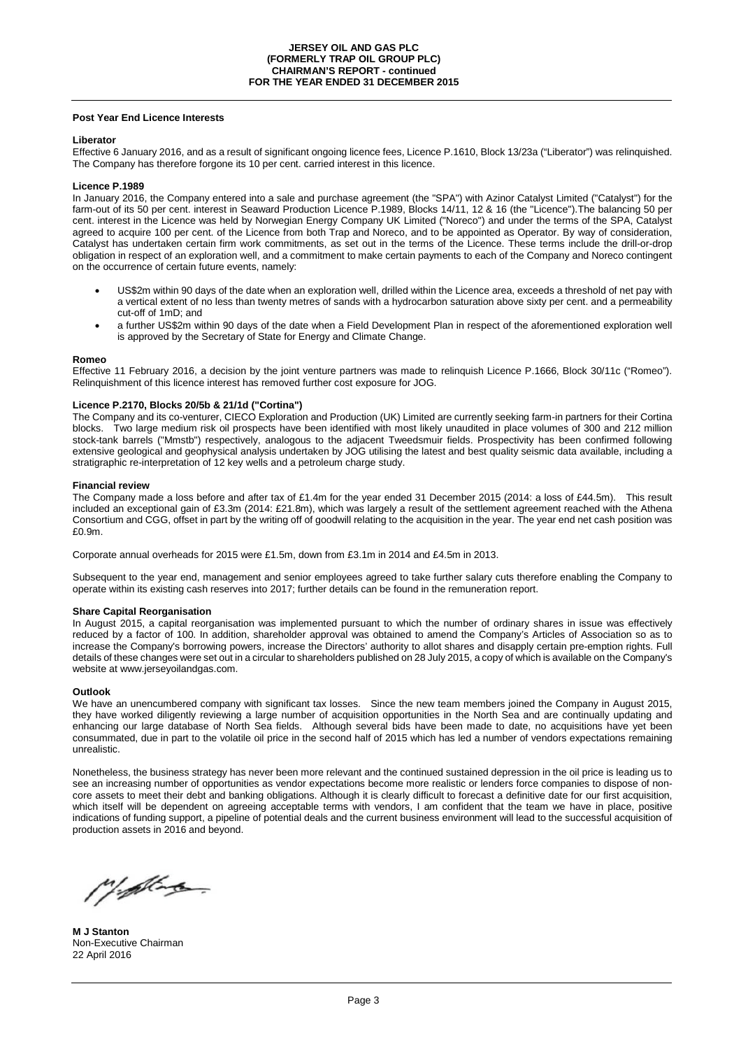### Post Year End Licence Interests

**Liberator**

Effective 6 January 2016, and as a result of significant ongoing licence fees, Licence P.1610, Block 13/23a ("Liberator") was relinquished. The Company has therefore forgone its 10 per cent. carried interest in this licence.

**Licence P.1989**

In January 2016, the Company entered into a sale and purchase agreement (the "SPA") with Azinor Catalyst Limited ("Catalyst") for the farm-out of its 50 per cent. interest in Seaward Production Licence P.1989, Blocks 14/11, 12 & 16 (the "Licence").The balancing 50 per cent. interest in the Licence was held by Norwegian Energy Company UK Limited ("Noreco") and under the terms of the SPA, Catalyst agreed to acquire 100 per cent. of the Licence from both Trap and Noreco, and to be appointed as Operator. By way of consideration, Catalyst has undertaken certain firm work commitments, as set out in the terms of the Licence. These terms include the drill-or-drop obligation in respect of an exploration well, and a commitment to make certain payments to each of the Company and Noreco contingent on the occurrence of certain future events, namely:

- US$2m within 90 days of the date when an exploration well, drilled within the Licence area, exceeds a threshold of net pay with a vertical extent of no less than twenty metres of sands with a hydrocarbon saturation above sixty per cent. and a permeability cut-off of 1mD; and
- a further US$2m within 90 days of the date when a Field Development Plan in respect of the aforementioned exploration well is approved by the Secretary of State for Energy and Climate Change.

**Romeo**

Effective 11 February 2016, a decision by the joint venture partners was made to relinquish Licence P.1666, Block 30/11c ("Romeo"). Relinquishment of this licence interest has removed further cost exposure for JOG.

**Licence P.2170, Blocks 20/5b & 21/1d ("Cortina")**

The Company and its co-venturer, CIECO Exploration and Production (UK) Limited are currently seeking farm-in partners for their Cortina blocks. Two large medium risk oil prospects have been identified with most likely unaudited in place volumes of 300 and 212 million stock-tank barrels ("Mmstb") respectively, analogous to the adjacent Tweedsmuir fields. Prospectivity has been confirmed following extensive geological and geophysical analysis undertaken by JOG utilising the latest and best quality seismic data available, including a stratigraphic re-interpretation of 12 key wells and a petroleum charge study.

### Financial review

The Company made a loss before and after tax of £1.4m for the year ended 31 December 2015 (2014: a loss of £44.5m). This result included an exceptional gain of £3.3m (2014: £21.8m), which was largely a result of the settlement agreement reached with the Athena Consortium and CGG, offset in part by the writing off of goodwill relating to the acquisition in the year. The year end net cash position was £0.9m.

Corporate annual overheads for 2015 were £1.5m, down from £3.1m in 2014 and £4.5m in 2013.

Subsequent to the year end, management and senior employees agreed to take further salary cuts therefore enabling the Company to operate within its existing cash reserves into 2017; further details can be found in the remuneration report.

### Share Capital Reorganisation

In August 2015, a capital reorganisation was implemented pursuant to which the number of ordinary shares in issue was effectively reduced by a factor of 100. In addition, shareholder approval was obtained to amend the Company's Articles of Association so as to increase the Company's borrowing powers, increase the Directors' authority to allot shares and disapply certain pre-emption rights. Full details of these changes were set out in a circular to shareholders published on 28 July 2015, a copy of which is available on the Company's website at www.jerseyoilandgas.com.

### Outlook

We have an unencumbered company with significant tax losses. Since the new team members joined the Company in August 2015, they have worked diligently reviewing a large number of acquisition opportunities in the North Sea and are continually updating and enhancing our large database of North Sea fields. Although several bids have been made to date, no acquisitions have yet been consummated, due in part to the volatile oil price in the second half of 2015 which has led a number of vendors expectations remaining unrealistic.

Nonetheless, the business strategy has never been more relevant and the continued sustained depression in the oil price is leading us to see an increasing number of opportunities as vendor expectations become more realistic or lenders force companies to dispose of non-core assets to meet their debt and banking obligations. Although it is clearly difficult to forecast a definitive date for our first acquisition, which itself will be dependent on agreeing acceptable terms with vendors, I am confident that the team we have in place, positive indications of funding support, a pipeline of potential deals and the current business environment will lead to the successful acquisition of production assets in 2016 and beyond.

**M J Stanton**
Non-Executive Chairman
22 April 2016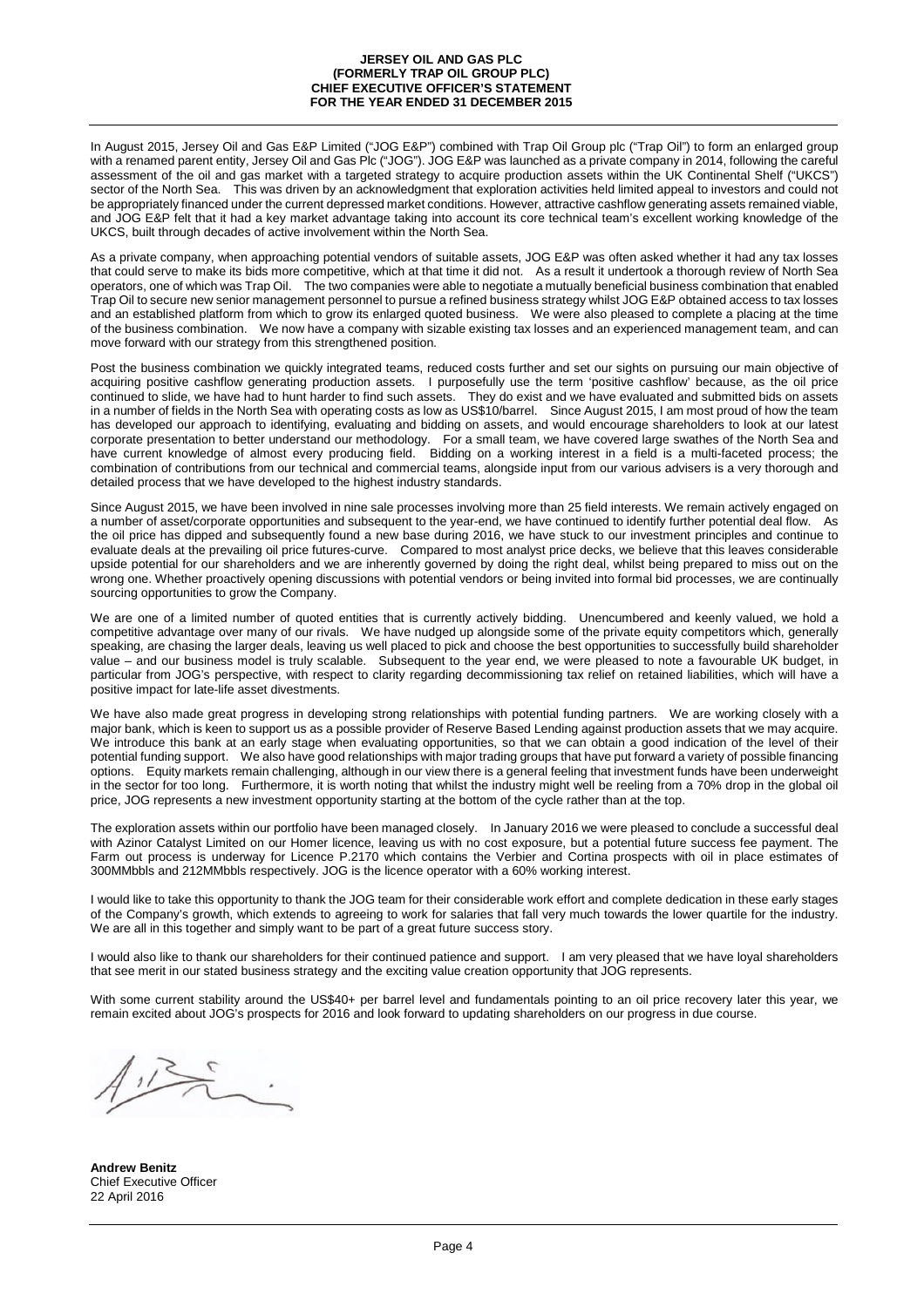**JERSEY OIL AND GAS PLC**
**(FORMERLY TRAP OIL GROUP PLC)**
**CHIEF EXECUTIVE OFFICER'S STATEMENT**
**FOR THE YEAR ENDED 31 DECEMBER 2015**

In August 2015, Jersey Oil and Gas E&P Limited ("JOG E&P") combined with Trap Oil Group plc ("Trap Oil") to form an enlarged group with a renamed parent entity, Jersey Oil and Gas Plc ("JOG"). JOG E&P was launched as a private company in 2014, following the careful assessment of the oil and gas market with a targeted strategy to acquire production assets within the UK Continental Shelf ("UKCS") sector of the North Sea. This was driven by an acknowledgment that exploration activities held limited appeal to investors and could not be appropriately financed under the current depressed market conditions. However, attractive cashflow generating assets remained viable, and JOG E&P felt that it had a key market advantage taking into account its core technical team's excellent working knowledge of the UKCS, built through decades of active involvement within the North Sea.

As a private company, when approaching potential vendors of suitable assets, JOG E&P was often asked whether it had any tax losses that could serve to make its bids more competitive, which at that time it did not. As a result it undertook a thorough review of North Sea operators, one of which was Trap Oil. The two companies were able to negotiate a mutually beneficial business combination that enabled Trap Oil to secure new senior management personnel to pursue a refined business strategy whilst JOG E&P obtained access to tax losses and an established platform from which to grow its enlarged quoted business. We were also pleased to complete a placing at the time of the business combination. We now have a company with sizable existing tax losses and an experienced management team, and can move forward with our strategy from this strengthened position.

Post the business combination we quickly integrated teams, reduced costs further and set our sights on pursuing our main objective of acquiring positive cashflow generating production assets. I purposefully use the term 'positive cashflow' because, as the oil price continued to slide, we have had to hunt harder to find such assets. They do exist and we have evaluated and submitted bids on assets in a number of fields in the North Sea with operating costs as low as US$10/barrel. Since August 2015, I am most proud of how the team has developed our approach to identifying, evaluating and bidding on assets, and would encourage shareholders to look at our latest corporate presentation to better understand our methodology. For a small team, we have covered large swathes of the North Sea and have current knowledge of almost every producing field. Bidding on a working interest in a field is a multi-faceted process; the combination of contributions from our technical and commercial teams, alongside input from our various advisers is a very thorough and detailed process that we have developed to the highest industry standards.

Since August 2015, we have been involved in nine sale processes involving more than 25 field interests. We remain actively engaged on a number of asset/corporate opportunities and subsequent to the year-end, we have continued to identify further potential deal flow. As the oil price has dipped and subsequently found a new base during 2016, we have stuck to our investment principles and continue to evaluate deals at the prevailing oil price futures-curve. Compared to most analyst price decks, we believe that this leaves considerable upside potential for our shareholders and we are inherently governed by doing the right deal, whilst being prepared to miss out on the wrong one. Whether proactively opening discussions with potential vendors or being invited into formal bid processes, we are continually sourcing opportunities to grow the Company.

We are one of a limited number of quoted entities that is currently actively bidding. Unencumbered and keenly valued, we hold a competitive advantage over many of our rivals. We have nudged up alongside some of the private equity competitors which, generally speaking, are chasing the larger deals, leaving us well placed to pick and choose the best opportunities to successfully build shareholder value – and our business model is truly scalable. Subsequent to the year end, we were pleased to note a favourable UK budget, in particular from JOG's perspective, with respect to clarity regarding decommissioning tax relief on retained liabilities, which will have a positive impact for late-life asset divestments.

We have also made great progress in developing strong relationships with potential funding partners. We are working closely with a major bank, which is keen to support us as a possible provider of Reserve Based Lending against production assets that we may acquire. We introduce this bank at an early stage when evaluating opportunities, so that we can obtain a good indication of the level of their potential funding support. We also have good relationships with major trading groups that have put forward a variety of possible financing options. Equity markets remain challenging, although in our view there is a general feeling that investment funds have been underweight in the sector for too long. Furthermore, it is worth noting that whilst the industry might well be reeling from a 70% drop in the global oil price, JOG represents a new investment opportunity starting at the bottom of the cycle rather than at the top.

The exploration assets within our portfolio have been managed closely. In January 2016 we were pleased to conclude a successful deal with Azinor Catalyst Limited on our Homer licence, leaving us with no cost exposure, but a potential future success fee payment. The Farm out process is underway for Licence P.2170 which contains the Verbier and Cortina prospects with oil in place estimates of 300MMbbls and 212MMbbls respectively. JOG is the licence operator with a 60% working interest.

I would like to take this opportunity to thank the JOG team for their considerable work effort and complete dedication in these early stages of the Company's growth, which extends to agreeing to work for salaries that fall very much towards the lower quartile for the industry. We are all in this together and simply want to be part of a great future success story.

I would also like to thank our shareholders for their continued patience and support. I am very pleased that we have loyal shareholders that see merit in our stated business strategy and the exciting value creation opportunity that JOG represents.

With some current stability around the US$40+ per barrel level and fundamentals pointing to an oil price recovery later this year, we remain excited about JOG's prospects for 2016 and look forward to updating shareholders on our progress in due course.

**Andrew Benitz**
Chief Executive Officer
22 April 2016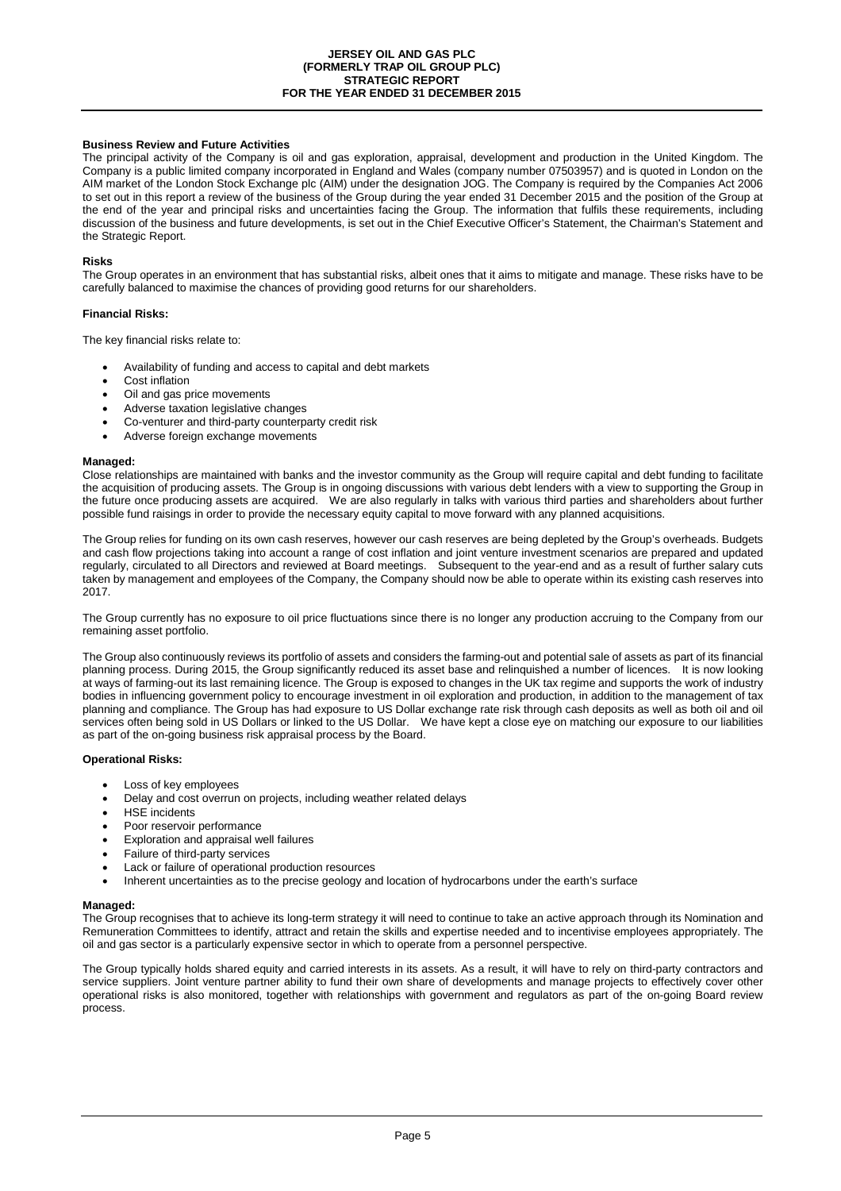### Business Review and Future Activities

The principal activity of the Company is oil and gas exploration, appraisal, development and production in the United Kingdom. The Company is a public limited company incorporated in England and Wales (company number 07503957) and is quoted in London on the AIM market of the London Stock Exchange plc (AIM) under the designation JOG. The Company is required by the Companies Act 2006 to set out in this report a review of the business of the Group during the year ended 31 December 2015 and the position of the Group at the end of the year and principal risks and uncertainties facing the Group. The information that fulfils these requirements, including discussion of the business and future developments, is set out in the Chief Executive Officer's Statement, the Chairman's Statement and the Strategic Report.

### Risks

The Group operates in an environment that has substantial risks, albeit ones that it aims to mitigate and manage. These risks have to be carefully balanced to maximise the chances of providing good returns for our shareholders.

### Financial Risks:

The key financial risks relate to:

- Availability of funding and access to capital and debt markets
- Cost inflation
- Oil and gas price movements
- Adverse taxation legislative changes
- Co-venturer and third-party counterparty credit risk
- Adverse foreign exchange movements

### Managed:

Close relationships are maintained with banks and the investor community as the Group will require capital and debt funding to facilitate the acquisition of producing assets. The Group is in ongoing discussions with various debt lenders with a view to supporting the Group in the future once producing assets are acquired. We are also regularly in talks with various third parties and shareholders about further possible fund raisings in order to provide the necessary equity capital to move forward with any planned acquisitions.

The Group relies for funding on its own cash reserves, however our cash reserves are being depleted by the Group's overheads. Budgets and cash flow projections taking into account a range of cost inflation and joint venture investment scenarios are prepared and updated regularly, circulated to all Directors and reviewed at Board meetings. Subsequent to the year-end and as a result of further salary cuts taken by management and employees of the Company, the Company should now be able to operate within its existing cash reserves into 2017.

The Group currently has no exposure to oil price fluctuations since there is no longer any production accruing to the Company from our remaining asset portfolio.

The Group also continuously reviews its portfolio of assets and considers the farming-out and potential sale of assets as part of its financial planning process. During 2015, the Group significantly reduced its asset base and relinquished a number of licences. It is now looking at ways of farming-out its last remaining licence. The Group is exposed to changes in the UK tax regime and supports the work of industry bodies in influencing government policy to encourage investment in oil exploration and production, in addition to the management of tax planning and compliance. The Group has had exposure to US Dollar exchange rate risk through cash deposits as well as both oil and oil services often being sold in US Dollars or linked to the US Dollar. We have kept a close eye on matching our exposure to our liabilities as part of the on-going business risk appraisal process by the Board.

### Operational Risks:

- Loss of key employees
- Delay and cost overrun on projects, including weather related delays
- HSE incidents
- Poor reservoir performance
- Exploration and appraisal well failures
- Failure of third-party services
- Lack or failure of operational production resources
- Inherent uncertainties as to the precise geology and location of hydrocarbons under the earth's surface

### Managed:

The Group recognises that to achieve its long-term strategy it will need to continue to take an active approach through its Nomination and Remuneration Committees to identify, attract and retain the skills and expertise needed and to incentivise employees appropriately. The oil and gas sector is a particularly expensive sector in which to operate from a personnel perspective.

The Group typically holds shared equity and carried interests in its assets. As a result, it will have to rely on third-party contractors and service suppliers. Joint venture partner ability to fund their own share of developments and manage projects to effectively cover other operational risks is also monitored, together with relationships with government and regulators as part of the on-going Board review process.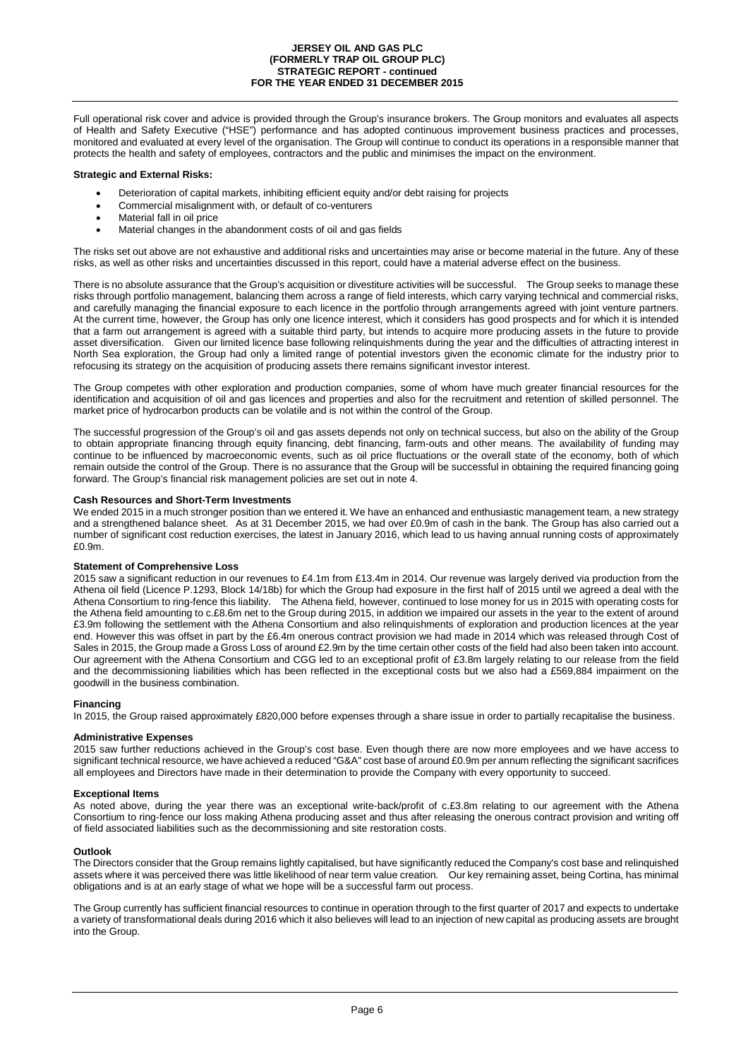Full operational risk cover and advice is provided through the Group's insurance brokers. The Group monitors and evaluates all aspects of Health and Safety Executive ("HSE") performance and has adopted continuous improvement business practices and processes, monitored and evaluated at every level of the organisation. The Group will continue to conduct its operations in a responsible manner that protects the health and safety of employees, contractors and the public and minimises the impact on the environment.

**Strategic and External Risks:**

- Deterioration of capital markets, inhibiting efficient equity and/or debt raising for projects
- Commercial misalignment with, or default of co-venturers
- Material fall in oil price
- Material changes in the abandonment costs of oil and gas fields

The risks set out above are not exhaustive and additional risks and uncertainties may arise or become material in the future. Any of these risks, as well as other risks and uncertainties discussed in this report, could have a material adverse effect on the business.

There is no absolute assurance that the Group's acquisition or divestiture activities will be successful. The Group seeks to manage these risks through portfolio management, balancing them across a range of field interests, which carry varying technical and commercial risks, and carefully managing the financial exposure to each licence in the portfolio through arrangements agreed with joint venture partners. At the current time, however, the Group has only one licence interest, which it considers has good prospects and for which it is intended that a farm out arrangement is agreed with a suitable third party, but intends to acquire more producing assets in the future to provide asset diversification. Given our limited licence base following relinquishments during the year and the difficulties of attracting interest in North Sea exploration, the Group had only a limited range of potential investors given the economic climate for the industry prior to refocusing its strategy on the acquisition of producing assets there remains significant investor interest.

The Group competes with other exploration and production companies, some of whom have much greater financial resources for the identification and acquisition of oil and gas licences and properties and also for the recruitment and retention of skilled personnel. The market price of hydrocarbon products can be volatile and is not within the control of the Group.

The successful progression of the Group's oil and gas assets depends not only on technical success, but also on the ability of the Group to obtain appropriate financing through equity financing, debt financing, farm-outs and other means. The availability of funding may continue to be influenced by macroeconomic events, such as oil price fluctuations or the overall state of the economy, both of which remain outside the control of the Group. There is no assurance that the Group will be successful in obtaining the required financing going forward. The Group's financial risk management policies are set out in note 4.

**Cash Resources and Short-Term Investments**

We ended 2015 in a much stronger position than we entered it. We have an enhanced and enthusiastic management team, a new strategy and a strengthened balance sheet. As at 31 December 2015, we had over £0.9m of cash in the bank. The Group has also carried out a number of significant cost reduction exercises, the latest in January 2016, which lead to us having annual running costs of approximately £0.9m.

**Statement of Comprehensive Loss**

2015 saw a significant reduction in our revenues to £4.1m from £13.4m in 2014. Our revenue was largely derived via production from the Athena oil field (Licence P.1293, Block 14/18b) for which the Group had exposure in the first half of 2015 until we agreed a deal with the Athena Consortium to ring-fence this liability. The Athena field, however, continued to lose money for us in 2015 with operating costs for the Athena field amounting to c.£8.6m net to the Group during 2015, in addition we impaired our assets in the year to the extent of around £3.9m following the settlement with the Athena Consortium and also relinquishments of exploration and production licences at the year end. However this was offset in part by the £6.4m onerous contract provision we had made in 2014 which was released through Cost of Sales in 2015, the Group made a Gross Loss of around £2.9m by the time certain other costs of the field had also been taken into account. Our agreement with the Athena Consortium and CGG led to an exceptional profit of £3.8m largely relating to our release from the field and the decommissioning liabilities which has been reflected in the exceptional costs but we also had a £569,884 impairment on the goodwill in the business combination.

**Financing**

In 2015, the Group raised approximately £820,000 before expenses through a share issue in order to partially recapitalise the business.

**Administrative Expenses**

2015 saw further reductions achieved in the Group's cost base. Even though there are now more employees and we have access to significant technical resource, we have achieved a reduced "G&A" cost base of around £0.9m per annum reflecting the significant sacrifices all employees and Directors have made in their determination to provide the Company with every opportunity to succeed.

**Exceptional Items**

As noted above, during the year there was an exceptional write-back/profit of c.£3.8m relating to our agreement with the Athena Consortium to ring-fence our loss making Athena producing asset and thus after releasing the onerous contract provision and writing off of field associated liabilities such as the decommissioning and site restoration costs.

**Outlook**

The Directors consider that the Group remains lightly capitalised, but have significantly reduced the Company's cost base and relinquished assets where it was perceived there was little likelihood of near term value creation. Our key remaining asset, being Cortina, has minimal obligations and is at an early stage of what we hope will be a successful farm out process.

The Group currently has sufficient financial resources to continue in operation through to the first quarter of 2017 and expects to undertake a variety of transformational deals during 2016 which it also believes will lead to an injection of new capital as producing assets are brought into the Group.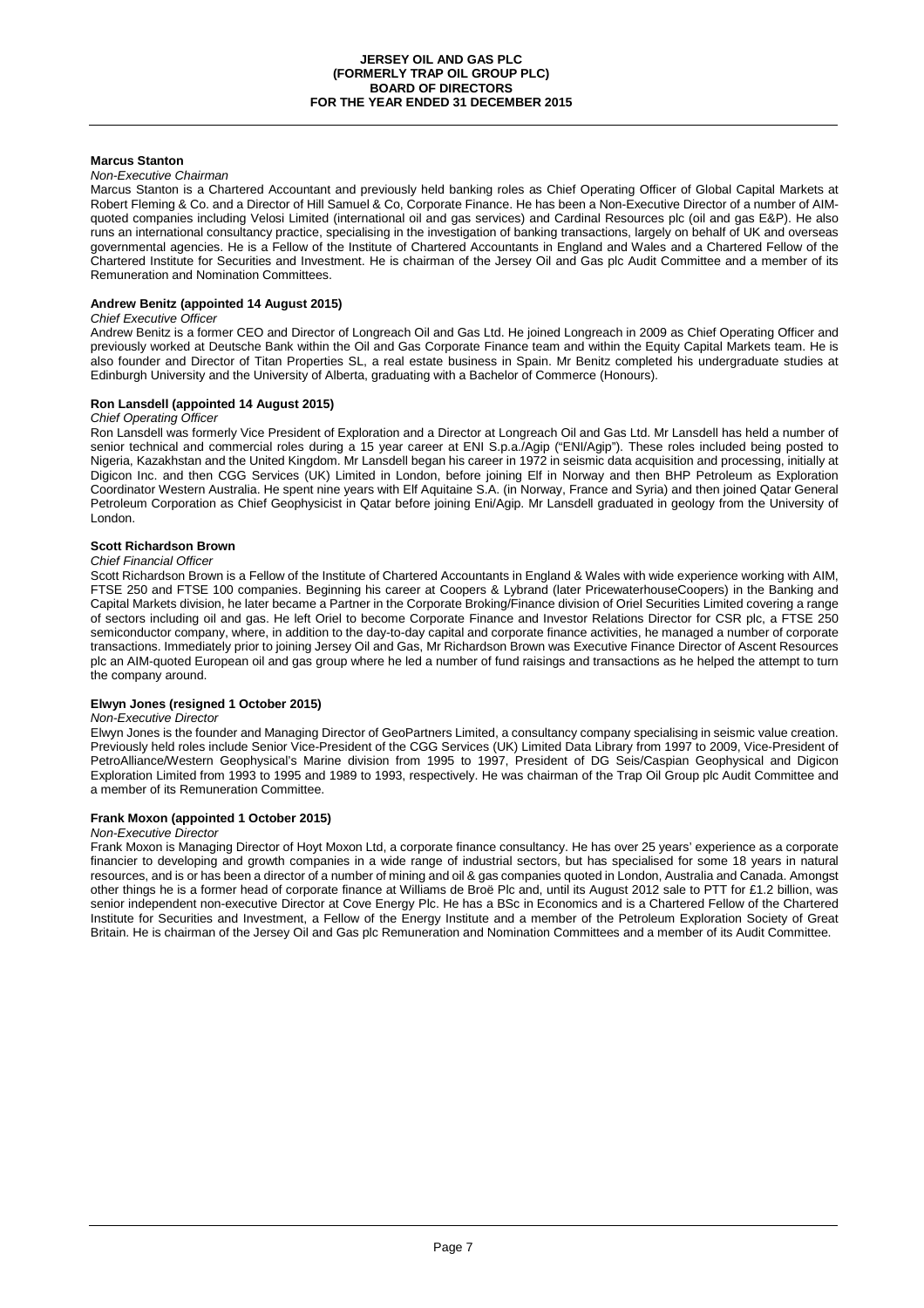**Marcus Stanton**

*Non-Executive Chairman*

Marcus Stanton is a Chartered Accountant and previously held banking roles as Chief Operating Officer of Global Capital Markets at Robert Fleming & Co. and a Director of Hill Samuel & Co, Corporate Finance. He has been a Non-Executive Director of a number of AIM-quoted companies including Velosi Limited (international oil and gas services) and Cardinal Resources plc (oil and gas E&P). He also runs an international consultancy practice, specialising in the investigation of banking transactions, largely on behalf of UK and overseas governmental agencies. He is a Fellow of the Institute of Chartered Accountants in England and Wales and a Chartered Fellow of the Chartered Institute for Securities and Investment. He is chairman of the Jersey Oil and Gas plc Audit Committee and a member of its Remuneration and Nomination Committees.

**Andrew Benitz (appointed 14 August 2015)**

*Chief Executive Officer*

Andrew Benitz is a former CEO and Director of Longreach Oil and Gas Ltd. He joined Longreach in 2009 as Chief Operating Officer and previously worked at Deutsche Bank within the Oil and Gas Corporate Finance team and within the Equity Capital Markets team. He is also founder and Director of Titan Properties SL, a real estate business in Spain. Mr Benitz completed his undergraduate studies at Edinburgh University and the University of Alberta, graduating with a Bachelor of Commerce (Honours).

**Ron Lansdell (appointed 14 August 2015)**

*Chief Operating Officer*

Ron Lansdell was formerly Vice President of Exploration and a Director at Longreach Oil and Gas Ltd. Mr Lansdell has held a number of senior technical and commercial roles during a 15 year career at ENI S.p.a./Agip ("ENI/Agip"). These roles included being posted to Nigeria, Kazakhstan and the United Kingdom. Mr Lansdell began his career in 1972 in seismic data acquisition and processing, initially at Digicon Inc. and then CGG Services (UK) Limited in London, before joining Elf in Norway and then BHP Petroleum as Exploration Coordinator Western Australia. He spent nine years with Elf Aquitaine S.A. (in Norway, France and Syria) and then joined Qatar General Petroleum Corporation as Chief Geophysicist in Qatar before joining Eni/Agip. Mr Lansdell graduated in geology from the University of London.

**Scott Richardson Brown**

*Chief Financial Officer*

Scott Richardson Brown is a Fellow of the Institute of Chartered Accountants in England & Wales with wide experience working with AIM, FTSE 250 and FTSE 100 companies. Beginning his career at Coopers & Lybrand (later PricewaterhouseCoopers) in the Banking and Capital Markets division, he later became a Partner in the Corporate Broking/Finance division of Oriel Securities Limited covering a range of sectors including oil and gas. He left Oriel to become Corporate Finance and Investor Relations Director for CSR plc, a FTSE 250 semiconductor company, where, in addition to the day-to-day capital and corporate finance activities, he managed a number of corporate transactions. Immediately prior to joining Jersey Oil and Gas, Mr Richardson Brown was Executive Finance Director of Ascent Resources plc an AIM-quoted European oil and gas group where he led a number of fund raisings and transactions as he helped the attempt to turn the company around.

**Elwyn Jones (resigned 1 October 2015)**

*Non-Executive Director*

Elwyn Jones is the founder and Managing Director of GeoPartners Limited, a consultancy company specialising in seismic value creation. Previously held roles include Senior Vice-President of the CGG Services (UK) Limited Data Library from 1997 to 2009, Vice-President of PetroAlliance/Western Geophysical's Marine division from 1995 to 1997, President of DG Seis/Caspian Geophysical and Digicon Exploration Limited from 1993 to 1995 and 1989 to 1993, respectively. He was chairman of the Trap Oil Group plc Audit Committee and a member of its Remuneration Committee.

**Frank Moxon (appointed 1 October 2015)**

*Non-Executive Director*

Frank Moxon is Managing Director of Hoyt Moxon Ltd, a corporate finance consultancy. He has over 25 years' experience as a corporate financier to developing and growth companies in a wide range of industrial sectors, but has specialised for some 18 years in natural resources, and is or has been a director of a number of mining and oil & gas companies quoted in London, Australia and Canada. Amongst other things he is a former head of corporate finance at Williams de Broë Plc and, until its August 2012 sale to PTT for £1.2 billion, was senior independent non-executive Director at Cove Energy Plc. He has a BSc in Economics and is a Chartered Fellow of the Chartered Institute for Securities and Investment, a Fellow of the Energy Institute and a member of the Petroleum Exploration Society of Great Britain. He is chairman of the Jersey Oil and Gas plc Remuneration and Nomination Committees and a member of its Audit Committee.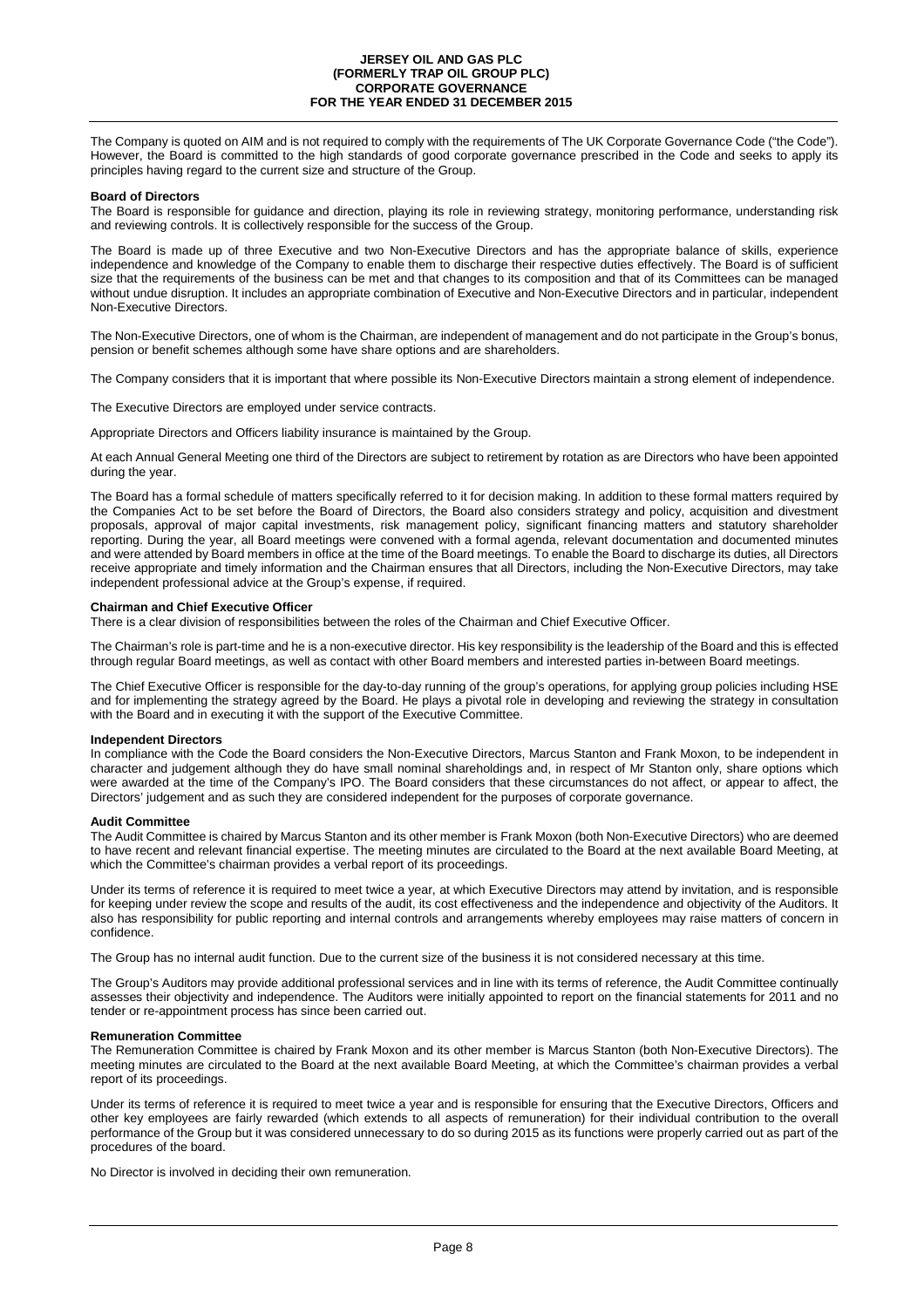# JERSEY OIL AND GAS PLC
# (FORMERLY TRAP OIL GROUP PLC)
# CORPORATE GOVERNANCE
# FOR THE YEAR ENDED 31 DECEMBER 2015

The Company is quoted on AIM and is not required to comply with the requirements of The UK Corporate Governance Code ("the Code"). However, the Board is committed to the high standards of good corporate governance prescribed in the Code and seeks to apply its principles having regard to the current size and structure of the Group.

**Board of Directors**

The Board is responsible for guidance and direction, playing its role in reviewing strategy, monitoring performance, understanding risk and reviewing controls. It is collectively responsible for the success of the Group.

The Board is made up of three Executive and two Non-Executive Directors and has the appropriate balance of skills, experience independence and knowledge of the Company to enable them to discharge their respective duties effectively. The Board is of sufficient size that the requirements of the business can be met and that changes to its composition and that of its Committees can be managed without undue disruption. It includes an appropriate combination of Executive and Non-Executive Directors and in particular, independent Non-Executive Directors.

The Non-Executive Directors, one of whom is the Chairman, are independent of management and do not participate in the Group's bonus, pension or benefit schemes although some have share options and are shareholders.

The Company considers that it is important that where possible its Non-Executive Directors maintain a strong element of independence.

The Executive Directors are employed under service contracts.

Appropriate Directors and Officers liability insurance is maintained by the Group.

At each Annual General Meeting one third of the Directors are subject to retirement by rotation as are Directors who have been appointed during the year.

The Board has a formal schedule of matters specifically referred to it for decision making. In addition to these formal matters required by the Companies Act to be set before the Board of Directors, the Board also considers strategy and policy, acquisition and divestment proposals, approval of major capital investments, risk management policy, significant financing matters and statutory shareholder reporting. During the year, all Board meetings were convened with a formal agenda, relevant documentation and documented minutes and were attended by Board members in office at the time of the Board meetings. To enable the Board to discharge its duties, all Directors receive appropriate and timely information and the Chairman ensures that all Directors, including the Non-Executive Directors, may take independent professional advice at the Group's expense, if required.

**Chairman and Chief Executive Officer**

There is a clear division of responsibilities between the roles of the Chairman and Chief Executive Officer.

The Chairman's role is part-time and he is a non-executive director. His key responsibility is the leadership of the Board and this is effected through regular Board meetings, as well as contact with other Board members and interested parties in-between Board meetings.

The Chief Executive Officer is responsible for the day-to-day running of the group's operations, for applying group policies including HSE and for implementing the strategy agreed by the Board. He plays a pivotal role in developing and reviewing the strategy in consultation with the Board and in executing it with the support of the Executive Committee.

**Independent Directors**

In compliance with the Code the Board considers the Non-Executive Directors, Marcus Stanton and Frank Moxon, to be independent in character and judgement although they do have small nominal shareholdings and, in respect of Mr Stanton only, share options which were awarded at the time of the Company's IPO. The Board considers that these circumstances do not affect, or appear to affect, the Directors' judgement and as such they are considered independent for the purposes of corporate governance.

**Audit Committee**

The Audit Committee is chaired by Marcus Stanton and its other member is Frank Moxon (both Non-Executive Directors) who are deemed to have recent and relevant financial expertise. The meeting minutes are circulated to the Board at the next available Board Meeting, at which the Committee's chairman provides a verbal report of its proceedings.

Under its terms of reference it is required to meet twice a year, at which Executive Directors may attend by invitation, and is responsible for keeping under review the scope and results of the audit, its cost effectiveness and the independence and objectivity of the Auditors. It also has responsibility for public reporting and internal controls and arrangements whereby employees may raise matters of concern in confidence.

The Group has no internal audit function. Due to the current size of the business it is not considered necessary at this time.

The Group's Auditors may provide additional professional services and in line with its terms of reference, the Audit Committee continually assesses their objectivity and independence. The Auditors were initially appointed to report on the financial statements for 2011 and no tender or re-appointment process has since been carried out.

**Remuneration Committee**

The Remuneration Committee is chaired by Frank Moxon and its other member is Marcus Stanton (both Non-Executive Directors). The meeting minutes are circulated to the Board at the next available Board Meeting, at which the Committee's chairman provides a verbal report of its proceedings.

Under its terms of reference it is required to meet twice a year and is responsible for ensuring that the Executive Directors, Officers and other key employees are fairly rewarded (which extends to all aspects of remuneration) for their individual contribution to the overall performance of the Group but it was considered unnecessary to do so during 2015 as its functions were properly carried out as part of the procedures of the board.

No Director is involved in deciding their own remuneration.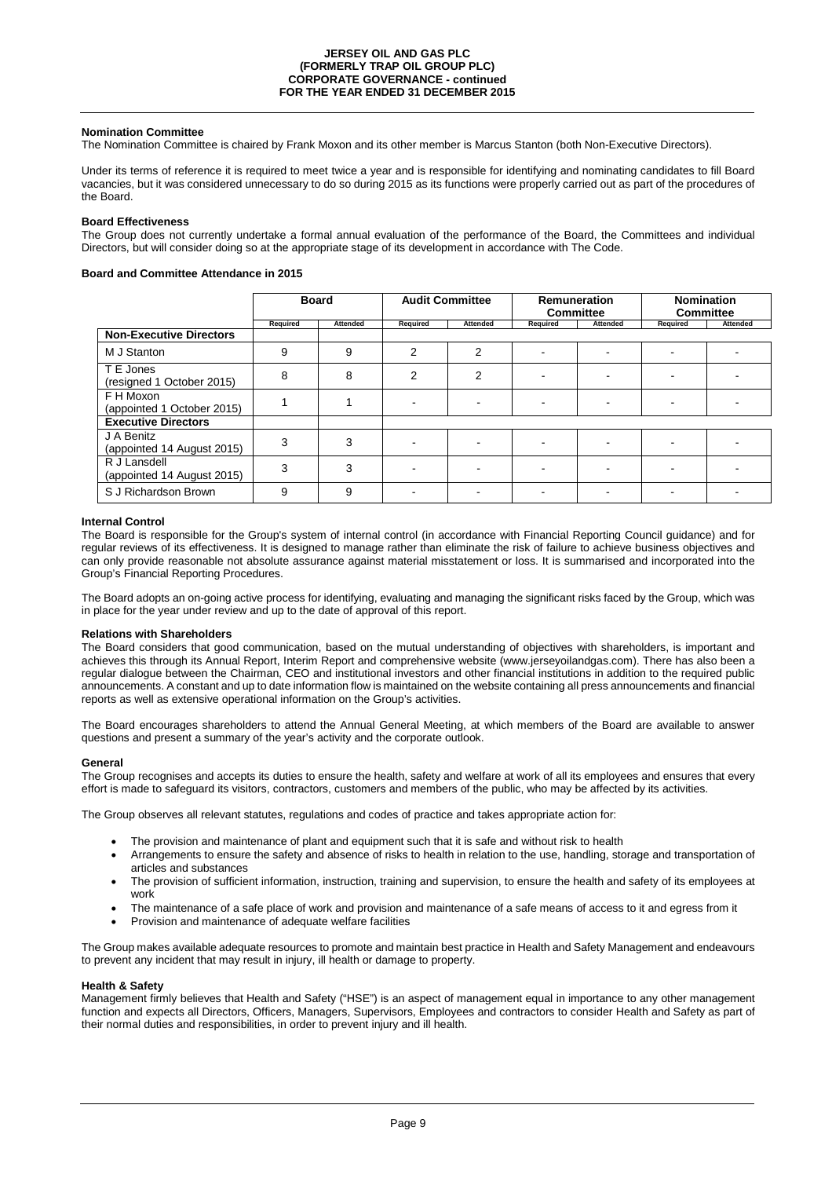### Nomination Committee

The Nomination Committee is chaired by Frank Moxon and its other member is Marcus Stanton (both Non-Executive Directors).

Under its terms of reference it is required to meet twice a year and is responsible for identifying and nominating candidates to fill Board vacancies, but it was considered unnecessary to do so during 2015 as its functions were properly carried out as part of the procedures of the Board.

### Board Effectiveness

The Group does not currently undertake a formal annual evaluation of the performance of the Board, the Committees and individual Directors, but will consider doing so at the appropriate stage of its development in accordance with The Code.

### Board and Committee Attendance in 2015

| | Board | | Audit Committee | | Remuneration Committee | | Nomination Committee | |
|---|---|---|---|---|---|---|---|---|
| | Required | Attended | Required | Attended | Required | Attended | Required | Attended |
| **Non-Executive Directors** | | | | | | | | |
| M J Stanton | 9 | 9 | 2 | 2 | - | - | - | - |
| T E Jones (resigned 1 October 2015) | 8 | 8 | 2 | 2 | - | - | - | - |
| F H Moxon (appointed 1 October 2015) | 1 | 1 | - | - | - | - | - | - |
| **Executive Directors** | | | | | | | | |
| J A Benitz (appointed 14 August 2015) | 3 | 3 | - | - | - | - | - | - |
| R J Lansdell (appointed 14 August 2015) | 3 | 3 | - | - | - | - | - | - |
| S J Richardson Brown | 9 | 9 | - | - | - | - | - | - |

### Internal Control

The Board is responsible for the Group's system of internal control (in accordance with Financial Reporting Council guidance) and for regular reviews of its effectiveness. It is designed to manage rather than eliminate the risk of failure to achieve business objectives and can only provide reasonable not absolute assurance against material misstatement or loss. It is summarised and incorporated into the Group's Financial Reporting Procedures.

The Board adopts an on-going active process for identifying, evaluating and managing the significant risks faced by the Group, which was in place for the year under review and up to the date of approval of this report.

### Relations with Shareholders

The Board considers that good communication, based on the mutual understanding of objectives with shareholders, is important and achieves this through its Annual Report, Interim Report and comprehensive website (www.jerseyoilandgas.com). There has also been a regular dialogue between the Chairman, CEO and institutional investors and other financial institutions in addition to the required public announcements. A constant and up to date information flow is maintained on the website containing all press announcements and financial reports as well as extensive operational information on the Group's activities.

The Board encourages shareholders to attend the Annual General Meeting, at which members of the Board are available to answer questions and present a summary of the year's activity and the corporate outlook.

### General

The Group recognises and accepts its duties to ensure the health, safety and welfare at work of all its employees and ensures that every effort is made to safeguard its visitors, contractors, customers and members of the public, who may be affected by its activities.

The Group observes all relevant statutes, regulations and codes of practice and takes appropriate action for:

- The provision and maintenance of plant and equipment such that it is safe and without risk to health
- Arrangements to ensure the safety and absence of risks to health in relation to the use, handling, storage and transportation of articles and substances
- The provision of sufficient information, instruction, training and supervision, to ensure the health and safety of its employees at work
- The maintenance of a safe place of work and provision and maintenance of a safe means of access to it and egress from it
- Provision and maintenance of adequate welfare facilities

The Group makes available adequate resources to promote and maintain best practice in Health and Safety Management and endeavours to prevent any incident that may result in injury, ill health or damage to property.

### Health & Safety

Management firmly believes that Health and Safety ("HSE") is an aspect of management equal in importance to any other management function and expects all Directors, Officers, Managers, Supervisors, Employees and contractors to consider Health and Safety as part of their normal duties and responsibilities, in order to prevent injury and ill health.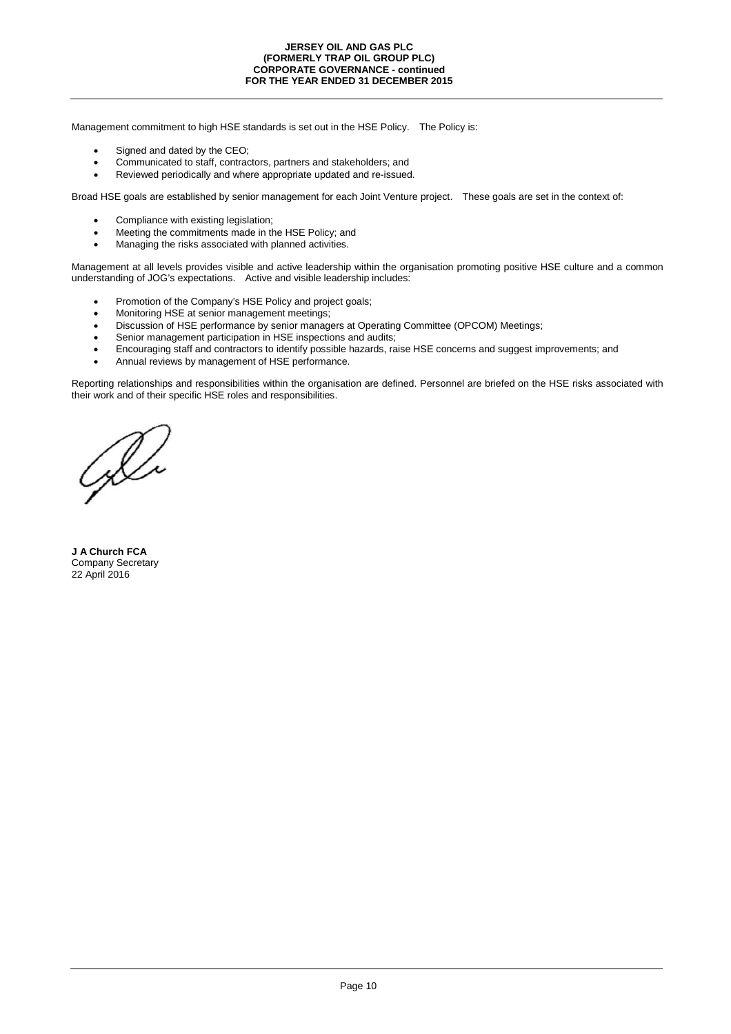Management commitment to high HSE standards is set out in the HSE Policy. The Policy is:

- Signed and dated by the CEO;
- Communicated to staff, contractors, partners and stakeholders; and
- Reviewed periodically and where appropriate updated and re-issued.

Broad HSE goals are established by senior management for each Joint Venture project. These goals are set in the context of:

- Compliance with existing legislation;
- Meeting the commitments made in the HSE Policy; and
- Managing the risks associated with planned activities.

Management at all levels provides visible and active leadership within the organisation promoting positive HSE culture and a common understanding of JOG's expectations. Active and visible leadership includes:

- Promotion of the Company's HSE Policy and project goals;
- Monitoring HSE at senior management meetings;
- Discussion of HSE performance by senior managers at Operating Committee (OPCOM) Meetings;
- Senior management participation in HSE inspections and audits;
- Encouraging staff and contractors to identify possible hazards, raise HSE concerns and suggest improvements; and
- Annual reviews by management of HSE performance.

Reporting relationships and responsibilities within the organisation are defined. Personnel are briefed on the HSE risks associated with their work and of their specific HSE roles and responsibilities.

**J A Church FCA**
Company Secretary
22 April 2016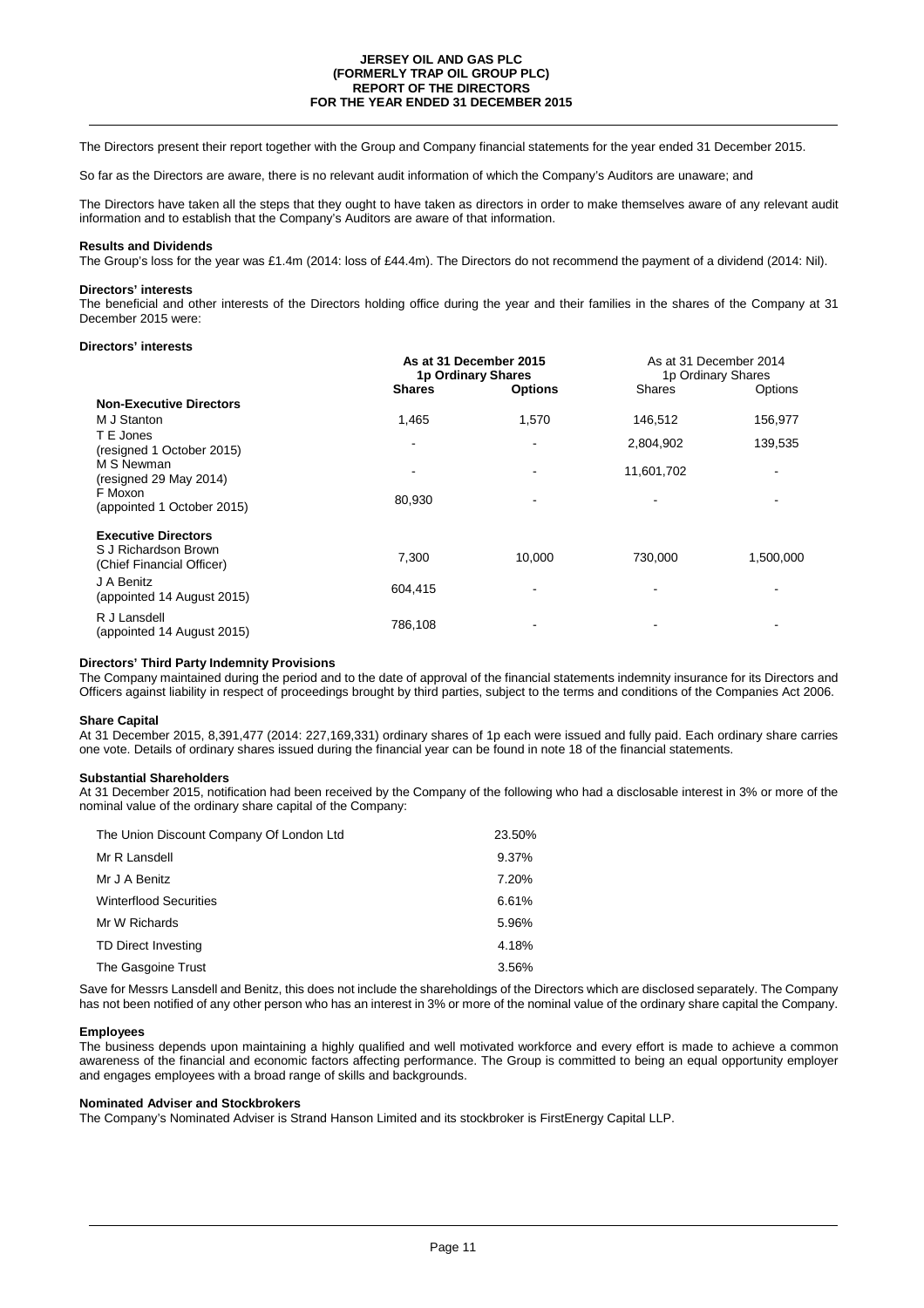# JERSEY OIL AND GAS PLC
## (FORMERLY TRAP OIL GROUP PLC)
## REPORT OF THE DIRECTORS
## FOR THE YEAR ENDED 31 DECEMBER 2015

The Directors present their report together with the Group and Company financial statements for the year ended 31 December 2015.

So far as the Directors are aware, there is no relevant audit information of which the Company's Auditors are unaware; and

The Directors have taken all the steps that they ought to have taken as directors in order to make themselves aware of any relevant audit information and to establish that the Company's Auditors are aware of that information.

**Results and Dividends**

The Group's loss for the year was £1.4m (2014: loss of £44.4m). The Directors do not recommend the payment of a dividend (2014: Nil).

**Directors' interests**

The beneficial and other interests of the Directors holding office during the year and their families in the shares of the Company at 31 December 2015 were:

**Directors' interests**

| | **As at 31 December 2015 1p Ordinary Shares** | | As at 31 December 2014 1p Ordinary Shares | |
|---|---|---|---|---|
| | **Shares** | **Options** | Shares | Options |
| **Non-Executive Directors** | | | | |
| M J Stanton | 1,465 | 1,570 | 146,512 | 156,977 |
| T E Jones (resigned 1 October 2015) | - | - | 2,804,902 | 139,535 |
| M S Newman (resigned 29 May 2014) | - | - | 11,601,702 | - |
| F Moxon (appointed 1 October 2015) | 80,930 | - | - | - |
| **Executive Directors** | | | | |
| S J Richardson Brown (Chief Financial Officer) | 7,300 | 10,000 | 730,000 | 1,500,000 |
| J A Benitz (appointed 14 August 2015) | 604,415 | - | - | - |
| R J Lansdell (appointed 14 August 2015) | 786,108 | - | - | - |

**Directors' Third Party Indemnity Provisions**

The Company maintained during the period and to the date of approval of the financial statements indemnity insurance for its Directors and Officers against liability in respect of proceedings brought by third parties, subject to the terms and conditions of the Companies Act 2006.

**Share Capital**

At 31 December 2015, 8,391,477 (2014: 227,169,331) ordinary shares of 1p each were issued and fully paid. Each ordinary share carries one vote. Details of ordinary shares issued during the financial year can be found in note 18 of the financial statements.

**Substantial Shareholders**

At 31 December 2015, notification had been received by the Company of the following who had a disclosable interest in 3% or more of the nominal value of the ordinary share capital of the Company:

| | |
|---|---|
| The Union Discount Company Of London Ltd | 23.50% |
| Mr R Lansdell | 9.37% |
| Mr J A Benitz | 7.20% |
| Winterflood Securities | 6.61% |
| Mr W Richards | 5.96% |
| TD Direct Investing | 4.18% |
| The Gasgoine Trust | 3.56% |

Save for Messrs Lansdell and Benitz, this does not include the shareholdings of the Directors which are disclosed separately. The Company has not been notified of any other person who has an interest in 3% or more of the nominal value of the ordinary share capital the Company.

**Employees**

The business depends upon maintaining a highly qualified and well motivated workforce and every effort is made to achieve a common awareness of the financial and economic factors affecting performance. The Group is committed to being an equal opportunity employer and engages employees with a broad range of skills and backgrounds.

**Nominated Adviser and Stockbrokers**

The Company's Nominated Adviser is Strand Hanson Limited and its stockbroker is FirstEnergy Capital LLP.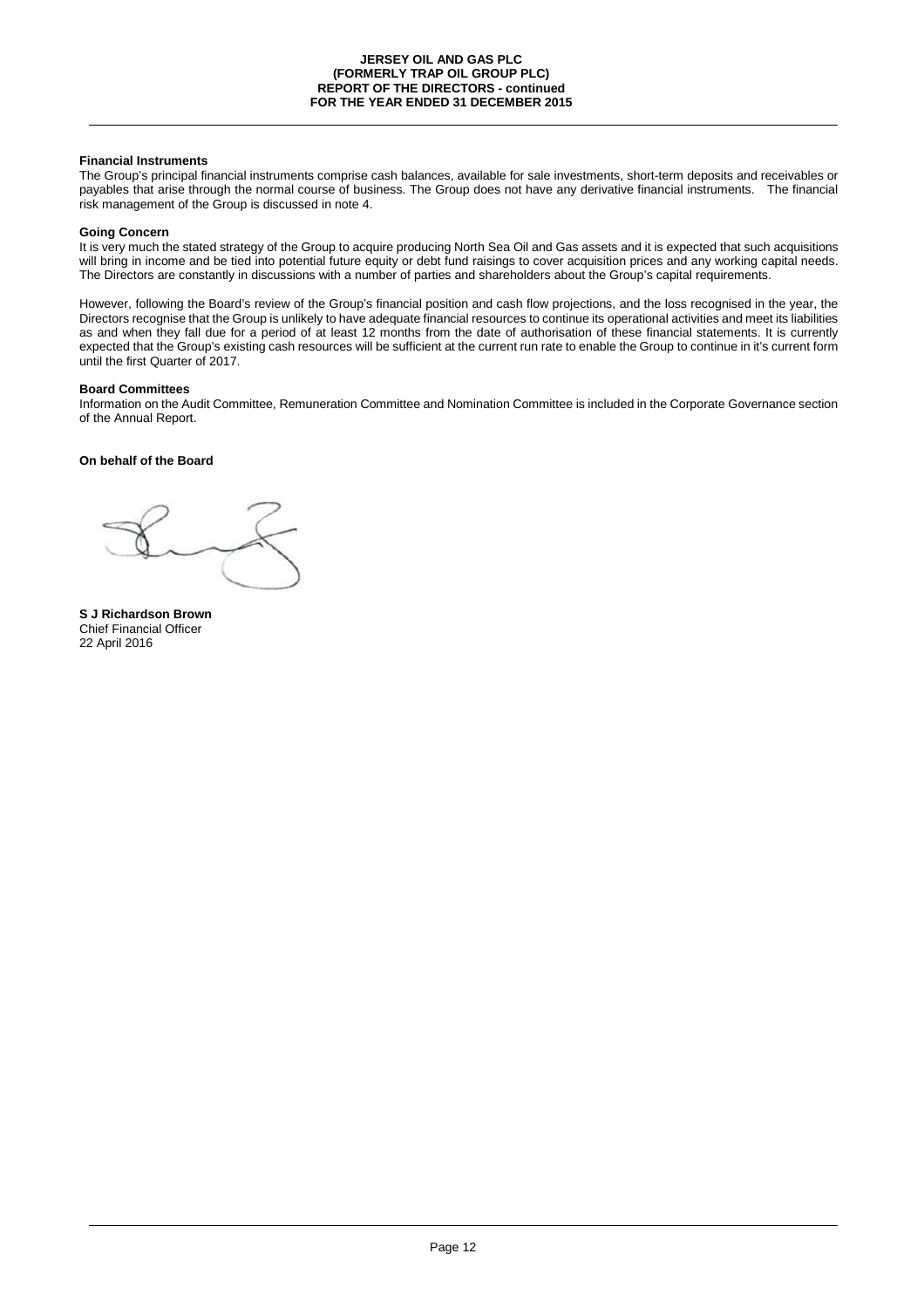**Financial Instruments**

The Group's principal financial instruments comprise cash balances, available for sale investments, short-term deposits and receivables or payables that arise through the normal course of business. The Group does not have any derivative financial instruments. The financial risk management of the Group is discussed in note 4.

**Going Concern**

It is very much the stated strategy of the Group to acquire producing North Sea Oil and Gas assets and it is expected that such acquisitions will bring in income and be tied into potential future equity or debt fund raisings to cover acquisition prices and any working capital needs. The Directors are constantly in discussions with a number of parties and shareholders about the Group's capital requirements.

However, following the Board's review of the Group's financial position and cash flow projections, and the loss recognised in the year, the Directors recognise that the Group is unlikely to have adequate financial resources to continue its operational activities and meet its liabilities as and when they fall due for a period of at least 12 months from the date of authorisation of these financial statements. It is currently expected that the Group's existing cash resources will be sufficient at the current run rate to enable the Group to continue in it's current form until the first Quarter of 2017.

**Board Committees**

Information on the Audit Committee, Remuneration Committee and Nomination Committee is included in the Corporate Governance section of the Annual Report.

**On behalf of the Board**

**S J Richardson Brown**
Chief Financial Officer
22 April 2016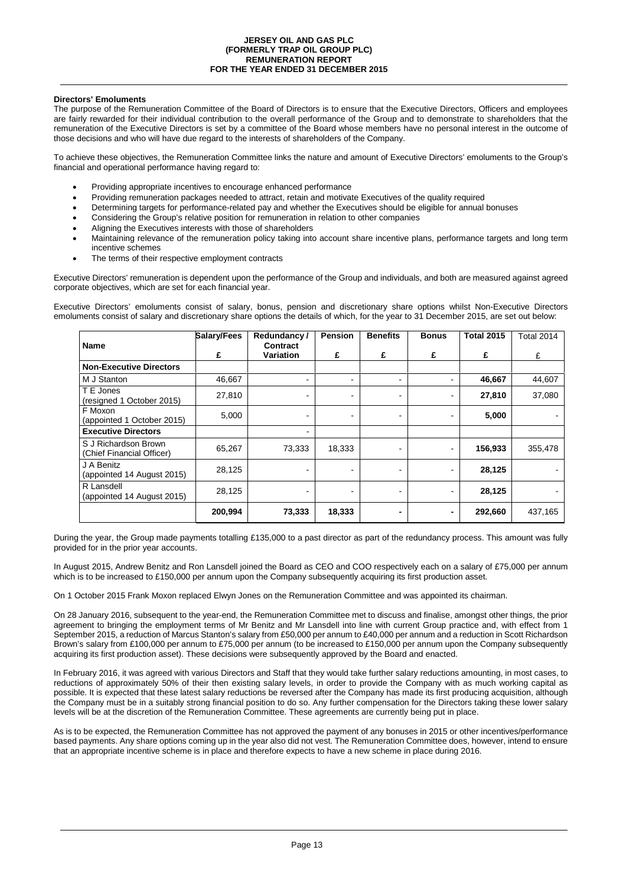#### Directors' Emoluments

The purpose of the Remuneration Committee of the Board of Directors is to ensure that the Executive Directors, Officers and employees are fairly rewarded for their individual contribution to the overall performance of the Group and to demonstrate to shareholders that the remuneration of the Executive Directors is set by a committee of the Board whose members have no personal interest in the outcome of those decisions and who will have due regard to the interests of shareholders of the Company.

To achieve these objectives, the Remuneration Committee links the nature and amount of Executive Directors' emoluments to the Group's financial and operational performance having regard to:

- Providing appropriate incentives to encourage enhanced performance
- Providing remuneration packages needed to attract, retain and motivate Executives of the quality required
- Determining targets for performance-related pay and whether the Executives should be eligible for annual bonuses
- Considering the Group's relative position for remuneration in relation to other companies
- Aligning the Executives interests with those of shareholders
- Maintaining relevance of the remuneration policy taking into account share incentive plans, performance targets and long term incentive schemes
- The terms of their respective employment contracts

Executive Directors' remuneration is dependent upon the performance of the Group and individuals, and both are measured against agreed corporate objectives, which are set for each financial year.

Executive Directors' emoluments consist of salary, bonus, pension and discretionary share options whilst Non-Executive Directors emoluments consist of salary and discretionary share options the details of which, for the year to 31 December 2015, are set out below:

| Name | Salary/Fees £ | Redundancy / Contract Variation | Pension £ | Benefits £ | Bonus £ | Total 2015 £ | Total 2014 £ |
|---|---|---|---|---|---|---|---|
| **Non-Executive Directors** | | | | | | | |
| M J Stanton | 46,667 | - | - | - | - | **46,667** | 44,607 |
| T E Jones (resigned 1 October 2015) | 27,810 | - | - | - | - | **27,810** | 37,080 |
| F Moxon (appointed 1 October 2015) | 5,000 | - | - | - | - | **5,000** | - |
| **Executive Directors** | | - | | | | | |
| S J Richardson Brown (Chief Financial Officer) | 65,267 | 73,333 | 18,333 | - | - | **156,933** | 355,478 |
| J A Benitz (appointed 14 August 2015) | 28,125 | - | - | - | - | **28,125** | - |
| R Lansdell (appointed 14 August 2015) | 28,125 | - | - | - | - | **28,125** | - |
| | **200,994** | **73,333** | **18,333** | **-** | **-** | **292,660** | 437,165 |

During the year, the Group made payments totalling £135,000 to a past director as part of the redundancy process. This amount was fully provided for in the prior year accounts.

In August 2015, Andrew Benitz and Ron Lansdell joined the Board as CEO and COO respectively each on a salary of £75,000 per annum which is to be increased to £150,000 per annum upon the Company subsequently acquiring its first production asset.

On 1 October 2015 Frank Moxon replaced Elwyn Jones on the Remuneration Committee and was appointed its chairman.

On 28 January 2016, subsequent to the year-end, the Remuneration Committee met to discuss and finalise, amongst other things, the prior agreement to bringing the employment terms of Mr Benitz and Mr Lansdell into line with current Group practice and, with effect from 1 September 2015, a reduction of Marcus Stanton's salary from £50,000 per annum to £40,000 per annum and a reduction in Scott Richardson Brown's salary from £100,000 per annum to £75,000 per annum (to be increased to £150,000 per annum upon the Company subsequently acquiring its first production asset). These decisions were subsequently approved by the Board and enacted.

In February 2016, it was agreed with various Directors and Staff that they would take further salary reductions amounting, in most cases, to reductions of approximately 50% of their then existing salary levels, in order to provide the Company with as much working capital as possible. It is expected that these latest salary reductions be reversed after the Company has made its first producing acquisition, although the Company must be in a suitably strong financial position to do so. Any further compensation for the Directors taking these lower salary levels will be at the discretion of the Remuneration Committee. These agreements are currently being put in place.

As is to be expected, the Remuneration Committee has not approved the payment of any bonuses in 2015 or other incentives/performance based payments. Any share options coming up in the year also did not vest. The Remuneration Committee does, however, intend to ensure that an appropriate incentive scheme is in place and therefore expects to have a new scheme in place during 2016.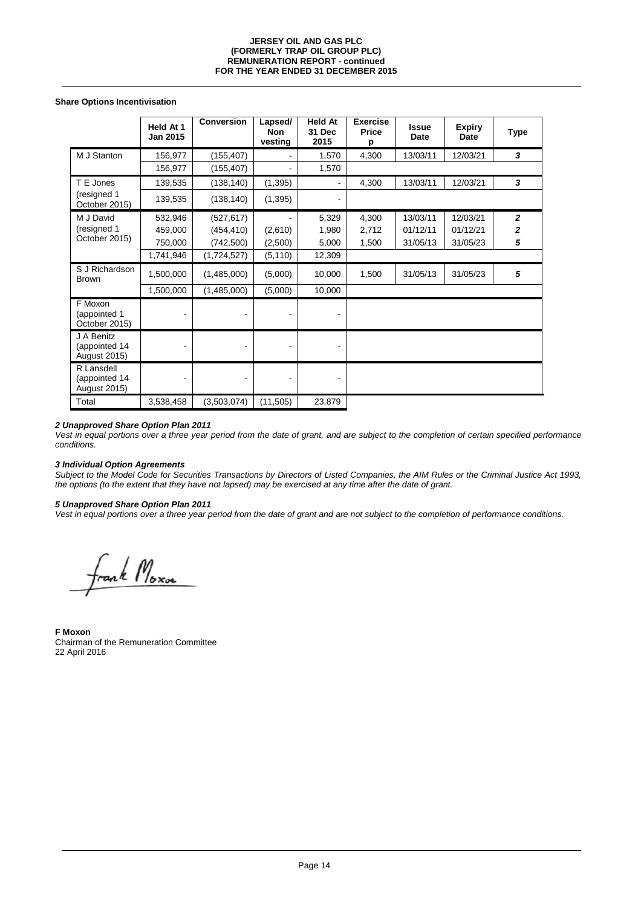**Share Options Incentivisation**

| | Held At 1 Jan 2015 | Conversion | Lapsed/ Non vesting | Held At 31 Dec 2015 | Exercise Price p | Issue Date | Expiry Date | Type |
|---|---|---|---|---|---|---|---|---|
| M J Stanton | 156,977 | (155,407) | - | 1,570 | 4,300 | 13/03/11 | 12/03/21 | *3* |
| | 156,977 | (155,407) | - | 1,570 | | | | |
| T E Jones (resigned 1 October 2015) | 139,535 | (138,140) | (1,395) | - | 4,300 | 13/03/11 | 12/03/21 | *3* |
| | 139,535 | (138,140) | (1,395) | - | | | | |
| M J David (resigned 1 October 2015) | 532,946 | (527,617) | - | 5,329 | 4,300 | 13/03/11 | 12/03/21 | *2* |
| | 459,000 | (454,410) | (2,610) | 1,980 | 2,712 | 01/12/11 | 01/12/21 | *2* |
| | 750,000 | (742,500) | (2,500) | 5,000 | 1,500 | 31/05/13 | 31/05/23 | *5* |
| | 1,741,946 | (1,724,527) | (5,110) | 12,309 | | | | |
| S J Richardson Brown | 1,500,000 | (1,485,000) | (5,000) | 10,000 | 1,500 | 31/05/13 | 31/05/23 | *5* |
| | 1,500,000 | (1,485,000) | (5,000) | 10,000 | | | | |
| F Moxon (appointed 1 October 2015) | - | - | - | - | | | | |
| J A Benitz (appointed 14 August 2015) | - | - | - | - | | | | |
| R Lansdell (appointed 14 August 2015) | - | - | - | - | | | | |
| Total | 3,538,458 | (3,503,074) | (11,505) | 23,879 | | | | |

***2 Unapproved Share Option Plan 2011***
*Vest in equal portions over a three year period from the date of grant, and are subject to the completion of certain specified performance conditions.*

***3 Individual Option Agreements***
*Subject to the Model Code for Securities Transactions by Directors of Listed Companies, the AIM Rules or the Criminal Justice Act 1993, the options (to the extent that they have not lapsed) may be exercised at any time after the date of grant.*

***5 Unapproved Share Option Plan 2011***
*Vest in equal portions over a three year period from the date of grant and are not subject to the completion of performance conditions.*

**F Moxon**
Chairman of the Remuneration Committee
22 April 2016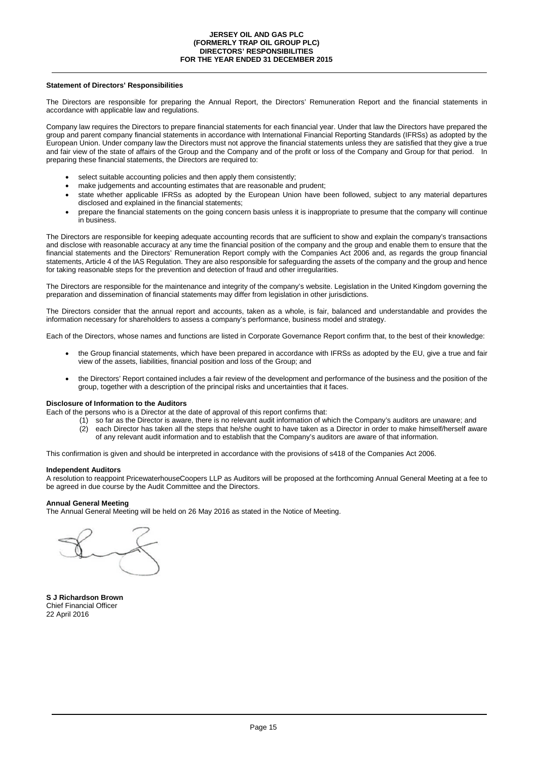**Statement of Directors' Responsibilities**

The Directors are responsible for preparing the Annual Report, the Directors' Remuneration Report and the financial statements in accordance with applicable law and regulations.

Company law requires the Directors to prepare financial statements for each financial year. Under that law the Directors have prepared the group and parent company financial statements in accordance with International Financial Reporting Standards (IFRSs) as adopted by the European Union. Under company law the Directors must not approve the financial statements unless they are satisfied that they give a true and fair view of the state of affairs of the Group and the Company and of the profit or loss of the Company and Group for that period. In preparing these financial statements, the Directors are required to:

- select suitable accounting policies and then apply them consistently;
- make judgements and accounting estimates that are reasonable and prudent;
- state whether applicable IFRSs as adopted by the European Union have been followed, subject to any material departures disclosed and explained in the financial statements;
- prepare the financial statements on the going concern basis unless it is inappropriate to presume that the company will continue in business.

The Directors are responsible for keeping adequate accounting records that are sufficient to show and explain the company's transactions and disclose with reasonable accuracy at any time the financial position of the company and the group and enable them to ensure that the financial statements and the Directors' Remuneration Report comply with the Companies Act 2006 and, as regards the group financial statements, Article 4 of the IAS Regulation. They are also responsible for safeguarding the assets of the company and the group and hence for taking reasonable steps for the prevention and detection of fraud and other irregularities.

The Directors are responsible for the maintenance and integrity of the company's website. Legislation in the United Kingdom governing the preparation and dissemination of financial statements may differ from legislation in other jurisdictions.

The Directors consider that the annual report and accounts, taken as a whole, is fair, balanced and understandable and provides the information necessary for shareholders to assess a company's performance, business model and strategy.

Each of the Directors, whose names and functions are listed in Corporate Governance Report confirm that, to the best of their knowledge:

- the Group financial statements, which have been prepared in accordance with IFRSs as adopted by the EU, give a true and fair view of the assets, liabilities, financial position and loss of the Group; and
- the Directors' Report contained includes a fair review of the development and performance of the business and the position of the group, together with a description of the principal risks and uncertainties that it faces.

**Disclosure of Information to the Auditors**

Each of the persons who is a Director at the date of approval of this report confirms that:

(1) so far as the Director is aware, there is no relevant audit information of which the Company's auditors are unaware; and
(2) each Director has taken all the steps that he/she ought to have taken as a Director in order to make himself/herself aware of any relevant audit information and to establish that the Company's auditors are aware of that information.

This confirmation is given and should be interpreted in accordance with the provisions of s418 of the Companies Act 2006.

**Independent Auditors**

A resolution to reappoint PricewaterhouseCoopers LLP as Auditors will be proposed at the forthcoming Annual General Meeting at a fee to be agreed in due course by the Audit Committee and the Directors.

**Annual General Meeting**

The Annual General Meeting will be held on 26 May 2016 as stated in the Notice of Meeting.

**S J Richardson Brown**
Chief Financial Officer
22 April 2016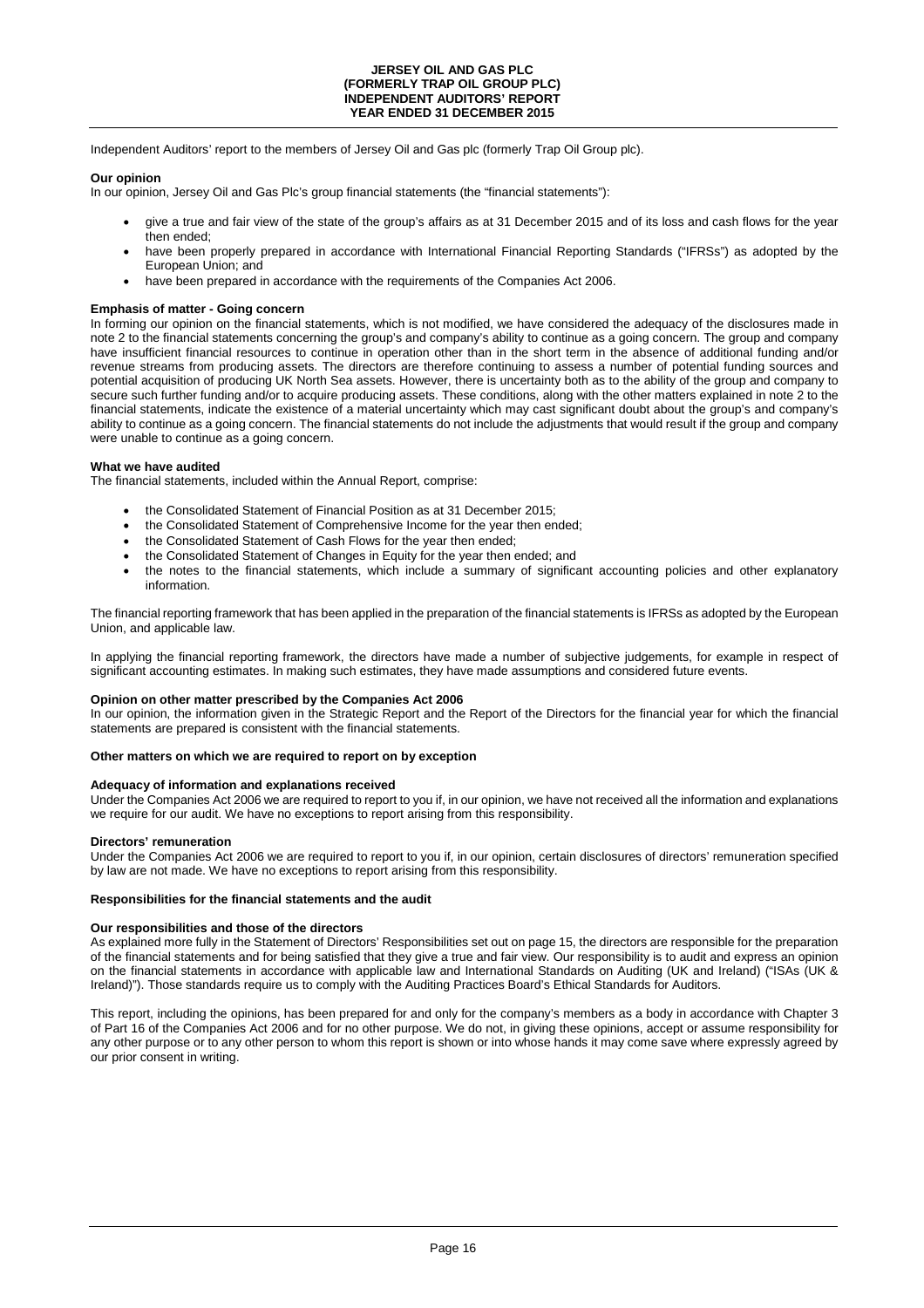Independent Auditors' report to the members of Jersey Oil and Gas plc (formerly Trap Oil Group plc).

**Our opinion**

In our opinion, Jersey Oil and Gas Plc's group financial statements (the "financial statements"):

- give a true and fair view of the state of the group's affairs as at 31 December 2015 and of its loss and cash flows for the year then ended;
- have been properly prepared in accordance with International Financial Reporting Standards ("IFRSs") as adopted by the European Union; and
- have been prepared in accordance with the requirements of the Companies Act 2006.

**Emphasis of matter - Going concern**

In forming our opinion on the financial statements, which is not modified, we have considered the adequacy of the disclosures made in note 2 to the financial statements concerning the group's and company's ability to continue as a going concern. The group and company have insufficient financial resources to continue in operation other than in the short term in the absence of additional funding and/or revenue streams from producing assets. The directors are therefore continuing to assess a number of potential funding sources and potential acquisition of producing UK North Sea assets. However, there is uncertainty both as to the ability of the group and company to secure such further funding and/or to acquire producing assets. These conditions, along with the other matters explained in note 2 to the financial statements, indicate the existence of a material uncertainty which may cast significant doubt about the group's and company's ability to continue as a going concern. The financial statements do not include the adjustments that would result if the group and company were unable to continue as a going concern.

**What we have audited**

The financial statements, included within the Annual Report, comprise:

- the Consolidated Statement of Financial Position as at 31 December 2015;
- the Consolidated Statement of Comprehensive Income for the year then ended;
- the Consolidated Statement of Cash Flows for the year then ended;
- the Consolidated Statement of Changes in Equity for the year then ended; and
- the notes to the financial statements, which include a summary of significant accounting policies and other explanatory information.

The financial reporting framework that has been applied in the preparation of the financial statements is IFRSs as adopted by the European Union, and applicable law.

In applying the financial reporting framework, the directors have made a number of subjective judgements, for example in respect of significant accounting estimates. In making such estimates, they have made assumptions and considered future events.

**Opinion on other matter prescribed by the Companies Act 2006**

In our opinion, the information given in the Strategic Report and the Report of the Directors for the financial year for which the financial statements are prepared is consistent with the financial statements.

**Other matters on which we are required to report on by exception**

**Adequacy of information and explanations received**

Under the Companies Act 2006 we are required to report to you if, in our opinion, we have not received all the information and explanations we require for our audit. We have no exceptions to report arising from this responsibility.

**Directors' remuneration**

Under the Companies Act 2006 we are required to report to you if, in our opinion, certain disclosures of directors' remuneration specified by law are not made. We have no exceptions to report arising from this responsibility.

**Responsibilities for the financial statements and the audit**

**Our responsibilities and those of the directors**

As explained more fully in the Statement of Directors' Responsibilities set out on page 15, the directors are responsible for the preparation of the financial statements and for being satisfied that they give a true and fair view. Our responsibility is to audit and express an opinion on the financial statements in accordance with applicable law and International Standards on Auditing (UK and Ireland) ("ISAs (UK & Ireland)"). Those standards require us to comply with the Auditing Practices Board's Ethical Standards for Auditors.

This report, including the opinions, has been prepared for and only for the company's members as a body in accordance with Chapter 3 of Part 16 of the Companies Act 2006 and for no other purpose. We do not, in giving these opinions, accept or assume responsibility for any other purpose or to any other person to whom this report is shown or into whose hands it may come save where expressly agreed by our prior consent in writing.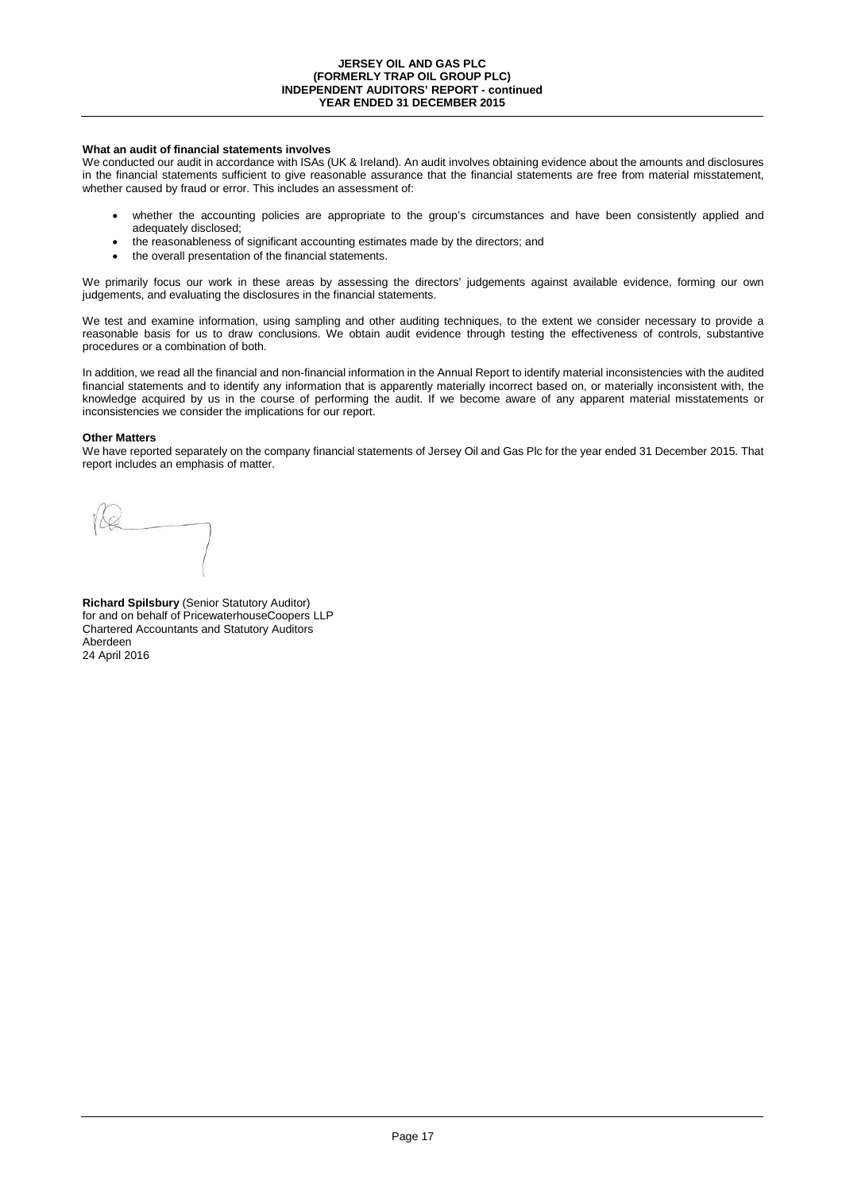**What an audit of financial statements involves**

We conducted our audit in accordance with ISAs (UK & Ireland). An audit involves obtaining evidence about the amounts and disclosures in the financial statements sufficient to give reasonable assurance that the financial statements are free from material misstatement, whether caused by fraud or error. This includes an assessment of:

- whether the accounting policies are appropriate to the group's circumstances and have been consistently applied and adequately disclosed;
- the reasonableness of significant accounting estimates made by the directors; and
- the overall presentation of the financial statements.

We primarily focus our work in these areas by assessing the directors' judgements against available evidence, forming our own judgements, and evaluating the disclosures in the financial statements.

We test and examine information, using sampling and other auditing techniques, to the extent we consider necessary to provide a reasonable basis for us to draw conclusions. We obtain audit evidence through testing the effectiveness of controls, substantive procedures or a combination of both.

In addition, we read all the financial and non-financial information in the Annual Report to identify material inconsistencies with the audited financial statements and to identify any information that is apparently materially incorrect based on, or materially inconsistent with, the knowledge acquired by us in the course of performing the audit. If we become aware of any apparent material misstatements or inconsistencies we consider the implications for our report.

**Other Matters**

We have reported separately on the company financial statements of Jersey Oil and Gas Plc for the year ended 31 December 2015. That report includes an emphasis of matter.

**Richard Spilsbury** (Senior Statutory Auditor)
for and on behalf of PricewaterhouseCoopers LLP
Chartered Accountants and Statutory Auditors
Aberdeen
24 April 2016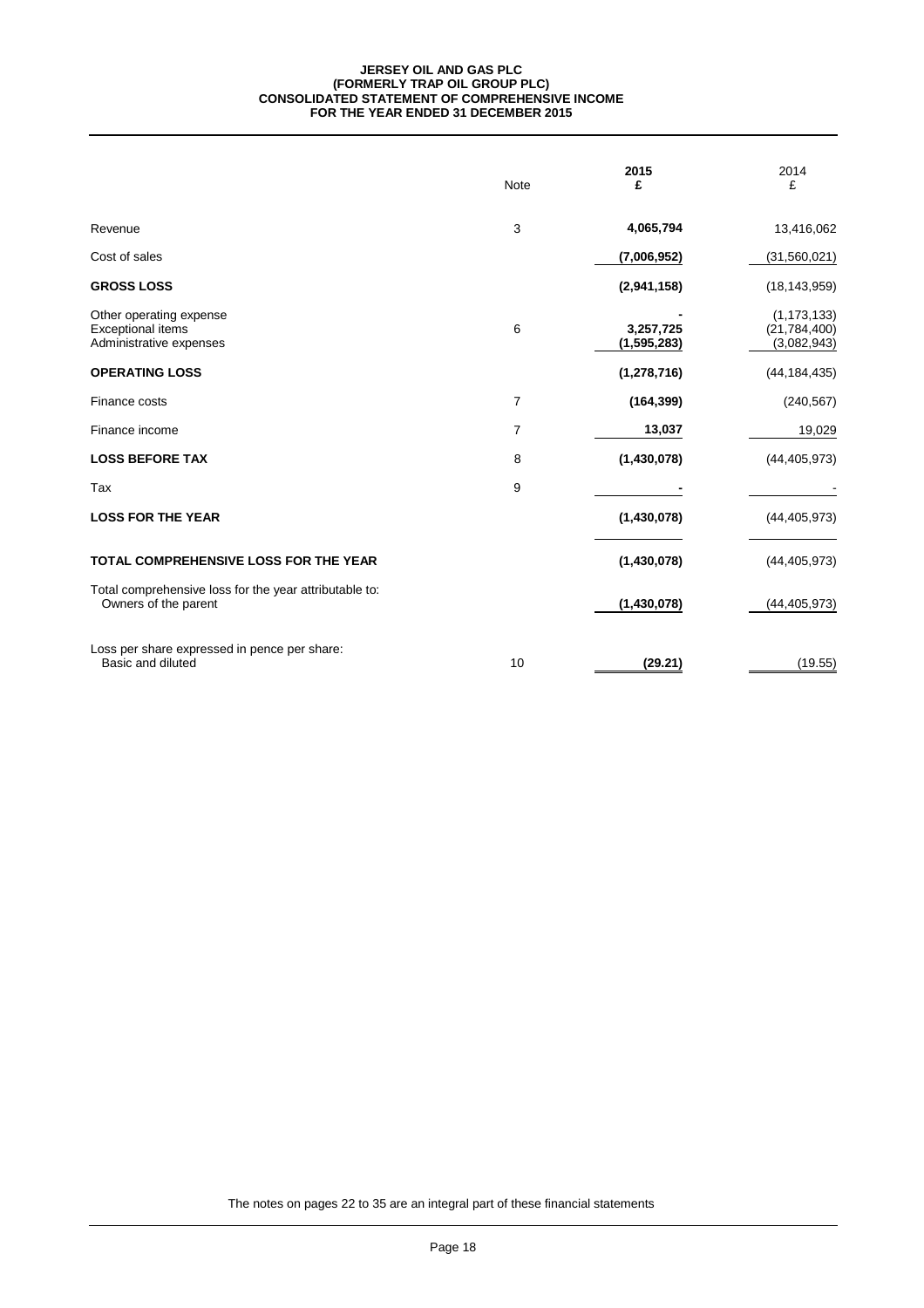# JERSEY OIL AND GAS PLC
## (FORMERLY TRAP OIL GROUP PLC)
## CONSOLIDATED STATEMENT OF COMPREHENSIVE INCOME
## FOR THE YEAR ENDED 31 DECEMBER 2015

| | Note | **2015** **£** | 2014 £ |
|---|---|---|---|
| Revenue | 3 | **4,065,794** | 13,416,062 |
| Cost of sales | | **(7,006,952)** | (31,560,021) |
| **GROSS LOSS** | | **(2,941,158)** | (18,143,959) |
| Other operating expense | | **-** | (1,173,133) |
| Exceptional items | 6 | **3,257,725** | (21,784,400) |
| Administrative expenses | | **(1,595,283)** | (3,082,943) |
| **OPERATING LOSS** | | **(1,278,716)** | (44,184,435) |
| Finance costs | 7 | **(164,399)** | (240,567) |
| Finance income | 7 | **13,037** | 19,029 |
| **LOSS BEFORE TAX** | 8 | **(1,430,078)** | (44,405,973) |
| Tax | 9 | **-** | - |
| **LOSS FOR THE YEAR** | | **(1,430,078)** | (44,405,973) |
| **TOTAL COMPREHENSIVE LOSS FOR THE YEAR** | | **(1,430,078)** | (44,405,973) |
| Total comprehensive loss for the year attributable to: Owners of the parent | | **(1,430,078)** | (44,405,973) |
| Loss per share expressed in pence per share: Basic and diluted | 10 | **(29.21)** | (19.55) |

The notes on pages 22 to 35 are an integral part of these financial statements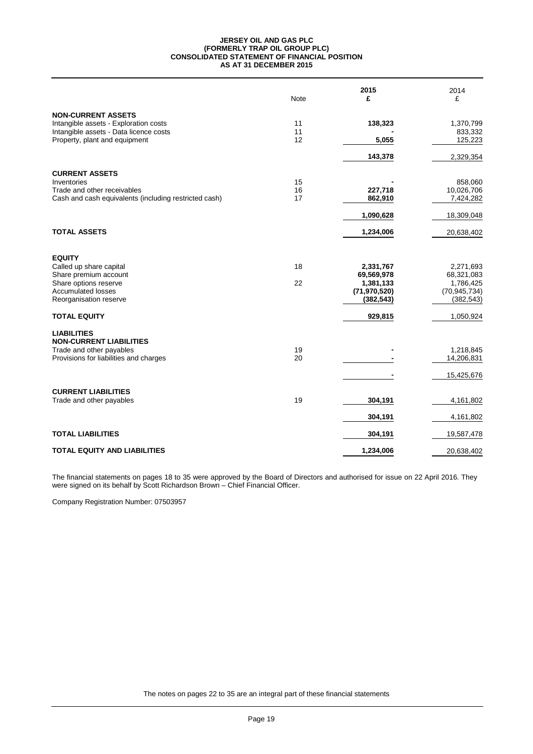**JERSEY OIL AND GAS PLC**
**(FORMERLY TRAP OIL GROUP PLC)**
**CONSOLIDATED STATEMENT OF FINANCIAL POSITION**
**AS AT 31 DECEMBER 2015**

| | Note | **2015 £** | 2014 £ |
|---|---|---|---|
| **NON-CURRENT ASSETS** | | | |
| Intangible assets - Exploration costs | 11 | **138,323** | 1,370,799 |
| Intangible assets - Data licence costs | 11 | **-** | 833,332 |
| Property, plant and equipment | 12 | **5,055** | 125,223 |
| | | **143,378** | 2,329,354 |
| **CURRENT ASSETS** | | | |
| Inventories | 15 | **-** | 858,060 |
| Trade and other receivables | 16 | **227,718** | 10,026,706 |
| Cash and cash equivalents (including restricted cash) | 17 | **862,910** | 7,424,282 |
| | | **1,090,628** | 18,309,048 |
| **TOTAL ASSETS** | | **1,234,006** | 20,638,402 |
| **EQUITY** | | | |
| Called up share capital | 18 | **2,331,767** | 2,271,693 |
| Share premium account | | **69,569,978** | 68,321,083 |
| Share options reserve | 22 | **1,381,133** | 1,786,425 |
| Accumulated losses | | **(71,970,520)** | (70,945,734) |
| Reorganisation reserve | | **(382,543)** | (382,543) |
| **TOTAL EQUITY** | | **929,815** | 1,050,924 |
| **LIABILITIES** | | | |
| **NON-CURRENT LIABILITIES** | | | |
| Trade and other payables | 19 | **-** | 1,218,845 |
| Provisions for liabilities and charges | 20 | **-** | 14,206,831 |
| | | **-** | 15,425,676 |
| **CURRENT LIABILITIES** | | | |
| Trade and other payables | 19 | **304,191** | 4,161,802 |
| | | **304,191** | 4,161,802 |
| **TOTAL LIABILITIES** | | **304,191** | 19,587,478 |
| **TOTAL EQUITY AND LIABILITIES** | | **1,234,006** | 20,638,402 |

The financial statements on pages 18 to 35 were approved by the Board of Directors and authorised for issue on 22 April 2016. They were signed on its behalf by Scott Richardson Brown – Chief Financial Officer.

Company Registration Number: 07503957

The notes on pages 22 to 35 are an integral part of these financial statements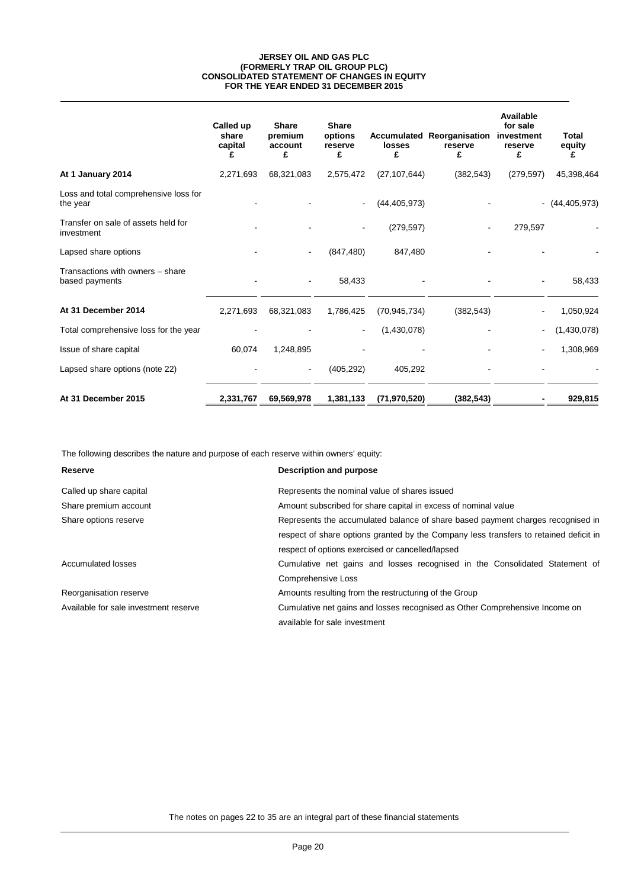# JERSEY OIL AND GAS PLC
## (FORMERLY TRAP OIL GROUP PLC)
## CONSOLIDATED STATEMENT OF CHANGES IN EQUITY
## FOR THE YEAR ENDED 31 DECEMBER 2015

| | Called up share capital £ | Share premium account £ | Share options reserve £ | Accumulated losses £ | Reorganisation reserve £ | Available for sale investment reserve £ | Total equity £ |
|---|---|---|---|---|---|---|---|
| **At 1 January 2014** | 2,271,693 | 68,321,083 | 2,575,472 | (27,107,644) | (382,543) | (279,597) | 45,398,464 |
| Loss and total comprehensive loss for the year | - | - | - | (44,405,973) | - | - | (44,405,973) |
| Transfer on sale of assets held for investment | - | - | - | (279,597) | - | 279,597 | - |
| Lapsed share options | - | - | (847,480) | 847,480 | - | - | - |
| Transactions with owners – share based payments | - | - | 58,433 | - | - | - | 58,433 |
| **At 31 December 2014** | 2,271,693 | 68,321,083 | 1,786,425 | (70,945,734) | (382,543) | - | 1,050,924 |
| Total comprehensive loss for the year | - | - | - | (1,430,078) | - | - | (1,430,078) |
| Issue of share capital | 60,074 | 1,248,895 | - | - | - | - | 1,308,969 |
| Lapsed share options (note 22) | - | - | (405,292) | 405,292 | - | - | - |
| **At 31 December 2015** | **2,331,767** | **69,569,978** | **1,381,133** | **(71,970,520)** | **(382,543)** | **-** | **929,815** |

The following describes the nature and purpose of each reserve within owners' equity:

| Reserve | Description and purpose |
|---|---|
| Called up share capital | Represents the nominal value of shares issued |
| Share premium account | Amount subscribed for share capital in excess of nominal value |
| Share options reserve | Represents the accumulated balance of share based payment charges recognised in respect of share options granted by the Company less transfers to retained deficit in respect of options exercised or cancelled/lapsed |
| Accumulated losses | Cumulative net gains and losses recognised in the Consolidated Statement of Comprehensive Loss |
| Reorganisation reserve | Amounts resulting from the restructuring of the Group |
| Available for sale investment reserve | Cumulative net gains and losses recognised as Other Comprehensive Income on available for sale investment |

The notes on pages 22 to 35 are an integral part of these financial statements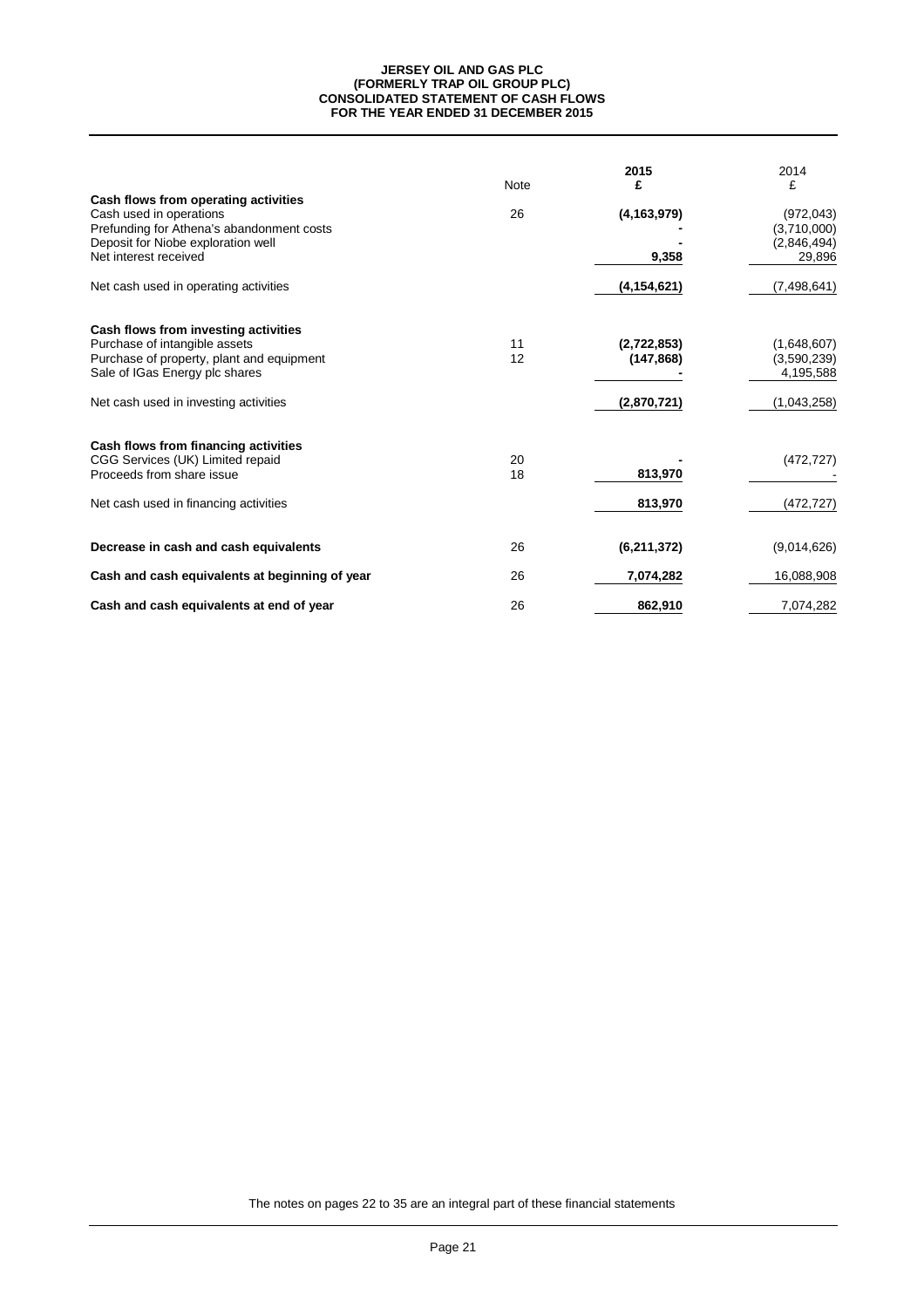# JERSEY OIL AND GAS PLC
## (FORMERLY TRAP OIL GROUP PLC)
## CONSOLIDATED STATEMENT OF CASH FLOWS
## FOR THE YEAR ENDED 31 DECEMBER 2015

| | Note | **2015** **£** | 2014 £ |
|---|---|---|---|
| **Cash flows from operating activities** | | | |
| Cash used in operations | 26 | **(4,163,979)** | (972,043) |
| Prefunding for Athena's abandonment costs | | **-** | (3,710,000) |
| Deposit for Niobe exploration well | | **-** | (2,846,494) |
| Net interest received | | **9,358** | 29,896 |
| Net cash used in operating activities | | **(4,154,621)** | (7,498,641) |
| **Cash flows from investing activities** | | | |
| Purchase of intangible assets | 11 | **(2,722,853)** | (1,648,607) |
| Purchase of property, plant and equipment | 12 | **(147,868)** | (3,590,239) |
| Sale of IGas Energy plc shares | | **-** | 4,195,588 |
| Net cash used in investing activities | | **(2,870,721)** | (1,043,258) |
| **Cash flows from financing activities** | | | |
| CGG Services (UK) Limited repaid | 20 | **-** | (472,727) |
| Proceeds from share issue | 18 | **813,970** | - |
| Net cash used in financing activities | | **813,970** | (472,727) |
| **Decrease in cash and cash equivalents** | 26 | **(6,211,372)** | (9,014,626) |
| **Cash and cash equivalents at beginning of year** | 26 | **7,074,282** | 16,088,908 |
| **Cash and cash equivalents at end of year** | 26 | **862,910** | 7,074,282 |

The notes on pages 22 to 35 are an integral part of these financial statements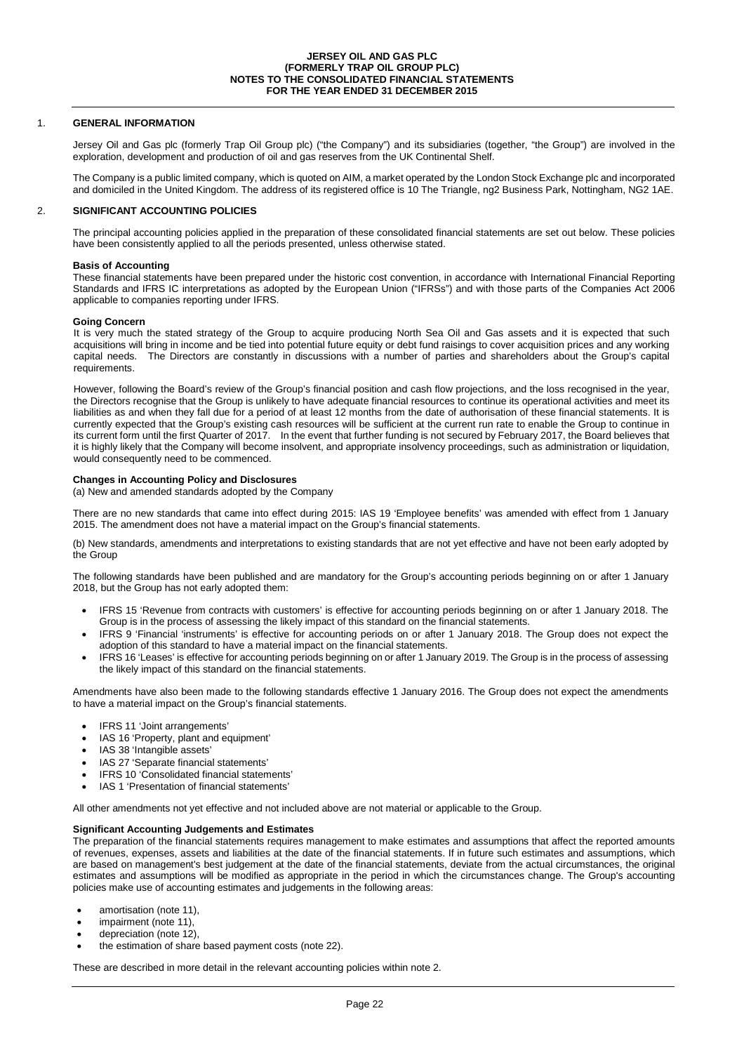## 1. GENERAL INFORMATION

Jersey Oil and Gas plc (formerly Trap Oil Group plc) ("the Company") and its subsidiaries (together, "the Group") are involved in the exploration, development and production of oil and gas reserves from the UK Continental Shelf.

The Company is a public limited company, which is quoted on AIM, a market operated by the London Stock Exchange plc and incorporated and domiciled in the United Kingdom. The address of its registered office is 10 The Triangle, ng2 Business Park, Nottingham, NG2 1AE.

## 2. SIGNIFICANT ACCOUNTING POLICIES

The principal accounting policies applied in the preparation of these consolidated financial statements are set out below. These policies have been consistently applied to all the periods presented, unless otherwise stated.

**Basis of Accounting**

These financial statements have been prepared under the historic cost convention, in accordance with International Financial Reporting Standards and IFRS IC interpretations as adopted by the European Union ("IFRSs") and with those parts of the Companies Act 2006 applicable to companies reporting under IFRS.

**Going Concern**

It is very much the stated strategy of the Group to acquire producing North Sea Oil and Gas assets and it is expected that such acquisitions will bring in income and be tied into potential future equity or debt fund raisings to cover acquisition prices and any working capital needs. The Directors are constantly in discussions with a number of parties and shareholders about the Group's capital requirements.

However, following the Board's review of the Group's financial position and cash flow projections, and the loss recognised in the year, the Directors recognise that the Group is unlikely to have adequate financial resources to continue its operational activities and meet its liabilities as and when they fall due for a period of at least 12 months from the date of authorisation of these financial statements. It is currently expected that the Group's existing cash resources will be sufficient at the current run rate to enable the Group to continue in its current form until the first Quarter of 2017. In the event that further funding is not secured by February 2017, the Board believes that it is highly likely that the Company will become insolvent, and appropriate insolvency proceedings, such as administration or liquidation, would consequently need to be commenced.

**Changes in Accounting Policy and Disclosures**

(a) New and amended standards adopted by the Company

There are no new standards that came into effect during 2015: IAS 19 'Employee benefits' was amended with effect from 1 January 2015. The amendment does not have a material impact on the Group's financial statements.

(b) New standards, amendments and interpretations to existing standards that are not yet effective and have not been early adopted by the Group

The following standards have been published and are mandatory for the Group's accounting periods beginning on or after 1 January 2018, but the Group has not early adopted them:

- IFRS 15 'Revenue from contracts with customers' is effective for accounting periods beginning on or after 1 January 2018. The Group is in the process of assessing the likely impact of this standard on the financial statements.
- IFRS 9 'Financial 'instruments' is effective for accounting periods on or after 1 January 2018. The Group does not expect the adoption of this standard to have a material impact on the financial statements.
- IFRS 16 'Leases' is effective for accounting periods beginning on or after 1 January 2019. The Group is in the process of assessing the likely impact of this standard on the financial statements.

Amendments have also been made to the following standards effective 1 January 2016. The Group does not expect the amendments to have a material impact on the Group's financial statements.

- IFRS 11 'Joint arrangements'
- IAS 16 'Property, plant and equipment'
- IAS 38 'Intangible assets'
- IAS 27 'Separate financial statements'
- IFRS 10 'Consolidated financial statements'
- IAS 1 'Presentation of financial statements'

All other amendments not yet effective and not included above are not material or applicable to the Group.

**Significant Accounting Judgements and Estimates**

The preparation of the financial statements requires management to make estimates and assumptions that affect the reported amounts of revenues, expenses, assets and liabilities at the date of the financial statements. If in future such estimates and assumptions, which are based on management's best judgement at the date of the financial statements, deviate from the actual circumstances, the original estimates and assumptions will be modified as appropriate in the period in which the circumstances change. The Group's accounting policies make use of accounting estimates and judgements in the following areas:

- amortisation (note 11),
- impairment (note 11),
- depreciation (note 12),
- the estimation of share based payment costs (note 22).

These are described in more detail in the relevant accounting policies within note 2.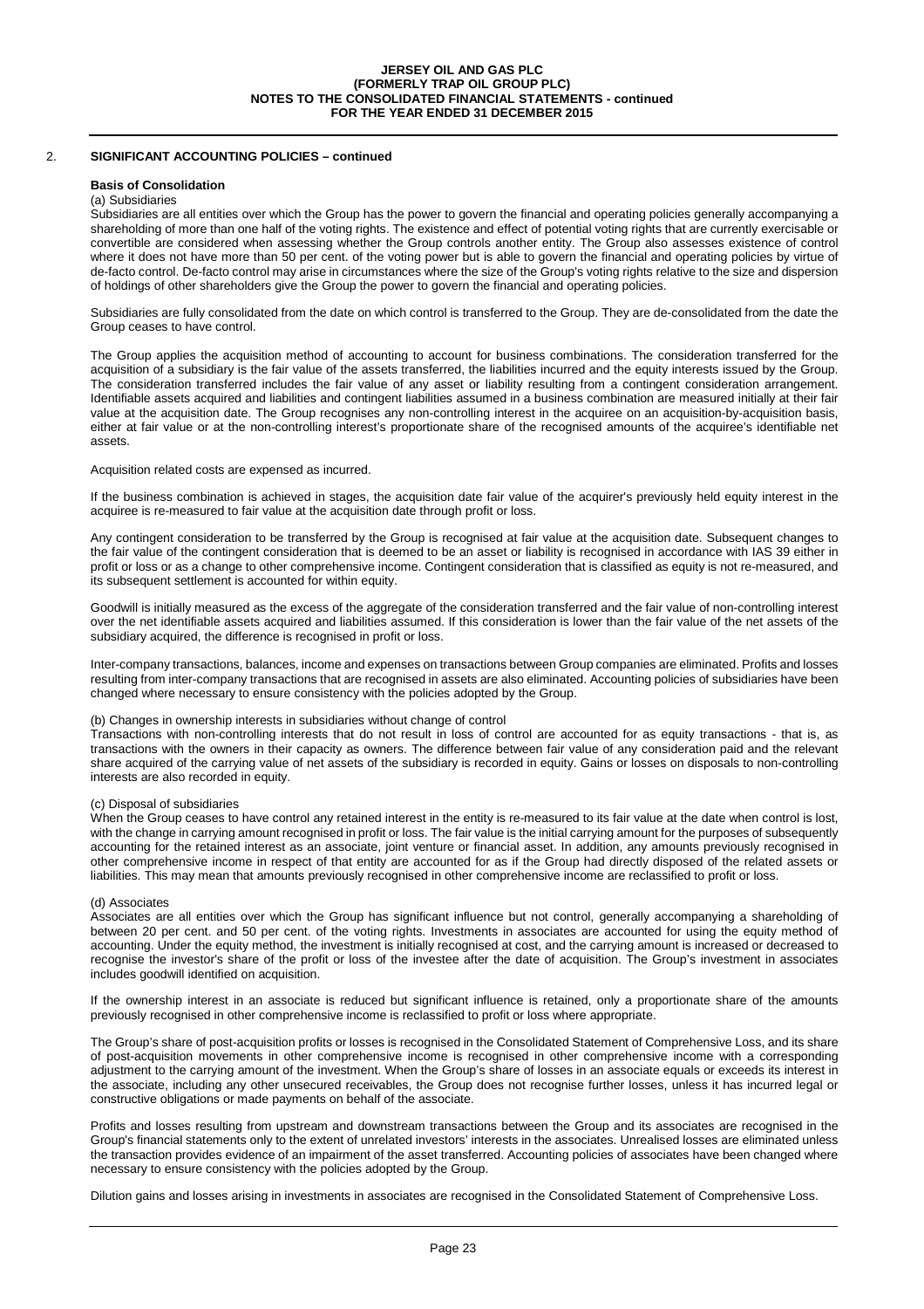## 2. SIGNIFICANT ACCOUNTING POLICIES – continued

### Basis of Consolidation

(a) Subsidiaries

Subsidiaries are all entities over which the Group has the power to govern the financial and operating policies generally accompanying a shareholding of more than one half of the voting rights. The existence and effect of potential voting rights that are currently exercisable or convertible are considered when assessing whether the Group controls another entity. The Group also assesses existence of control where it does not have more than 50 per cent. of the voting power but is able to govern the financial and operating policies by virtue of de-facto control. De-facto control may arise in circumstances where the size of the Group's voting rights relative to the size and dispersion of holdings of other shareholders give the Group the power to govern the financial and operating policies.

Subsidiaries are fully consolidated from the date on which control is transferred to the Group. They are de-consolidated from the date the Group ceases to have control.

The Group applies the acquisition method of accounting to account for business combinations. The consideration transferred for the acquisition of a subsidiary is the fair value of the assets transferred, the liabilities incurred and the equity interests issued by the Group. The consideration transferred includes the fair value of any asset or liability resulting from a contingent consideration arrangement. Identifiable assets acquired and liabilities and contingent liabilities assumed in a business combination are measured initially at their fair value at the acquisition date. The Group recognises any non-controlling interest in the acquiree on an acquisition-by-acquisition basis, either at fair value or at the non-controlling interest's proportionate share of the recognised amounts of the acquiree's identifiable net assets.

Acquisition related costs are expensed as incurred.

If the business combination is achieved in stages, the acquisition date fair value of the acquirer's previously held equity interest in the acquiree is re-measured to fair value at the acquisition date through profit or loss.

Any contingent consideration to be transferred by the Group is recognised at fair value at the acquisition date. Subsequent changes to the fair value of the contingent consideration that is deemed to be an asset or liability is recognised in accordance with IAS 39 either in profit or loss or as a change to other comprehensive income. Contingent consideration that is classified as equity is not re-measured, and its subsequent settlement is accounted for within equity.

Goodwill is initially measured as the excess of the aggregate of the consideration transferred and the fair value of non-controlling interest over the net identifiable assets acquired and liabilities assumed. If this consideration is lower than the fair value of the net assets of the subsidiary acquired, the difference is recognised in profit or loss.

Inter-company transactions, balances, income and expenses on transactions between Group companies are eliminated. Profits and losses resulting from inter-company transactions that are recognised in assets are also eliminated. Accounting policies of subsidiaries have been changed where necessary to ensure consistency with the policies adopted by the Group.

(b) Changes in ownership interests in subsidiaries without change of control

Transactions with non-controlling interests that do not result in loss of control are accounted for as equity transactions - that is, as transactions with the owners in their capacity as owners. The difference between fair value of any consideration paid and the relevant share acquired of the carrying value of net assets of the subsidiary is recorded in equity. Gains or losses on disposals to non-controlling interests are also recorded in equity.

(c) Disposal of subsidiaries

When the Group ceases to have control any retained interest in the entity is re-measured to its fair value at the date when control is lost, with the change in carrying amount recognised in profit or loss. The fair value is the initial carrying amount for the purposes of subsequently accounting for the retained interest as an associate, joint venture or financial asset. In addition, any amounts previously recognised in other comprehensive income in respect of that entity are accounted for as if the Group had directly disposed of the related assets or liabilities. This may mean that amounts previously recognised in other comprehensive income are reclassified to profit or loss.

(d) Associates

Associates are all entities over which the Group has significant influence but not control, generally accompanying a shareholding of between 20 per cent. and 50 per cent. of the voting rights. Investments in associates are accounted for using the equity method of accounting. Under the equity method, the investment is initially recognised at cost, and the carrying amount is increased or decreased to recognise the investor's share of the profit or loss of the investee after the date of acquisition. The Group's investment in associates includes goodwill identified on acquisition.

If the ownership interest in an associate is reduced but significant influence is retained, only a proportionate share of the amounts previously recognised in other comprehensive income is reclassified to profit or loss where appropriate.

The Group's share of post-acquisition profits or losses is recognised in the Consolidated Statement of Comprehensive Loss, and its share of post-acquisition movements in other comprehensive income is recognised in other comprehensive income with a corresponding adjustment to the carrying amount of the investment. When the Group's share of losses in an associate equals or exceeds its interest in the associate, including any other unsecured receivables, the Group does not recognise further losses, unless it has incurred legal or constructive obligations or made payments on behalf of the associate.

Profits and losses resulting from upstream and downstream transactions between the Group and its associates are recognised in the Group's financial statements only to the extent of unrelated investors' interests in the associates. Unrealised losses are eliminated unless the transaction provides evidence of an impairment of the asset transferred. Accounting policies of associates have been changed where necessary to ensure consistency with the policies adopted by the Group.

Dilution gains and losses arising in investments in associates are recognised in the Consolidated Statement of Comprehensive Loss.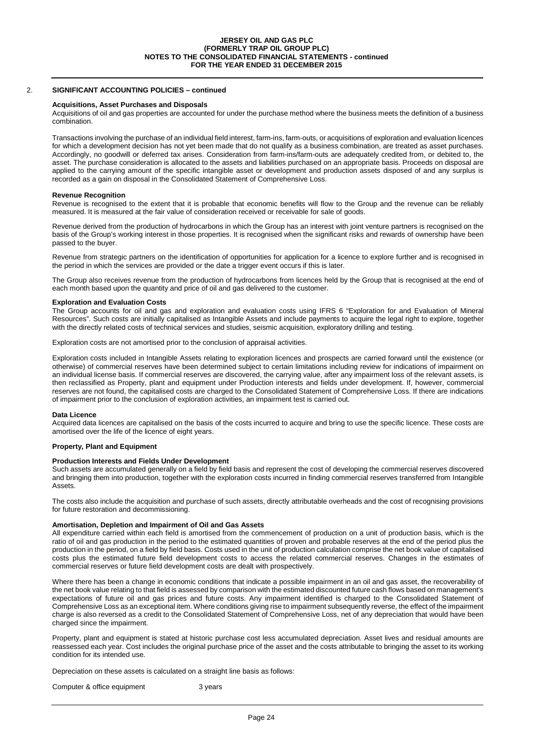## 2. SIGNIFICANT ACCOUNTING POLICIES – continued

### Acquisitions, Asset Purchases and Disposals

Acquisitions of oil and gas properties are accounted for under the purchase method where the business meets the definition of a business combination.

Transactions involving the purchase of an individual field interest, farm-ins, farm-outs, or acquisitions of exploration and evaluation licences for which a development decision has not yet been made that do not qualify as a business combination, are treated as asset purchases. Accordingly, no goodwill or deferred tax arises. Consideration from farm-ins/farm-outs are adequately credited from, or debited to, the asset. The purchase consideration is allocated to the assets and liabilities purchased on an appropriate basis. Proceeds on disposal are applied to the carrying amount of the specific intangible asset or development and production assets disposed of and any surplus is recorded as a gain on disposal in the Consolidated Statement of Comprehensive Loss.

### Revenue Recognition

Revenue is recognised to the extent that it is probable that economic benefits will flow to the Group and the revenue can be reliably measured. It is measured at the fair value of consideration received or receivable for sale of goods.

Revenue derived from the production of hydrocarbons in which the Group has an interest with joint venture partners is recognised on the basis of the Group's working interest in those properties. It is recognised when the significant risks and rewards of ownership have been passed to the buyer.

Revenue from strategic partners on the identification of opportunities for application for a licence to explore further and is recognised in the period in which the services are provided or the date a trigger event occurs if this is later.

The Group also receives revenue from the production of hydrocarbons from licences held by the Group that is recognised at the end of each month based upon the quantity and price of oil and gas delivered to the customer.

### Exploration and Evaluation Costs

The Group accounts for oil and gas and exploration and evaluation costs using IFRS 6 "Exploration for and Evaluation of Mineral Resources". Such costs are initially capitalised as Intangible Assets and include payments to acquire the legal right to explore, together with the directly related costs of technical services and studies, seismic acquisition, exploratory drilling and testing.

Exploration costs are not amortised prior to the conclusion of appraisal activities.

Exploration costs included in Intangible Assets relating to exploration licences and prospects are carried forward until the existence (or otherwise) of commercial reserves have been determined subject to certain limitations including review for indications of impairment on an individual license basis. If commercial reserves are discovered, the carrying value, after any impairment loss of the relevant assets, is then reclassified as Property, plant and equipment under Production interests and fields under development. If, however, commercial reserves are not found, the capitalised costs are charged to the Consolidated Statement of Comprehensive Loss. If there are indications of impairment prior to the conclusion of exploration activities, an impairment test is carried out.

### Data Licence

Acquired data licences are capitalised on the basis of the costs incurred to acquire and bring to use the specific licence. These costs are amortised over the life of the licence of eight years.

### Property, Plant and Equipment

#### Production Interests and Fields Under Development

Such assets are accumulated generally on a field by field basis and represent the cost of developing the commercial reserves discovered and bringing them into production, together with the exploration costs incurred in finding commercial reserves transferred from Intangible Assets.

The costs also include the acquisition and purchase of such assets, directly attributable overheads and the cost of recognising provisions for future restoration and decommissioning.

#### Amortisation, Depletion and Impairment of Oil and Gas Assets

All expenditure carried within each field is amortised from the commencement of production on a unit of production basis, which is the ratio of oil and gas production in the period to the estimated quantities of proven and probable reserves at the end of the period plus the production in the period, on a field by field basis. Costs used in the unit of production calculation comprise the net book value of capitalised costs plus the estimated future field development costs to access the related commercial reserves. Changes in the estimates of commercial reserves or future field development costs are dealt with prospectively.

Where there has been a change in economic conditions that indicate a possible impairment in an oil and gas asset, the recoverability of the net book value relating to that field is assessed by comparison with the estimated discounted future cash flows based on management's expectations of future oil and gas prices and future costs. Any impairment identified is charged to the Consolidated Statement of Comprehensive Loss as an exceptional item. Where conditions giving rise to impairment subsequently reverse, the effect of the impairment charge is also reversed as a credit to the Consolidated Statement of Comprehensive Loss, net of any depreciation that would have been charged since the impairment.

Property, plant and equipment is stated at historic purchase cost less accumulated depreciation. Asset lives and residual amounts are reassessed each year. Cost includes the original purchase price of the asset and the costs attributable to bringing the asset to its working condition for its intended use.

Depreciation on these assets is calculated on a straight line basis as follows:

| | |
|---|---|
| Computer & office equipment | 3 years |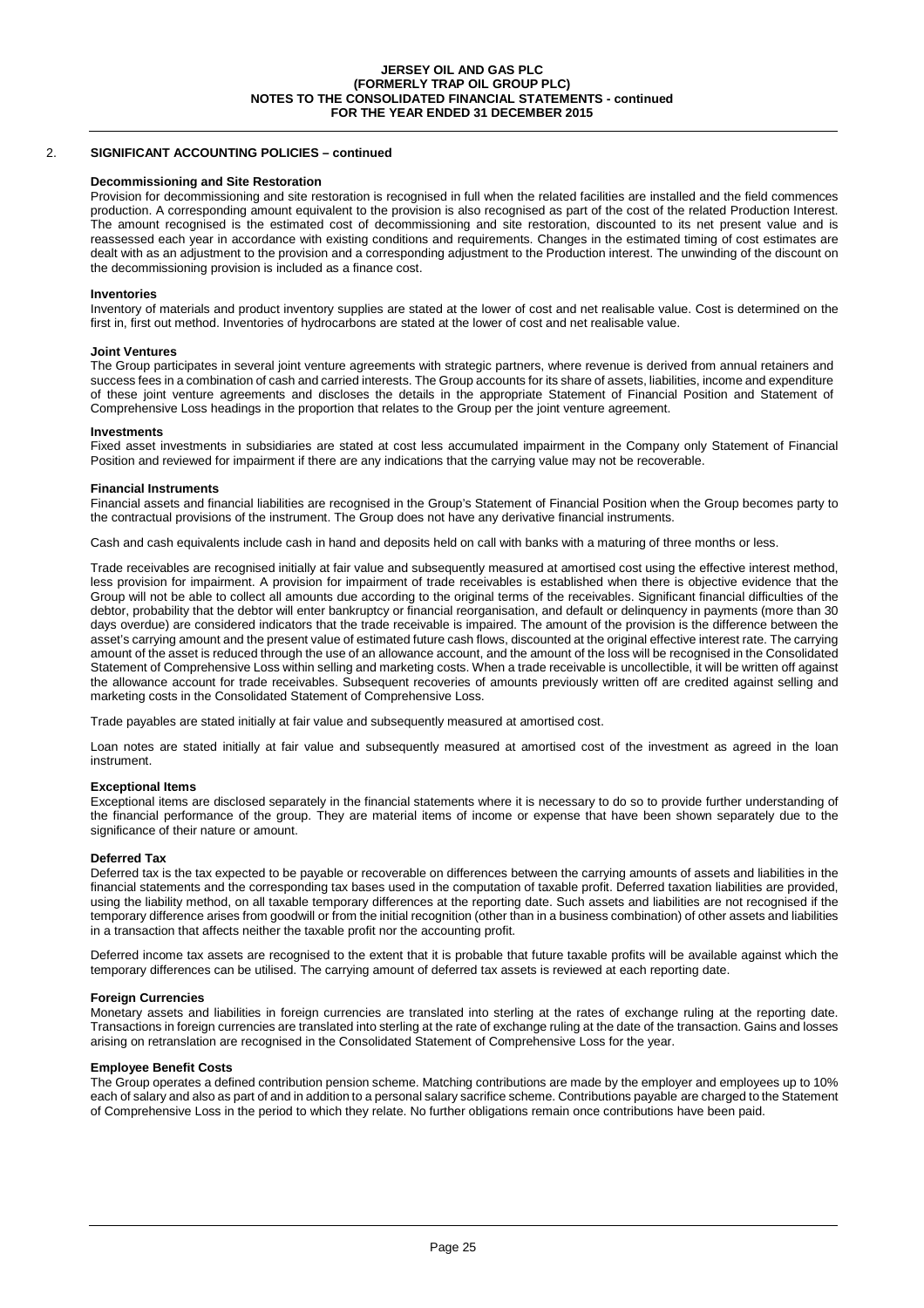## 2. SIGNIFICANT ACCOUNTING POLICIES – continued

### Decommissioning and Site Restoration

Provision for decommissioning and site restoration is recognised in full when the related facilities are installed and the field commences production. A corresponding amount equivalent to the provision is also recognised as part of the cost of the related Production Interest. The amount recognised is the estimated cost of decommissioning and site restoration, discounted to its net present value and is reassessed each year in accordance with existing conditions and requirements. Changes in the estimated timing of cost estimates are dealt with as an adjustment to the provision and a corresponding adjustment to the Production interest. The unwinding of the discount on the decommissioning provision is included as a finance cost.

### Inventories

Inventory of materials and product inventory supplies are stated at the lower of cost and net realisable value. Cost is determined on the first in, first out method. Inventories of hydrocarbons are stated at the lower of cost and net realisable value.

### Joint Ventures

The Group participates in several joint venture agreements with strategic partners, where revenue is derived from annual retainers and success fees in a combination of cash and carried interests. The Group accounts for its share of assets, liabilities, income and expenditure of these joint venture agreements and discloses the details in the appropriate Statement of Financial Position and Statement of Comprehensive Loss headings in the proportion that relates to the Group per the joint venture agreement.

### Investments

Fixed asset investments in subsidiaries are stated at cost less accumulated impairment in the Company only Statement of Financial Position and reviewed for impairment if there are any indications that the carrying value may not be recoverable.

### Financial Instruments

Financial assets and financial liabilities are recognised in the Group's Statement of Financial Position when the Group becomes party to the contractual provisions of the instrument. The Group does not have any derivative financial instruments.

Cash and cash equivalents include cash in hand and deposits held on call with banks with a maturing of three months or less.

Trade receivables are recognised initially at fair value and subsequently measured at amortised cost using the effective interest method, less provision for impairment. A provision for impairment of trade receivables is established when there is objective evidence that the Group will not be able to collect all amounts due according to the original terms of the receivables. Significant financial difficulties of the debtor, probability that the debtor will enter bankruptcy or financial reorganisation, and default or delinquency in payments (more than 30 days overdue) are considered indicators that the trade receivable is impaired. The amount of the provision is the difference between the asset's carrying amount and the present value of estimated future cash flows, discounted at the original effective interest rate. The carrying amount of the asset is reduced through the use of an allowance account, and the amount of the loss will be recognised in the Consolidated Statement of Comprehensive Loss within selling and marketing costs. When a trade receivable is uncollectible, it will be written off against the allowance account for trade receivables. Subsequent recoveries of amounts previously written off are credited against selling and marketing costs in the Consolidated Statement of Comprehensive Loss.

Trade payables are stated initially at fair value and subsequently measured at amortised cost.

Loan notes are stated initially at fair value and subsequently measured at amortised cost of the investment as agreed in the loan instrument.

### Exceptional Items

Exceptional items are disclosed separately in the financial statements where it is necessary to do so to provide further understanding of the financial performance of the group. They are material items of income or expense that have been shown separately due to the significance of their nature or amount.

### Deferred Tax

Deferred tax is the tax expected to be payable or recoverable on differences between the carrying amounts of assets and liabilities in the financial statements and the corresponding tax bases used in the computation of taxable profit. Deferred taxation liabilities are provided, using the liability method, on all taxable temporary differences at the reporting date. Such assets and liabilities are not recognised if the temporary difference arises from goodwill or from the initial recognition (other than in a business combination) of other assets and liabilities in a transaction that affects neither the taxable profit nor the accounting profit.

Deferred income tax assets are recognised to the extent that it is probable that future taxable profits will be available against which the temporary differences can be utilised. The carrying amount of deferred tax assets is reviewed at each reporting date.

### Foreign Currencies

Monetary assets and liabilities in foreign currencies are translated into sterling at the rates of exchange ruling at the reporting date. Transactions in foreign currencies are translated into sterling at the rate of exchange ruling at the date of the transaction. Gains and losses arising on retranslation are recognised in the Consolidated Statement of Comprehensive Loss for the year.

### Employee Benefit Costs

The Group operates a defined contribution pension scheme. Matching contributions are made by the employer and employees up to 10% each of salary and also as part of and in addition to a personal salary sacrifice scheme. Contributions payable are charged to the Statement of Comprehensive Loss in the period to which they relate. No further obligations remain once contributions have been paid.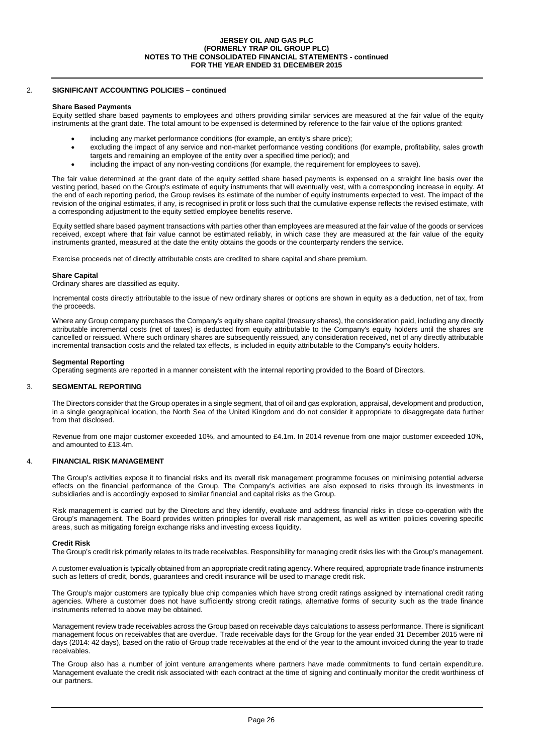## 2. SIGNIFICANT ACCOUNTING POLICIES – continued

**Share Based Payments**

Equity settled share based payments to employees and others providing similar services are measured at the fair value of the equity instruments at the grant date. The total amount to be expensed is determined by reference to the fair value of the options granted:

- including any market performance conditions (for example, an entity's share price);
- excluding the impact of any service and non-market performance vesting conditions (for example, profitability, sales growth targets and remaining an employee of the entity over a specified time period); and
- including the impact of any non-vesting conditions (for example, the requirement for employees to save).

The fair value determined at the grant date of the equity settled share based payments is expensed on a straight line basis over the vesting period, based on the Group's estimate of equity instruments that will eventually vest, with a corresponding increase in equity. At the end of each reporting period, the Group revises its estimate of the number of equity instruments expected to vest. The impact of the revision of the original estimates, if any, is recognised in profit or loss such that the cumulative expense reflects the revised estimate, with a corresponding adjustment to the equity settled employee benefits reserve.

Equity settled share based payment transactions with parties other than employees are measured at the fair value of the goods or services received, except where that fair value cannot be estimated reliably, in which case they are measured at the fair value of the equity instruments granted, measured at the date the entity obtains the goods or the counterparty renders the service.

Exercise proceeds net of directly attributable costs are credited to share capital and share premium.

**Share Capital**

Ordinary shares are classified as equity.

Incremental costs directly attributable to the issue of new ordinary shares or options are shown in equity as a deduction, net of tax, from the proceeds.

Where any Group company purchases the Company's equity share capital (treasury shares), the consideration paid, including any directly attributable incremental costs (net of taxes) is deducted from equity attributable to the Company's equity holders until the shares are cancelled or reissued. Where such ordinary shares are subsequently reissued, any consideration received, net of any directly attributable incremental transaction costs and the related tax effects, is included in equity attributable to the Company's equity holders.

**Segmental Reporting**

Operating segments are reported in a manner consistent with the internal reporting provided to the Board of Directors.

## 3. SEGMENTAL REPORTING

The Directors consider that the Group operates in a single segment, that of oil and gas exploration, appraisal, development and production, in a single geographical location, the North Sea of the United Kingdom and do not consider it appropriate to disaggregate data further from that disclosed.

Revenue from one major customer exceeded 10%, and amounted to £4.1m. In 2014 revenue from one major customer exceeded 10%, and amounted to £13.4m.

## 4. FINANCIAL RISK MANAGEMENT

The Group's activities expose it to financial risks and its overall risk management programme focuses on minimising potential adverse effects on the financial performance of the Group. The Company's activities are also exposed to risks through its investments in subsidiaries and is accordingly exposed to similar financial and capital risks as the Group.

Risk management is carried out by the Directors and they identify, evaluate and address financial risks in close co-operation with the Group's management. The Board provides written principles for overall risk management, as well as written policies covering specific areas, such as mitigating foreign exchange risks and investing excess liquidity.

**Credit Risk**

The Group's credit risk primarily relates to its trade receivables. Responsibility for managing credit risks lies with the Group's management.

A customer evaluation is typically obtained from an appropriate credit rating agency. Where required, appropriate trade finance instruments such as letters of credit, bonds, guarantees and credit insurance will be used to manage credit risk.

The Group's major customers are typically blue chip companies which have strong credit ratings assigned by international credit rating agencies. Where a customer does not have sufficiently strong credit ratings, alternative forms of security such as the trade finance instruments referred to above may be obtained.

Management review trade receivables across the Group based on receivable days calculations to assess performance. There is significant management focus on receivables that are overdue. Trade receivable days for the Group for the year ended 31 December 2015 were nil days (2014: 42 days), based on the ratio of Group trade receivables at the end of the year to the amount invoiced during the year to trade receivables.

The Group also has a number of joint venture arrangements where partners have made commitments to fund certain expenditure. Management evaluate the credit risk associated with each contract at the time of signing and continually monitor the credit worthiness of our partners.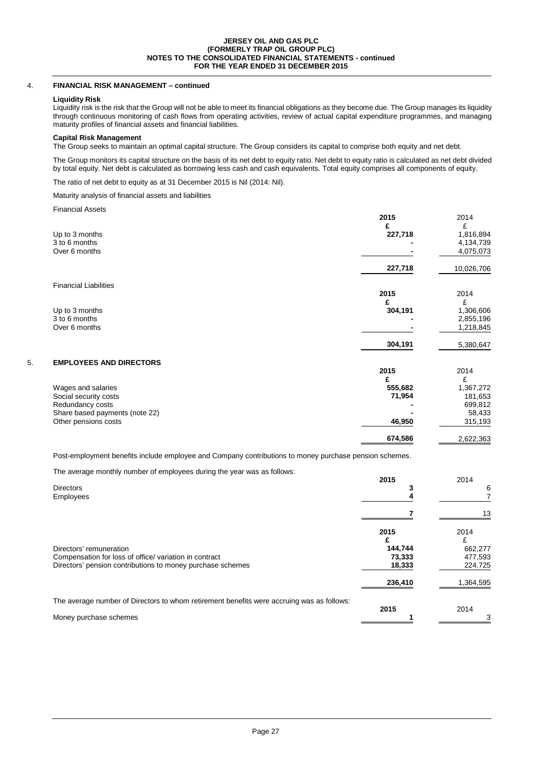## 4. FINANCIAL RISK MANAGEMENT – continued

**Liquidity Risk**

Liquidity risk is the risk that the Group will not be able to meet its financial obligations as they become due. The Group manages its liquidity through continuous monitoring of cash flows from operating activities, review of actual capital expenditure programmes, and managing maturity profiles of financial assets and financial liabilities.

**Capital Risk Management**

The Group seeks to maintain an optimal capital structure. The Group considers its capital to comprise both equity and net debt.

The Group monitors its capital structure on the basis of its net debt to equity ratio. Net debt to equity ratio is calculated as net debt divided by total equity. Net debt is calculated as borrowing less cash and cash equivalents. Total equity comprises all components of equity.

The ratio of net debt to equity as at 31 December 2015 is Nil (2014: Nil).

Maturity analysis of financial assets and liabilities

Financial Assets

| | **2015** | 2014 |
|---|---|---|
| | **£** | £ |
| Up to 3 months | **227,718** | 1,816,894 |
| 3 to 6 months | **-** | 4,134,739 |
| Over 6 months | **-** | 4,075,073 |
| | **227,718** | 10,026,706 |

Financial Liabilities

| | **2015** | 2014 |
|---|---|---|
| | **£** | £ |
| Up to 3 months | **304,191** | 1,306,606 |
| 3 to 6 months | **-** | 2,855,196 |
| Over 6 months | **-** | 1,218,845 |
| | **304,191** | 5,380,647 |

## 5. EMPLOYEES AND DIRECTORS

| | **2015** | 2014 |
|---|---|---|
| | **£** | £ |
| Wages and salaries | **555,682** | 1,367,272 |
| Social security costs | **71,954** | 181,653 |
| Redundancy costs | **-** | 699,812 |
| Share based payments (note 22) | **-** | 58,433 |
| Other pensions costs | **46,950** | 315,193 |
| | **674,586** | 2,622,363 |

Post-employment benefits include employee and Company contributions to money purchase pension schemes.

The average monthly number of employees during the year was as follows:

| | **2015** | 2014 |
|---|---|---|
| Directors | **3** | 6 |
| Employees | **4** | 7 |
| | **7** | 13 |

| | **2015** | 2014 |
|---|---|---|
| | **£** | £ |
| Directors' remuneration | **144,744** | 662,277 |
| Compensation for loss of office/ variation in contract | **73,333** | 477,593 |
| Directors' pension contributions to money purchase schemes | **18,333** | 224,725 |
| | **236,410** | 1,364,595 |

The average number of Directors to whom retirement benefits were accruing was as follows:

| | **2015** | 2014 |
|---|---|---|
| Money purchase schemes | **1** | 3 |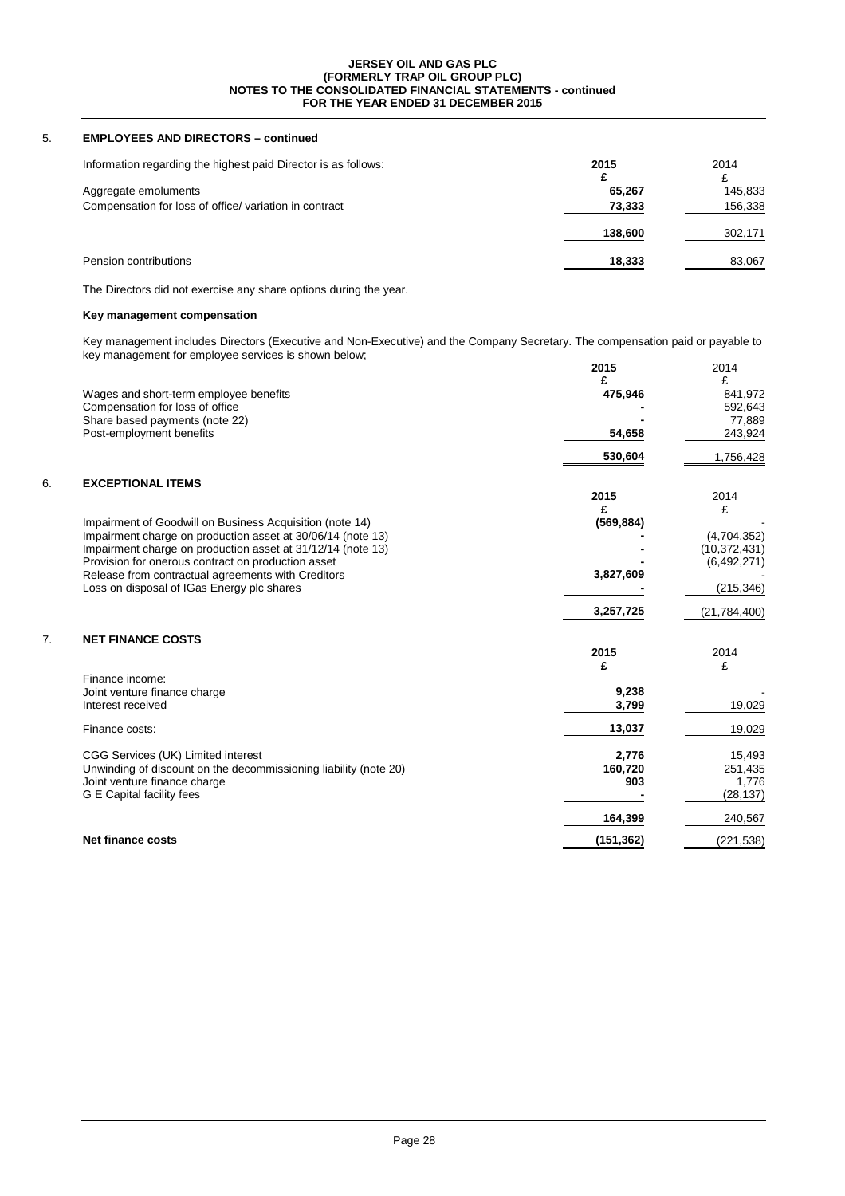## 5. EMPLOYEES AND DIRECTORS – continued

| Information regarding the highest paid Director is as follows: | 2015 | 2014 |
|---|---|---|
| | **£** | £ |
| Aggregate emoluments | **65,267** | 145,833 |
| Compensation for loss of office/ variation in contract | **73,333** | 156,338 |
| | **138,600** | 302,171 |
| Pension contributions | **18,333** | 83,067 |

The Directors did not exercise any share options during the year.

**Key management compensation**

Key management includes Directors (Executive and Non-Executive) and the Company Secretary. The compensation paid or payable to key management for employee services is shown below;

| | 2015 | 2014 |
|---|---|---|
| | **£** | £ |
| Wages and short-term employee benefits | **475,946** | 841,972 |
| Compensation for loss of office | **-** | 592,643 |
| Share based payments (note 22) | **-** | 77,889 |
| Post-employment benefits | **54,658** | 243,924 |
| | **530,604** | 1,756,428 |

## 6. EXCEPTIONAL ITEMS

| | 2015 | 2014 |
|---|---|---|
| | **£** | £ |
| Impairment of Goodwill on Business Acquisition (note 14) | **(569,884)** | - |
| Impairment charge on production asset at 30/06/14 (note 13) | **-** | (4,704,352) |
| Impairment charge on production asset at 31/12/14 (note 13) | **-** | (10,372,431) |
| Provision for onerous contract on production asset | **-** | (6,492,271) |
| Release from contractual agreements with Creditors | **3,827,609** | - |
| Loss on disposal of IGas Energy plc shares | **-** | (215,346) |
| | **3,257,725** | (21,784,400) |

## 7. NET FINANCE COSTS

| | 2015 | 2014 |
|---|---|---|
| | **£** | £ |
| Finance income: | | |
| Joint venture finance charge | **9,238** | - |
| Interest received | **3,799** | 19,029 |
| | **13,037** | 19,029 |
| Finance costs: | | |
| CGG Services (UK) Limited interest | **2,776** | 15,493 |
| Unwinding of discount on the decommissioning liability (note 20) | **160,720** | 251,435 |
| Joint venture finance charge | **903** | 1,776 |
| G E Capital facility fees | **-** | (28,137) |
| | **164,399** | 240,567 |
| **Net finance costs** | **(151,362)** | (221,538) |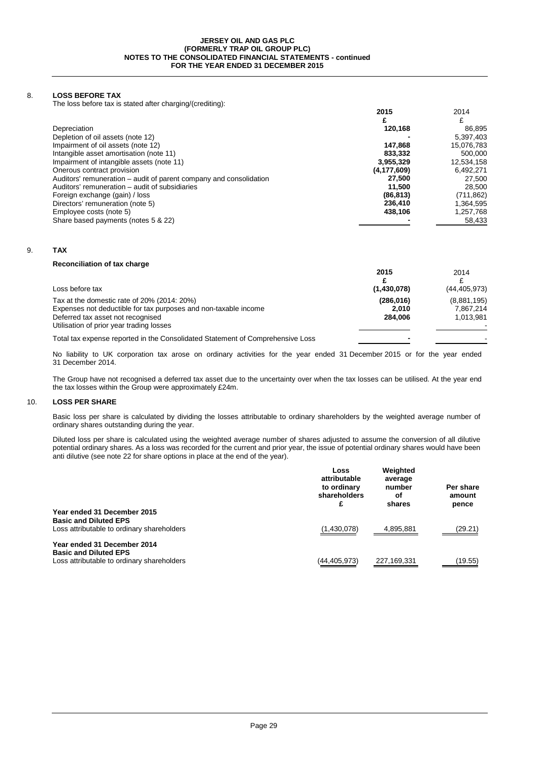## 8. LOSS BEFORE TAX

The loss before tax is stated after charging/(crediting):

| | 2015 | 2014 |
|---|---|---|
| | £ | £ |
| Depreciation | **120,168** | 86,895 |
| Depletion of oil assets (note 12) | **-** | 5,397,403 |
| Impairment of oil assets (note 12) | **147,868** | 15,076,783 |
| Intangible asset amortisation (note 11) | **833,332** | 500,000 |
| Impairment of intangible assets (note 11) | **3,955,329** | 12,534,158 |
| Onerous contract provision | **(4,177,609)** | 6,492,271 |
| Auditors' remuneration – audit of parent company and consolidation | **27,500** | 27,500 |
| Auditors' remuneration – audit of subsidiaries | **11,500** | 28,500 |
| Foreign exchange (gain) / loss | **(86,813)** | (711,862) |
| Directors' remuneration (note 5) | **236,410** | 1,364,595 |
| Employee costs (note 5) | **438,106** | 1,257,768 |
| Share based payments (notes 5 & 22) | **-** | 58,433 |

## 9. TAX

**Reconciliation of tax charge**

| | 2015 | 2014 |
|---|---|---|
| | £ | £ |
| Loss before tax | **(1,430,078)** | (44,405,973) |
| Tax at the domestic rate of 20% (2014: 20%) | **(286,016)** | (8,881,195) |
| Expenses not deductible for tax purposes and non-taxable income | **2,010** | 7,867,214 |
| Deferred tax asset not recognised | **284,006** | 1,013,981 |
| Utilisation of prior year trading losses | | - |
| Total tax expense reported in the Consolidated Statement of Comprehensive Loss | **-** | - |

No liability to UK corporation tax arose on ordinary activities for the year ended 31 December 2015 or for the year ended 31 December 2014.

The Group have not recognised a deferred tax asset due to the uncertainty over when the tax losses can be utilised. At the year end the tax losses within the Group were approximately £24m.

## 10. LOSS PER SHARE

Basic loss per share is calculated by dividing the losses attributable to ordinary shareholders by the weighted average number of ordinary shares outstanding during the year.

Diluted loss per share is calculated using the weighted average number of shares adjusted to assume the conversion of all dilutive potential ordinary shares. As a loss was recorded for the current and prior year, the issue of potential ordinary shares would have been anti dilutive (see note 22 for share options in place at the end of the year).

| | Loss attributable to ordinary shareholders £ | Weighted average number of shares | Per share amount pence |
|---|---|---|---|
| **Year ended 31 December 2015** | | | |
| **Basic and Diluted EPS** | | | |
| Loss attributable to ordinary shareholders | (1,430,078) | 4,895,881 | (29.21) |
| **Year ended 31 December 2014** | | | |
| **Basic and Diluted EPS** | | | |
| Loss attributable to ordinary shareholders | (44,405,973) | 227,169,331 | (19.55) |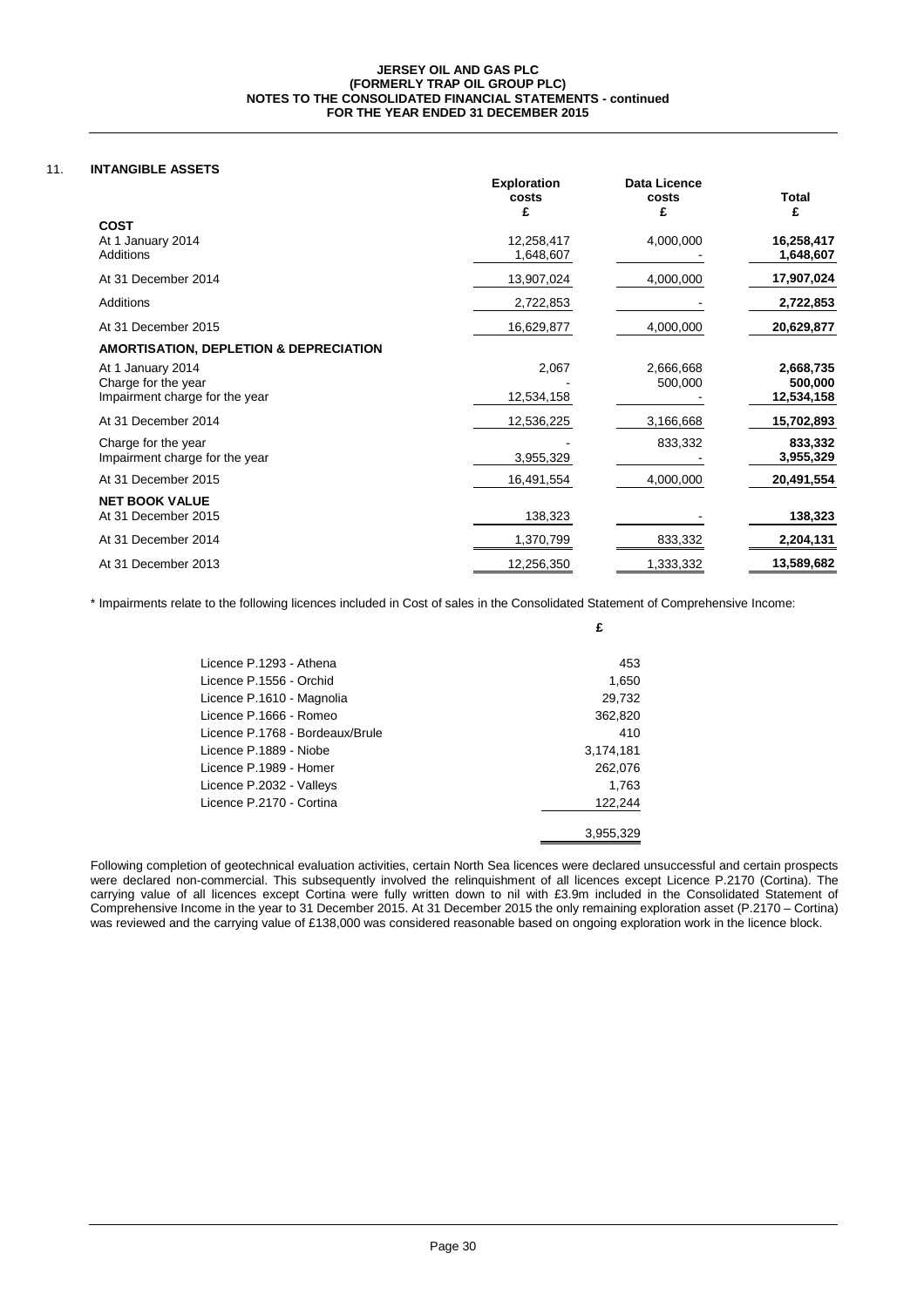## 11. INTANGIBLE ASSETS

| | Exploration costs £ | Data Licence costs £ | Total £ |
|---|---|---|---|
| **COST** | | | |
| At 1 January 2014 | 12,258,417 | 4,000,000 | **16,258,417** |
| Additions | 1,648,607 | - | **1,648,607** |
| At 31 December 2014 | 13,907,024 | 4,000,000 | **17,907,024** |
| Additions | 2,722,853 | - | **2,722,853** |
| At 31 December 2015 | 16,629,877 | 4,000,000 | **20,629,877** |
| **AMORTISATION, DEPLETION & DEPRECIATION** | | | |
| At 1 January 2014 | 2,067 | 2,666,668 | **2,668,735** |
| Charge for the year | - | 500,000 | **500,000** |
| Impairment charge for the year | 12,534,158 | - | **12,534,158** |
| At 31 December 2014 | 12,536,225 | 3,166,668 | **15,702,893** |
| Charge for the year | - | 833,332 | **833,332** |
| Impairment charge for the year | 3,955,329 | - | **3,955,329** |
| At 31 December 2015 | 16,491,554 | 4,000,000 | **20,491,554** |
| **NET BOOK VALUE** | | | |
| At 31 December 2015 | 138,323 | - | **138,323** |
| At 31 December 2014 | 1,370,799 | 833,332 | **2,204,131** |
| At 31 December 2013 | 12,256,350 | 1,333,332 | **13,589,682** |

* Impairments relate to the following licences included in Cost of sales in the Consolidated Statement of Comprehensive Income:

| | £ |
|---|---|
| Licence P.1293 - Athena | 453 |
| Licence P.1556 - Orchid | 1,650 |
| Licence P.1610 - Magnolia | 29,732 |
| Licence P.1666 - Romeo | 362,820 |
| Licence P.1768 - Bordeaux/Brule | 410 |
| Licence P.1889 - Niobe | 3,174,181 |
| Licence P.1989 - Homer | 262,076 |
| Licence P.2032 - Valleys | 1,763 |
| Licence P.2170 - Cortina | 122,244 |
| | 3,955,329 |

Following completion of geotechnical evaluation activities, certain North Sea licences were declared unsuccessful and certain prospects were declared non-commercial. This subsequently involved the relinquishment of all licences except Licence P.2170 (Cortina). The carrying value of all licences except Cortina were fully written down to nil with £3.9m included in the Consolidated Statement of Comprehensive Income in the year to 31 December 2015. At 31 December 2015 the only remaining exploration asset (P.2170 – Cortina) was reviewed and the carrying value of £138,000 was considered reasonable based on ongoing exploration work in the licence block.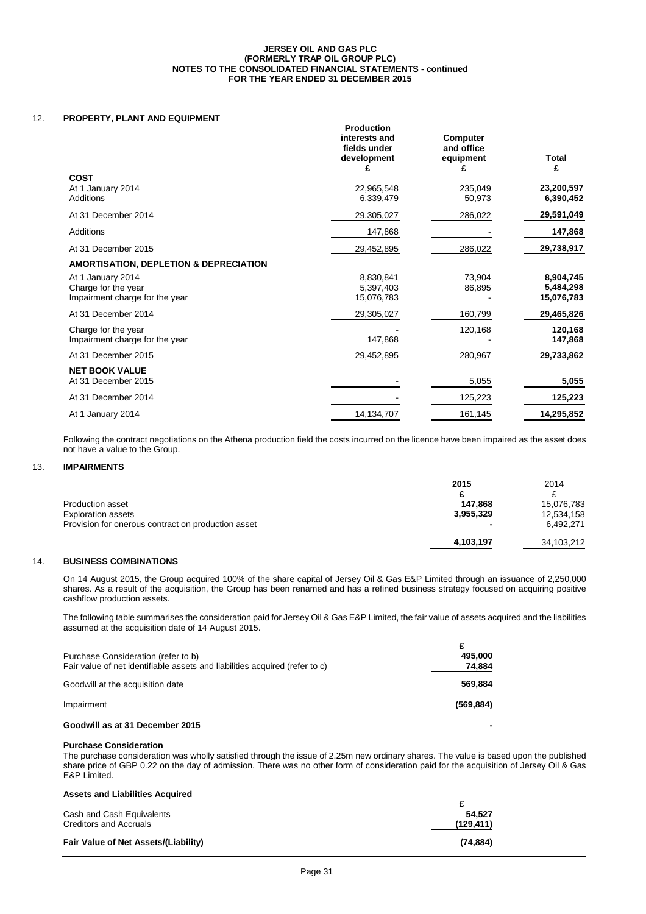## 12. PROPERTY, PLANT AND EQUIPMENT

| | Production interests and fields under development £ | Computer and office equipment £ | Total £ |
|---|---|---|---|
| **COST** | | | |
| At 1 January 2014 | 22,965,548 | 235,049 | **23,200,597** |
| Additions | 6,339,479 | 50,973 | **6,390,452** |
| At 31 December 2014 | 29,305,027 | 286,022 | **29,591,049** |
| Additions | 147,868 | - | **147,868** |
| At 31 December 2015 | 29,452,895 | 286,022 | **29,738,917** |
| **AMORTISATION, DEPLETION & DEPRECIATION** | | | |
| At 1 January 2014 | 8,830,841 | 73,904 | **8,904,745** |
| Charge for the year | 5,397,403 | 86,895 | **5,484,298** |
| Impairment charge for the year | 15,076,783 | - | **15,076,783** |
| At 31 December 2014 | 29,305,027 | 160,799 | **29,465,826** |
| Charge for the year | - | 120,168 | **120,168** |
| Impairment charge for the year | 147,868 | - | **147,868** |
| At 31 December 2015 | 29,452,895 | 280,967 | **29,733,862** |
| **NET BOOK VALUE** | | | |
| At 31 December 2015 | - | 5,055 | **5,055** |
| At 31 December 2014 | - | 125,223 | **125,223** |
| At 1 January 2014 | 14,134,707 | 161,145 | **14,295,852** |

Following the contract negotiations on the Athena production field the costs incurred on the licence have been impaired as the asset does not have a value to the Group.

## 13. IMPAIRMENTS

| | **2015 £** | 2014 £ |
|---|---|---|
| Production asset | **147,868** | 15,076,783 |
| Exploration assets | **3,955,329** | 12,534,158 |
| Provision for onerous contract on production asset | **-** | 6,492,271 |
| | **4,103,197** | 34,103,212 |

## 14. BUSINESS COMBINATIONS

On 14 August 2015, the Group acquired 100% of the share capital of Jersey Oil & Gas E&P Limited through an issuance of 2,250,000 shares. As a result of the acquisition, the Group has been renamed and has a refined business strategy focused on acquiring positive cashflow production assets.

The following table summarises the consideration paid for Jersey Oil & Gas E&P Limited, the fair value of assets acquired and the liabilities assumed at the acquisition date of 14 August 2015.

| | £ |
|---|---|
| Purchase Consideration (refer to b) | **495,000** |
| Fair value of net identifiable assets and liabilities acquired (refer to c) | **74,884** |
| Goodwill at the acquisition date | **569,884** |
| Impairment | **(569,884)** |
| **Goodwill as at 31 December 2015** | **-** |

**Purchase Consideration**

The purchase consideration was wholly satisfied through the issue of 2.25m new ordinary shares. The value is based upon the published share price of GBP 0.22 on the day of admission. There was no other form of consideration paid for the acquisition of Jersey Oil & Gas E&P Limited.

**Assets and Liabilities Acquired**

| | £ |
|---|---|
| Cash and Cash Equivalents | **54,527** |
| Creditors and Accruals | **(129,411)** |
| **Fair Value of Net Assets/(Liability)** | **(74,884)** |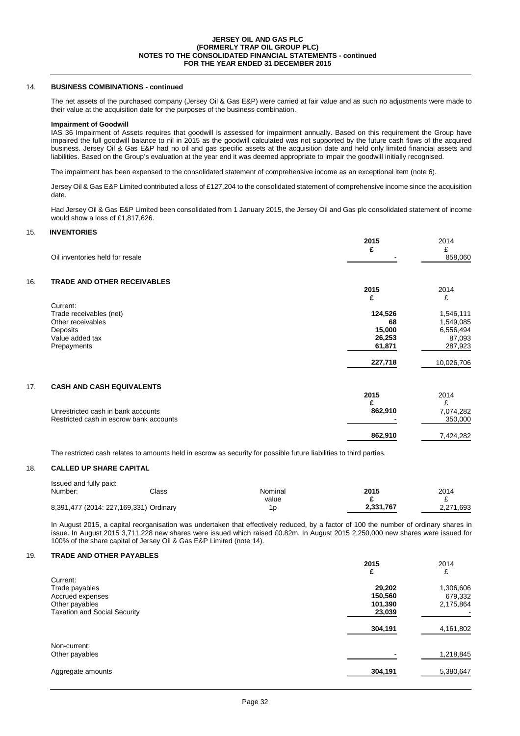## 14. BUSINESS COMBINATIONS - continued

The net assets of the purchased company (Jersey Oil & Gas E&P) were carried at fair value and as such no adjustments were made to their value at the acquisition date for the purposes of the business combination.

**Impairment of Goodwill**

IAS 36 Impairment of Assets requires that goodwill is assessed for impairment annually. Based on this requirement the Group have impaired the full goodwill balance to nil in 2015 as the goodwill calculated was not supported by the future cash flows of the acquired business. Jersey Oil & Gas E&P had no oil and gas specific assets at the acquisition date and held only limited financial assets and liabilities. Based on the Group's evaluation at the year end it was deemed appropriate to impair the goodwill initially recognised.

The impairment has been expensed to the consolidated statement of comprehensive income as an exceptional item (note 6).

Jersey Oil & Gas E&P Limited contributed a loss of £127,204 to the consolidated statement of comprehensive income since the acquisition date.

Had Jersey Oil & Gas E&P Limited been consolidated from 1 January 2015, the Jersey Oil and Gas plc consolidated statement of income would show a loss of £1,817,626.

## 15. INVENTORIES

| | 2015 | 2014 |
|---|---|---|
| | £ | £ |
| Oil inventories held for resale | - | 858,060 |

## 16. TRADE AND OTHER RECEIVABLES

| | 2015 | 2014 |
|---|---|---|
| | £ | £ |
| Current: | | |
| Trade receivables (net) | 124,526 | 1,546,111 |
| Other receivables | 68 | 1,549,085 |
| Deposits | 15,000 | 6,556,494 |
| Value added tax | 26,253 | 87,093 |
| Prepayments | 61,871 | 287,923 |
| | 227,718 | 10,026,706 |

## 17. CASH AND CASH EQUIVALENTS

| | 2015 | 2014 |
|---|---|---|
| | £ | £ |
| Unrestricted cash in bank accounts | 862,910 | 7,074,282 |
| Restricted cash in escrow bank accounts | - | 350,000 |
| | 862,910 | 7,424,282 |

The restricted cash relates to amounts held in escrow as security for possible future liabilities to third parties.

## 18. CALLED UP SHARE CAPITAL

Issued and fully paid:

| Number: | Class | Nominal value | 2015 | 2014 |
|---|---|---|---|---|
| | | | £ | £ |
| 8,391,477 (2014: 227,169,331) | Ordinary | 1p | 2,331,767 | 2,271,693 |

In August 2015, a capital reorganisation was undertaken that effectively reduced, by a factor of 100 the number of ordinary shares in issue. In August 2015 3,711,228 new shares were issued which raised £0.82m. In August 2015 2,250,000 new shares were issued for 100% of the share capital of Jersey Oil & Gas E&P Limited (note 14).

## 19. TRADE AND OTHER PAYABLES

| | 2015 | 2014 |
|---|---|---|
| | £ | £ |
| Current: | | |
| Trade payables | 29,202 | 1,306,606 |
| Accrued expenses | 150,560 | 679,332 |
| Other payables | 101,390 | 2,175,864 |
| Taxation and Social Security | 23,039 | - |
| | 304,191 | 4,161,802 |
| Non-current: | | |
| Other payables | - | 1,218,845 |
| Aggregate amounts | 304,191 | 5,380,647 |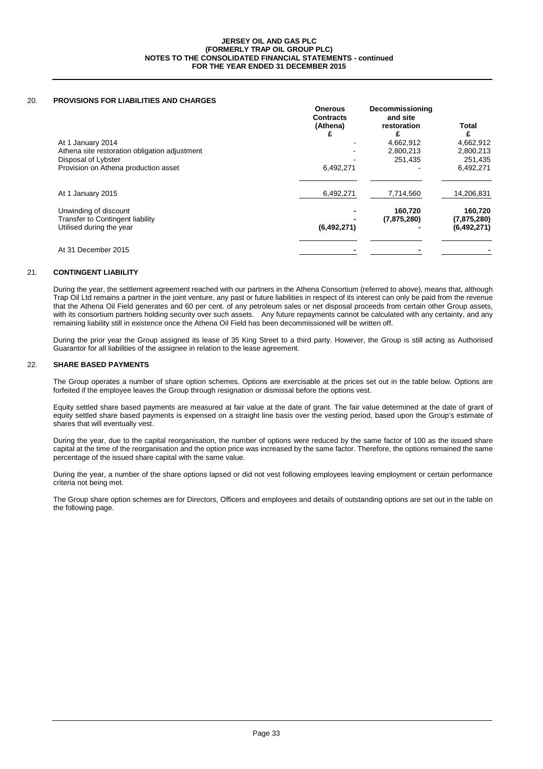## 20. PROVISIONS FOR LIABILITIES AND CHARGES

| | Onerous Contracts (Athena) £ | Decommissioning and site restoration £ | Total £ |
|---|---|---|---|
| At 1 January 2014 | - | 4,662,912 | 4,662,912 |
| Athena site restoration obligation adjustment | - | 2,800,213 | 2,800,213 |
| Disposal of Lybster | - | 251,435 | 251,435 |
| Provision on Athena production asset | 6,492,271 | - | 6,492,271 |
| At 1 January 2015 | 6,492,271 | 7,714,560 | 14,206,831 |
| Unwinding of discount | **-** | **160,720** | **160,720** |
| Transfer to Contingent liability | **-** | **(7,875,280)** | **(7,875,280)** |
| Utilised during the year | **(6,492,271)** | **-** | **(6,492,271)** |
| At 31 December 2015 | **-** | **-** | **-** |

## 21. CONTINGENT LIABILITY

During the year, the settlement agreement reached with our partners in the Athena Consortium (referred to above), means that, although Trap Oil Ltd remains a partner in the joint venture, any past or future liabilities in respect of its interest can only be paid from the revenue that the Athena Oil Field generates and 60 per cent. of any petroleum sales or net disposal proceeds from certain other Group assets, with its consortium partners holding security over such assets. Any future repayments cannot be calculated with any certainty, and any remaining liability still in existence once the Athena Oil Field has been decommissioned will be written off.

During the prior year the Group assigned its lease of 35 King Street to a third party. However, the Group is still acting as Authorised Guarantor for all liabilities of the assignee in relation to the lease agreement.

## 22. SHARE BASED PAYMENTS

The Group operates a number of share option schemes. Options are exercisable at the prices set out in the table below. Options are forfeited if the employee leaves the Group through resignation or dismissal before the options vest.

Equity settled share based payments are measured at fair value at the date of grant. The fair value determined at the date of grant of equity settled share based payments is expensed on a straight line basis over the vesting period, based upon the Group's estimate of shares that will eventually vest.

During the year, due to the capital reorganisation, the number of options were reduced by the same factor of 100 as the issued share capital at the time of the reorganisation and the option price was increased by the same factor. Therefore, the options remained the same percentage of the issued share capital with the same value.

During the year, a number of the share options lapsed or did not vest following employees leaving employment or certain performance criteria not being met.

The Group share option schemes are for Directors, Officers and employees and details of outstanding options are set out in the table on the following page.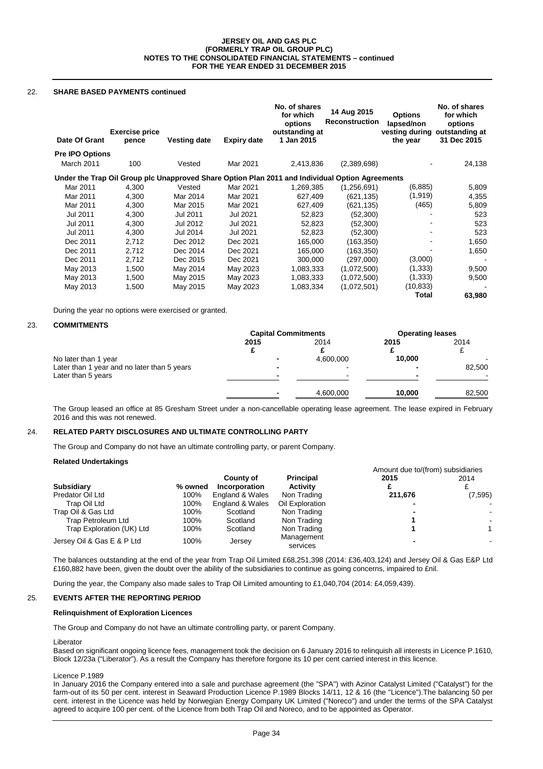## 22. SHARE BASED PAYMENTS continued

| Date Of Grant | Exercise price pence | Vesting date | Expiry date | No. of shares for which options outstanding at 1 Jan 2015 | 14 Aug 2015 Reconstruction | Options lapsed/non vesting during the year | No. of shares for which options outstanding at 31 Dec 2015 |
|---|---|---|---|---|---|---|---|
| **Pre IPO Options** | | | | | | | |
| March 2011 | 100 | Vested | Mar 2021 | 2,413,836 | (2,389,698) | - | 24,138 |
| **Under the Trap Oil Group plc Unapproved Share Option Plan 2011 and Individual Option Agreements** | | | | | | | |
| Mar 2011 | 4,300 | Vested | Mar 2021 | 1,269,385 | (1,256,691) | (6,885) | 5,809 |
| Mar 2011 | 4,300 | Mar 2014 | Mar 2021 | 627,409 | (621,135) | (1,919) | 4,355 |
| Mar 2011 | 4,300 | Mar 2015 | Mar 2021 | 627,409 | (621,135) | (465) | 5,809 |
| Jul 2011 | 4,300 | Jul 2011 | Jul 2021 | 52,823 | (52,300) | - | 523 |
| Jul 2011 | 4,300 | Jul 2012 | Jul 2021 | 52,823 | (52,300) | - | 523 |
| Jul 2011 | 4,300 | Jul 2014 | Jul 2021 | 52,823 | (52,300) | - | 523 |
| Dec 2011 | 2,712 | Dec 2012 | Dec 2021 | 165,000 | (163,350) | - | 1,650 |
| Dec 2011 | 2,712 | Dec 2014 | Dec 2021 | 165,000 | (163,350) | - | 1,650 |
| Dec 2011 | 2,712 | Dec 2015 | Dec 2021 | 300,000 | (297,000) | (3,000) | - |
| May 2013 | 1,500 | May 2014 | May 2023 | 1,083,333 | (1,072,500) | (1,333) | 9,500 |
| May 2013 | 1,500 | May 2015 | May 2023 | 1,083,333 | (1,072,500) | (1,333) | 9,500 |
| May 2013 | 1,500 | May 2015 | May 2023 | 1,083,334 | (1,072,501) | (10,833) | - |
| | | | | | | **Total** | **63,980** |

During the year no options were exercised or granted.

## 23. COMMITMENTS

| | Capital Commitments | | Operating leases | |
|---|---|---|---|---|
| | **2015** | 2014 | **2015** | 2014 |
| | **£** | £ | **£** | £ |
| No later than 1 year | **-** | 4,600,000 | **10,000** | - |
| Later than 1 year and no later than 5 years | **-** | - | **-** | 82,500 |
| Later than 5 years | **-** | - | **-** | - |
| | **-** | 4,600,000 | **10,000** | 82,500 |

The Group leased an office at 85 Gresham Street under a non-cancellable operating lease agreement. The lease expired in February 2016 and this was not renewed.

## 24. RELATED PARTY DISCLOSURES AND ULTIMATE CONTROLLING PARTY

The Group and Company do not have an ultimate controlling party, or parent Company.

### Related Undertakings

| Subsidiary | % owned | County of Incorporation | Principal Activity | Amount due to/(from) subsidiaries 2015 £ | 2014 £ |
|---|---|---|---|---|---|
| Predator Oil Ltd | 100% | England & Wales | Non Trading | **211,676** | (7,595) |
| Trap Oil Ltd | 100% | England & Wales | Oil Exploration | **-** | - |
| Trap Oil & Gas Ltd | 100% | Scotland | Non Trading | **-** | - |
| Trap Petroleum Ltd | 100% | Scotland | Non Trading | **1** | - |
| Trap Exploration (UK) Ltd | 100% | Scotland | Non Trading | **1** | 1 |
| Jersey Oil & Gas E & P Ltd | 100% | Jersey | Management services | **-** | - |

The balances outstanding at the end of the year from Trap Oil Limited £68,251,398 (2014: £36,403,124) and Jersey Oil & Gas E&P Ltd £160,882 have been, given the doubt over the ability of the subsidiaries to continue as going concerns, impaired to £nil.

During the year, the Company also made sales to Trap Oil Limited amounting to £1,040,704 (2014: £4,059,439).

## 25. EVENTS AFTER THE REPORTING PERIOD

### Relinquishment of Exploration Licences

The Group and Company do not have an ultimate controlling party, or parent Company.

Liberator

Based on significant ongoing licence fees, management took the decision on 6 January 2016 to relinquish all interests in Licence P.1610, Block 12/23a ("Liberator"). As a result the Company has therefore forgone its 10 per cent carried interest in this licence.

Licence P.1989

In January 2016 the Company entered into a sale and purchase agreement (the "SPA") with Azinor Catalyst Limited ("Catalyst") for the farm-out of its 50 per cent. interest in Seaward Production Licence P.1989 Blocks 14/11, 12 & 16 (the "Licence").The balancing 50 per cent. interest in the Licence was held by Norwegian Energy Company UK Limited ("Noreco") and under the terms of the SPA Catalyst agreed to acquire 100 per cent. of the Licence from both Trap Oil and Noreco, and to be appointed as Operator.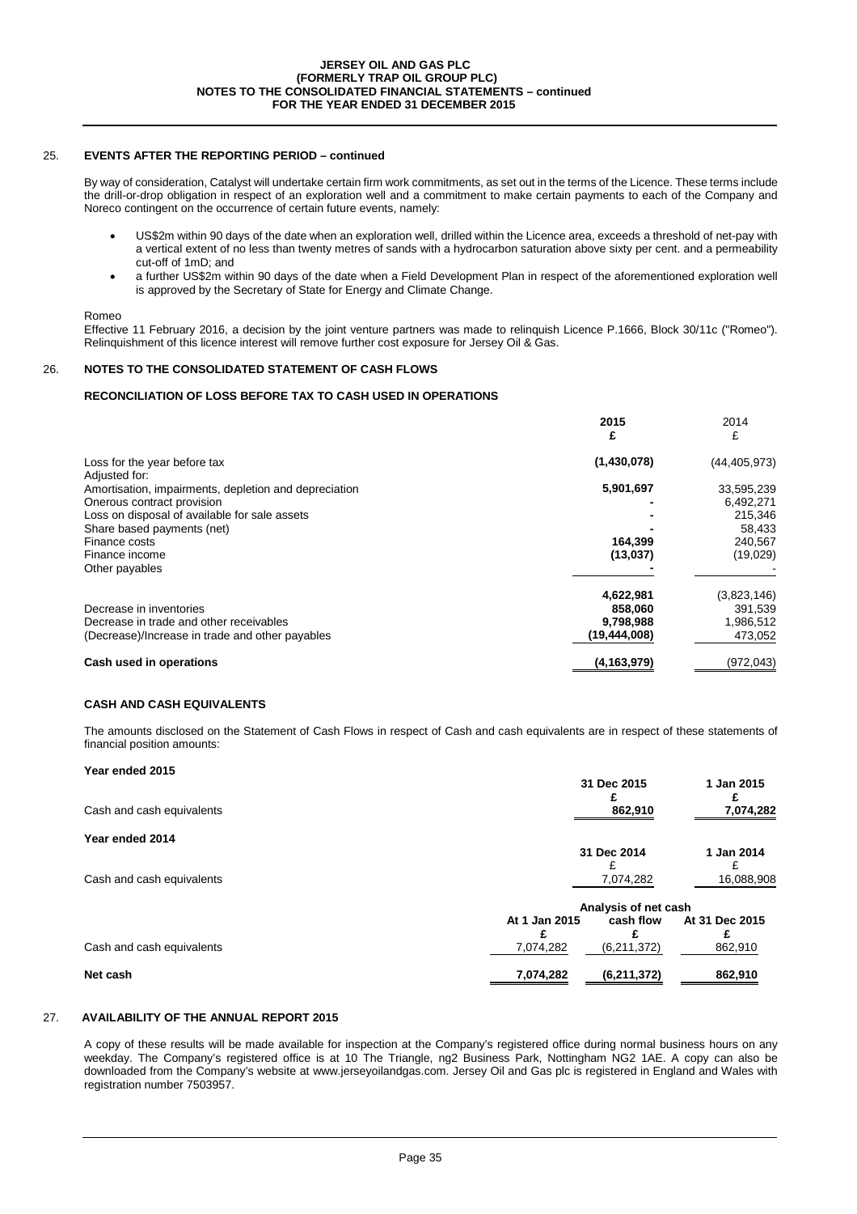## 25. EVENTS AFTER THE REPORTING PERIOD – continued

By way of consideration, Catalyst will undertake certain firm work commitments, as set out in the terms of the Licence. These terms include the drill-or-drop obligation in respect of an exploration well and a commitment to make certain payments to each of the Company and Noreco contingent on the occurrence of certain future events, namely:

- US$2m within 90 days of the date when an exploration well, drilled within the Licence area, exceeds a threshold of net-pay with a vertical extent of no less than twenty metres of sands with a hydrocarbon saturation above sixty per cent. and a permeability cut-off of 1mD; and
- a further US$2m within 90 days of the date when a Field Development Plan in respect of the aforementioned exploration well is approved by the Secretary of State for Energy and Climate Change.

Romeo

Effective 11 February 2016, a decision by the joint venture partners was made to relinquish Licence P.1666, Block 30/11c ("Romeo"). Relinquishment of this licence interest will remove further cost exposure for Jersey Oil & Gas.

## 26. NOTES TO THE CONSOLIDATED STATEMENT OF CASH FLOWS

### RECONCILIATION OF LOSS BEFORE TAX TO CASH USED IN OPERATIONS

| | **2015**<br>**£** | 2014<br>£ |
|---|---|---|
| Loss for the year before tax | **(1,430,078)** | (44,405,973) |
| Adjusted for: | | |
| Amortisation, impairments, depletion and depreciation | **5,901,697** | 33,595,239 |
| Onerous contract provision | **-** | 6,492,271 |
| Loss on disposal of available for sale assets | **-** | 215,346 |
| Share based payments (net) | **-** | 58,433 |
| Finance costs | **164,399** | 240,567 |
| Finance income | **(13,037)** | (19,029) |
| Other payables | **-** | - |
| | **4,622,981** | (3,823,146) |
| Decrease in inventories | **858,060** | 391,539 |
| Decrease in trade and other receivables | **9,798,988** | 1,986,512 |
| (Decrease)/Increase in trade and other payables | **(19,444,008)** | 473,052 |
| **Cash used in operations** | **(4,163,979)** | (972,043) |

### CASH AND CASH EQUIVALENTS

The amounts disclosed on the Statement of Cash Flows in respect of Cash and cash equivalents are in respect of these statements of financial position amounts:

**Year ended 2015**

| | **31 Dec 2015**<br>**£** | **1 Jan 2015**<br>**£** |
|---|---|---|
| Cash and cash equivalents | **862,910** | **7,074,282** |

**Year ended 2014**

| | **31 Dec 2014**<br>£ | **1 Jan 2014**<br>£ |
|---|---|---|
| Cash and cash equivalents | 7,074,282 | 16,088,908 |

| | **Analysis of net cash** | | |
|---|---|---|---|
| | **At 1 Jan 2015**<br>**£** | **cash flow**<br>**£** | **At 31 Dec 2015**<br>**£** |
| Cash and cash equivalents | 7,074,282 | (6,211,372) | 862,910 |
| **Net cash** | **7,074,282** | **(6,211,372)** | **862,910** |

## 27. AVAILABILITY OF THE ANNUAL REPORT 2015

A copy of these results will be made available for inspection at the Company's registered office during normal business hours on any weekday. The Company's registered office is at 10 The Triangle, ng2 Business Park, Nottingham NG2 1AE. A copy can also be downloaded from the Company's website at www.jerseyoilandgas.com. Jersey Oil and Gas plc is registered in England and Wales with registration number 7503957.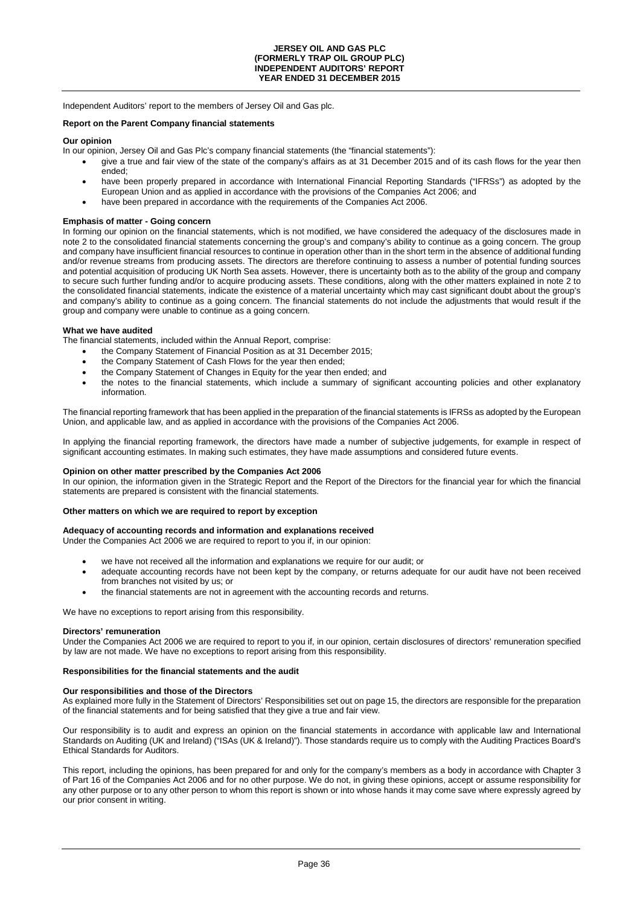Independent Auditors' report to the members of Jersey Oil and Gas plc.

**Report on the Parent Company financial statements**

**Our opinion**

In our opinion, Jersey Oil and Gas Plc's company financial statements (the "financial statements"):

- give a true and fair view of the state of the company's affairs as at 31 December 2015 and of its cash flows for the year then ended;
- have been properly prepared in accordance with International Financial Reporting Standards ("IFRSs") as adopted by the European Union and as applied in accordance with the provisions of the Companies Act 2006; and
- have been prepared in accordance with the requirements of the Companies Act 2006.

**Emphasis of matter - Going concern**

In forming our opinion on the financial statements, which is not modified, we have considered the adequacy of the disclosures made in note 2 to the consolidated financial statements concerning the group's and company's ability to continue as a going concern. The group and company have insufficient financial resources to continue in operation other than in the short term in the absence of additional funding and/or revenue streams from producing assets. The directors are therefore continuing to assess a number of potential funding sources and potential acquisition of producing UK North Sea assets. However, there is uncertainty both as to the ability of the group and company to secure such further funding and/or to acquire producing assets. These conditions, along with the other matters explained in note 2 to the consolidated financial statements, indicate the existence of a material uncertainty which may cast significant doubt about the group's and company's ability to continue as a going concern. The financial statements do not include the adjustments that would result if the group and company were unable to continue as a going concern.

**What we have audited**

The financial statements, included within the Annual Report, comprise:

- the Company Statement of Financial Position as at 31 December 2015;
- the Company Statement of Cash Flows for the year then ended;
- the Company Statement of Changes in Equity for the year then ended; and
- the notes to the financial statements, which include a summary of significant accounting policies and other explanatory information.

The financial reporting framework that has been applied in the preparation of the financial statements is IFRSs as adopted by the European Union, and applicable law, and as applied in accordance with the provisions of the Companies Act 2006.

In applying the financial reporting framework, the directors have made a number of subjective judgements, for example in respect of significant accounting estimates. In making such estimates, they have made assumptions and considered future events.

**Opinion on other matter prescribed by the Companies Act 2006**

In our opinion, the information given in the Strategic Report and the Report of the Directors for the financial year for which the financial statements are prepared is consistent with the financial statements.

**Other matters on which we are required to report by exception**

**Adequacy of accounting records and information and explanations received**

Under the Companies Act 2006 we are required to report to you if, in our opinion:

- we have not received all the information and explanations we require for our audit; or
- adequate accounting records have not been kept by the company, or returns adequate for our audit have not been received from branches not visited by us; or
- the financial statements are not in agreement with the accounting records and returns.

We have no exceptions to report arising from this responsibility.

**Directors' remuneration**

Under the Companies Act 2006 we are required to report to you if, in our opinion, certain disclosures of directors' remuneration specified by law are not made. We have no exceptions to report arising from this responsibility.

**Responsibilities for the financial statements and the audit**

**Our responsibilities and those of the Directors**

As explained more fully in the Statement of Directors' Responsibilities set out on page 15, the directors are responsible for the preparation of the financial statements and for being satisfied that they give a true and fair view.

Our responsibility is to audit and express an opinion on the financial statements in accordance with applicable law and International Standards on Auditing (UK and Ireland) ("ISAs (UK & Ireland)"). Those standards require us to comply with the Auditing Practices Board's Ethical Standards for Auditors.

This report, including the opinions, has been prepared for and only for the company's members as a body in accordance with Chapter 3 of Part 16 of the Companies Act 2006 and for no other purpose. We do not, in giving these opinions, accept or assume responsibility for any other purpose or to any other person to whom this report is shown or into whose hands it may come save where expressly agreed by our prior consent in writing.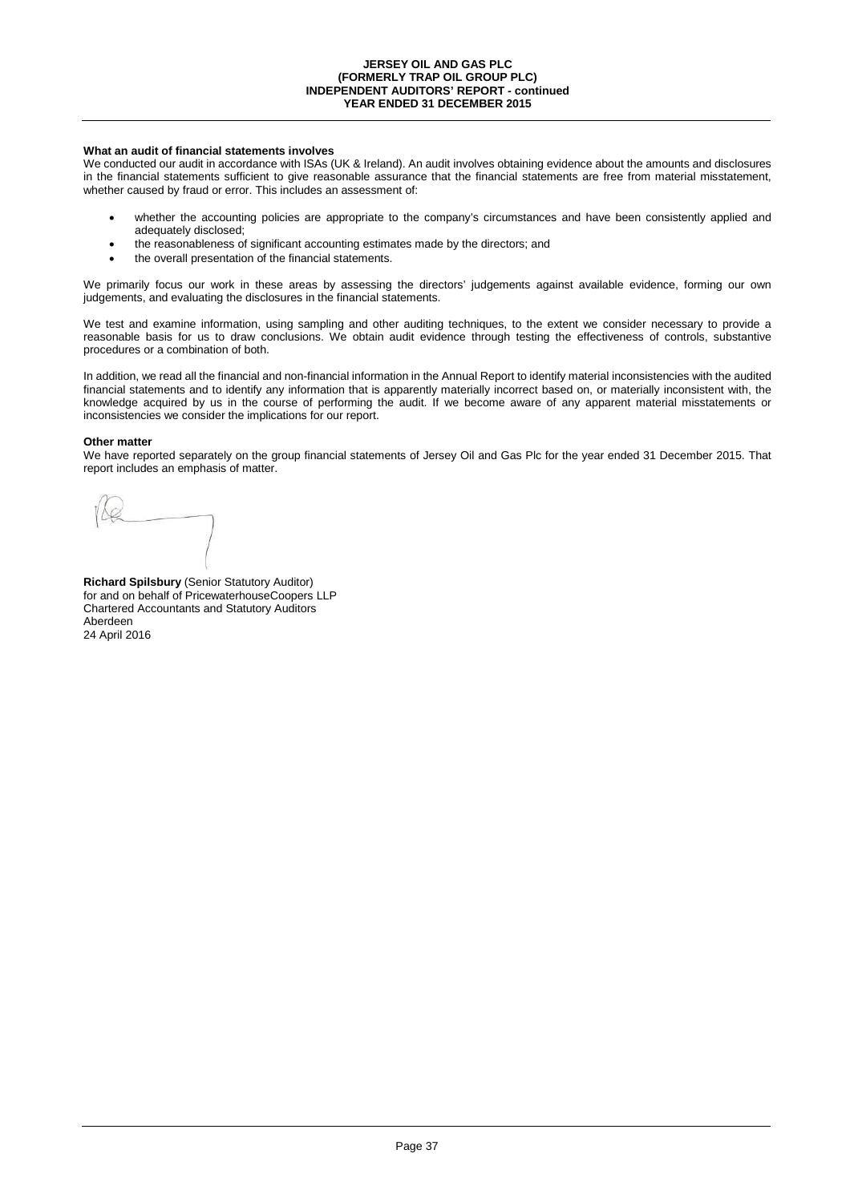### What an audit of financial statements involves

We conducted our audit in accordance with ISAs (UK & Ireland). An audit involves obtaining evidence about the amounts and disclosures in the financial statements sufficient to give reasonable assurance that the financial statements are free from material misstatement, whether caused by fraud or error. This includes an assessment of:

- whether the accounting policies are appropriate to the company's circumstances and have been consistently applied and adequately disclosed;
- the reasonableness of significant accounting estimates made by the directors; and
- the overall presentation of the financial statements.

We primarily focus our work in these areas by assessing the directors' judgements against available evidence, forming our own judgements, and evaluating the disclosures in the financial statements.

We test and examine information, using sampling and other auditing techniques, to the extent we consider necessary to provide a reasonable basis for us to draw conclusions. We obtain audit evidence through testing the effectiveness of controls, substantive procedures or a combination of both.

In addition, we read all the financial and non-financial information in the Annual Report to identify material inconsistencies with the audited financial statements and to identify any information that is apparently materially incorrect based on, or materially inconsistent with, the knowledge acquired by us in the course of performing the audit. If we become aware of any apparent material misstatements or inconsistencies we consider the implications for our report.

### Other matter

We have reported separately on the group financial statements of Jersey Oil and Gas Plc for the year ended 31 December 2015. That report includes an emphasis of matter.

**Richard Spilsbury** (Senior Statutory Auditor)
for and on behalf of PricewaterhouseCoopers LLP
Chartered Accountants and Statutory Auditors
Aberdeen
24 April 2016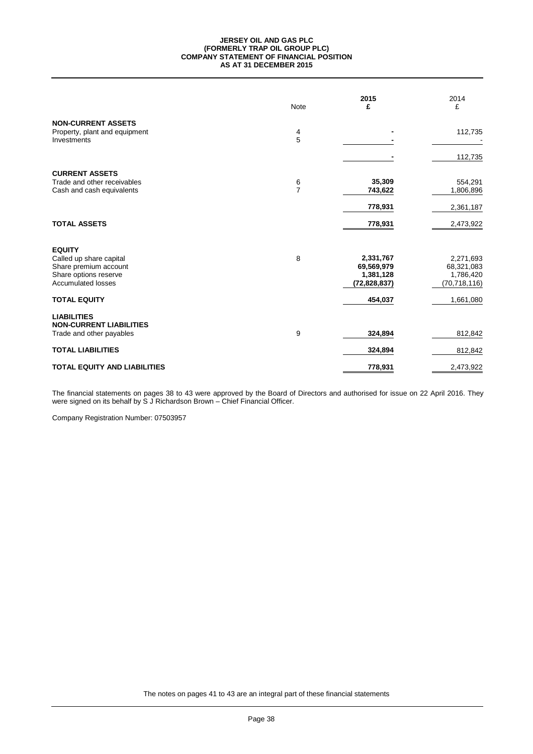# JERSEY OIL AND GAS PLC
# (FORMERLY TRAP OIL GROUP PLC)
## COMPANY STATEMENT OF FINANCIAL POSITION
## AS AT 31 DECEMBER 2015

| | Note | 2015 £ | 2014 £ |
|---|---|---|---|
| **NON-CURRENT ASSETS** | | | |
| Property, plant and equipment | 4 | - | 112,735 |
| Investments | 5 | - | - |
| | | - | 112,735 |
| **CURRENT ASSETS** | | | |
| Trade and other receivables | 6 | **35,309** | 554,291 |
| Cash and cash equivalents | 7 | **743,622** | 1,806,896 |
| | | **778,931** | 2,361,187 |
| **TOTAL ASSETS** | | **778,931** | 2,473,922 |
| **EQUITY** | | | |
| Called up share capital | 8 | **2,331,767** | 2,271,693 |
| Share premium account | | **69,569,979** | 68,321,083 |
| Share options reserve | | **1,381,128** | 1,786,420 |
| Accumulated losses | | **(72,828,837)** | (70,718,116) |
| **TOTAL EQUITY** | | **454,037** | 1,661,080 |
| **LIABILITIES** | | | |
| **NON-CURRENT LIABILITIES** | | | |
| Trade and other payables | 9 | **324,894** | 812,842 |
| **TOTAL LIABILITIES** | | **324,894** | 812,842 |
| **TOTAL EQUITY AND LIABILITIES** | | **778,931** | 2,473,922 |

The financial statements on pages 38 to 43 were approved by the Board of Directors and authorised for issue on 22 April 2016. They were signed on its behalf by S J Richardson Brown – Chief Financial Officer.

Company Registration Number: 07503957

The notes on pages 41 to 43 are an integral part of these financial statements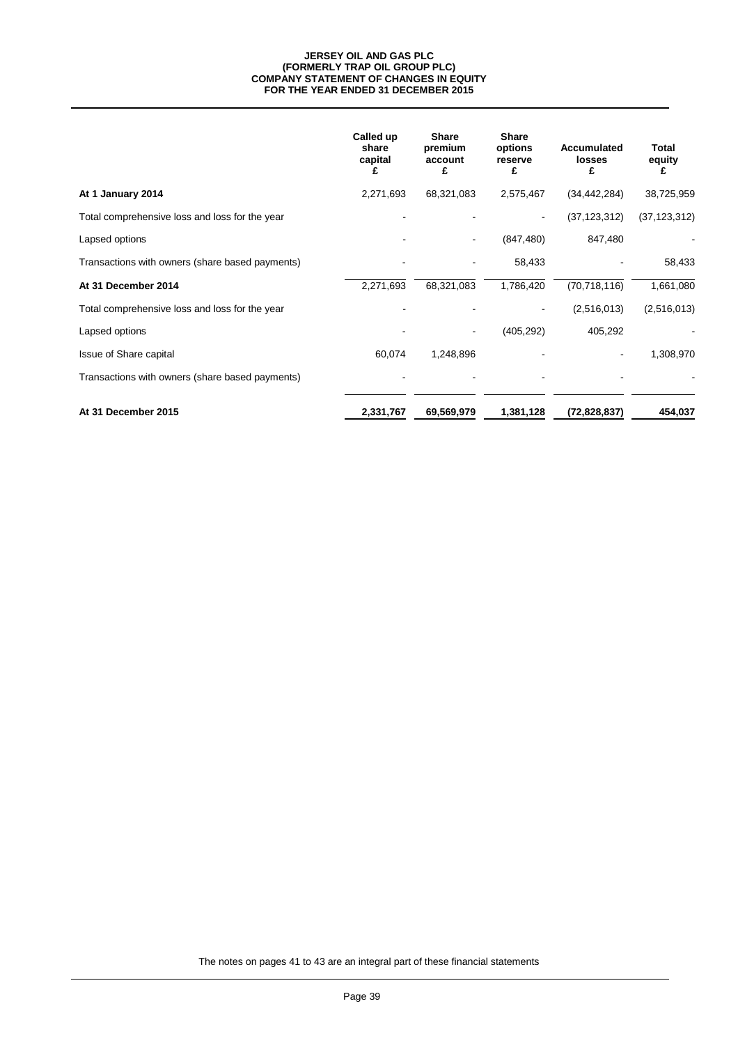# JERSEY OIL AND GAS PLC
## (FORMERLY TRAP OIL GROUP PLC)
## COMPANY STATEMENT OF CHANGES IN EQUITY
## FOR THE YEAR ENDED 31 DECEMBER 2015

| | Called up share capital £ | Share premium account £ | Share options reserve £ | Accumulated losses £ | Total equity £ |
|---|---|---|---|---|---|
| **At 1 January 2014** | 2,271,693 | 68,321,083 | 2,575,467 | (34,442,284) | 38,725,959 |
| Total comprehensive loss and loss for the year | - | - | - | (37,123,312) | (37,123,312) |
| Lapsed options | - | - | (847,480) | 847,480 | - |
| Transactions with owners (share based payments) | - | - | 58,433 | - | 58,433 |
| **At 31 December 2014** | 2,271,693 | 68,321,083 | 1,786,420 | (70,718,116) | 1,661,080 |
| Total comprehensive loss and loss for the year | - | - | - | (2,516,013) | (2,516,013) |
| Lapsed options | - | - | (405,292) | 405,292 | - |
| Issue of Share capital | 60,074 | 1,248,896 | - | - | 1,308,970 |
| Transactions with owners (share based payments) | - | - | - | - | - |
| **At 31 December 2015** | **2,331,767** | **69,569,979** | **1,381,128** | **(72,828,837)** | **454,037** |

The notes on pages 41 to 43 are an integral part of these financial statements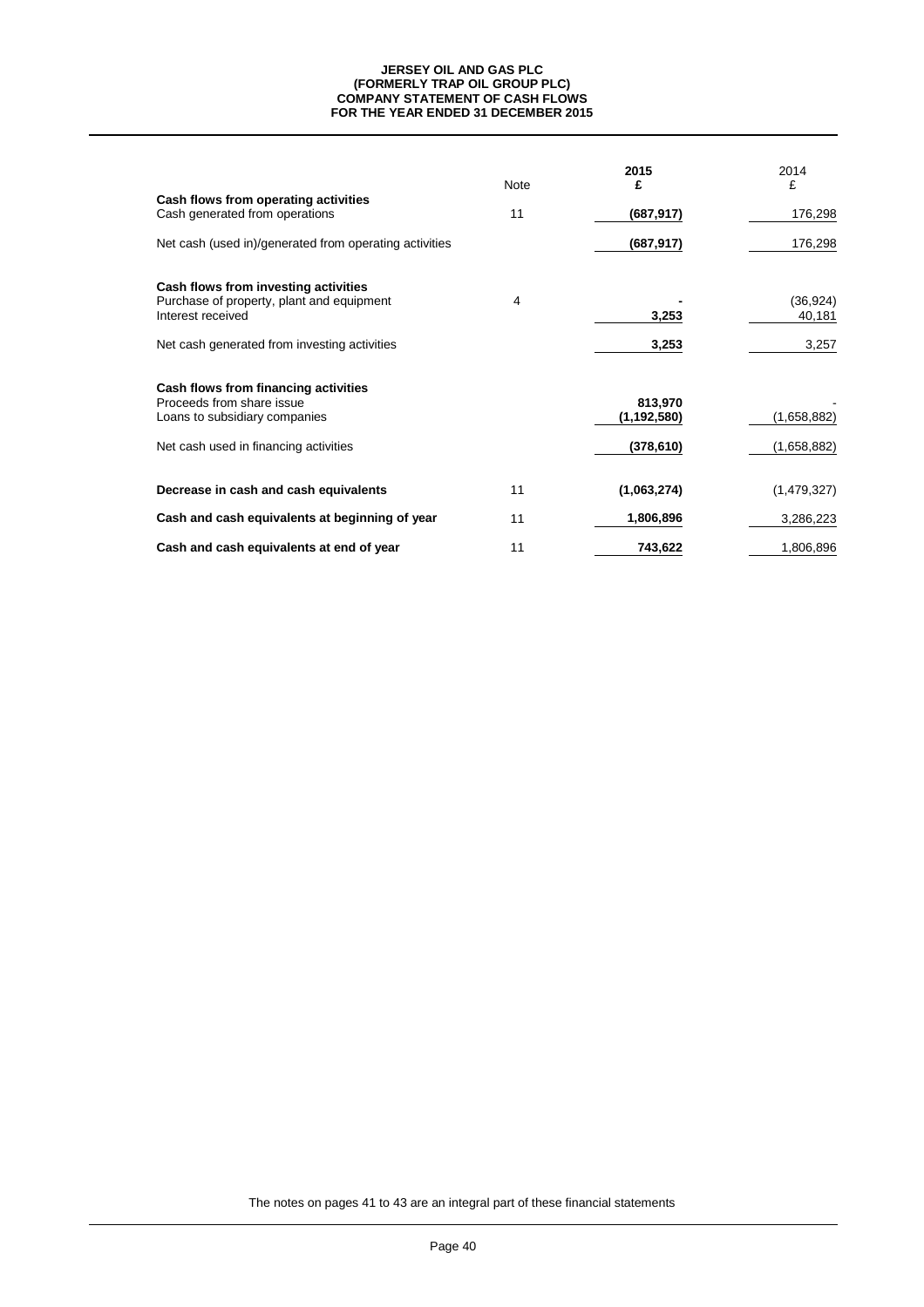**JERSEY OIL AND GAS PLC**
**(FORMERLY TRAP OIL GROUP PLC)**
**COMPANY STATEMENT OF CASH FLOWS**
**FOR THE YEAR ENDED 31 DECEMBER 2015**

| | Note | **2015** **£** | 2014 £ |
|---|---|---|---|
| **Cash flows from operating activities** | | | |
| Cash generated from operations | 11 | **(687,917)** | 176,298 |
| Net cash (used in)/generated from operating activities | | **(687,917)** | 176,298 |
| **Cash flows from investing activities** | | | |
| Purchase of property, plant and equipment | 4 | **-** | (36,924) |
| Interest received | | **3,253** | 40,181 |
| Net cash generated from investing activities | | **3,253** | 3,257 |
| **Cash flows from financing activities** | | | |
| Proceeds from share issue | | **813,970** | - |
| Loans to subsidiary companies | | **(1,192,580)** | (1,658,882) |
| Net cash used in financing activities | | **(378,610)** | (1,658,882) |
| **Decrease in cash and cash equivalents** | 11 | **(1,063,274)** | (1,479,327) |
| **Cash and cash equivalents at beginning of year** | 11 | **1,806,896** | 3,286,223 |
| **Cash and cash equivalents at end of year** | 11 | **743,622** | 1,806,896 |

The notes on pages 41 to 43 are an integral part of these financial statements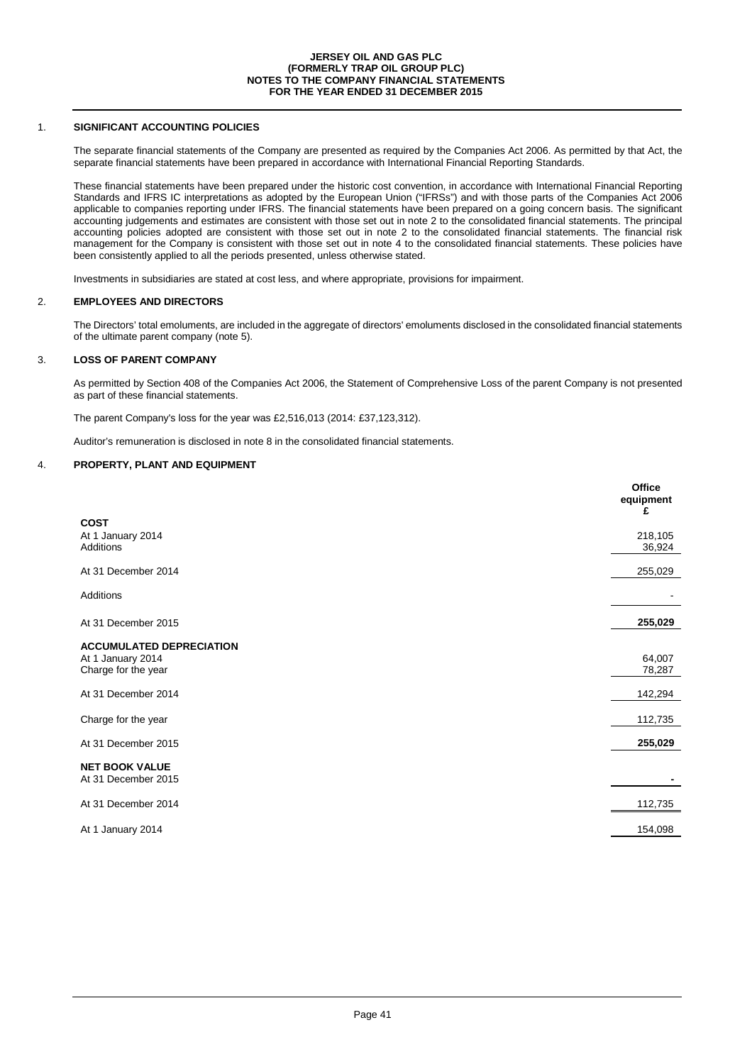**JERSEY OIL AND GAS PLC**
**(FORMERLY TRAP OIL GROUP PLC)**
**NOTES TO THE COMPANY FINANCIAL STATEMENTS**
**FOR THE YEAR ENDED 31 DECEMBER 2015**

## 1. SIGNIFICANT ACCOUNTING POLICIES

The separate financial statements of the Company are presented as required by the Companies Act 2006. As permitted by that Act, the separate financial statements have been prepared in accordance with International Financial Reporting Standards.

These financial statements have been prepared under the historic cost convention, in accordance with International Financial Reporting Standards and IFRS IC interpretations as adopted by the European Union ("IFRSs") and with those parts of the Companies Act 2006 applicable to companies reporting under IFRS. The financial statements have been prepared on a going concern basis. The significant accounting judgements and estimates are consistent with those set out in note 2 to the consolidated financial statements. The principal accounting policies adopted are consistent with those set out in note 2 to the consolidated financial statements. The financial risk management for the Company is consistent with those set out in note 4 to the consolidated financial statements. These policies have been consistently applied to all the periods presented, unless otherwise stated.

Investments in subsidiaries are stated at cost less, and where appropriate, provisions for impairment.

## 2. EMPLOYEES AND DIRECTORS

The Directors' total emoluments, are included in the aggregate of directors' emoluments disclosed in the consolidated financial statements of the ultimate parent company (note 5).

## 3. LOSS OF PARENT COMPANY

As permitted by Section 408 of the Companies Act 2006, the Statement of Comprehensive Loss of the parent Company is not presented as part of these financial statements.

The parent Company's loss for the year was £2,516,013 (2014: £37,123,312).

Auditor's remuneration is disclosed in note 8 in the consolidated financial statements.

## 4. PROPERTY, PLANT AND EQUIPMENT

| | Office equipment £ |
|---|---|
| **COST** | |
| At 1 January 2014 | 218,105 |
| Additions | 36,924 |
| At 31 December 2014 | 255,029 |
| Additions | - |
| At 31 December 2015 | **255,029** |
| **ACCUMULATED DEPRECIATION** | |
| At 1 January 2014 | 64,007 |
| Charge for the year | 78,287 |
| At 31 December 2014 | 142,294 |
| Charge for the year | 112,735 |
| At 31 December 2015 | **255,029** |
| **NET BOOK VALUE** | |
| At 31 December 2015 | **-** |
| At 31 December 2014 | 112,735 |
| At 1 January 2014 | 154,098 |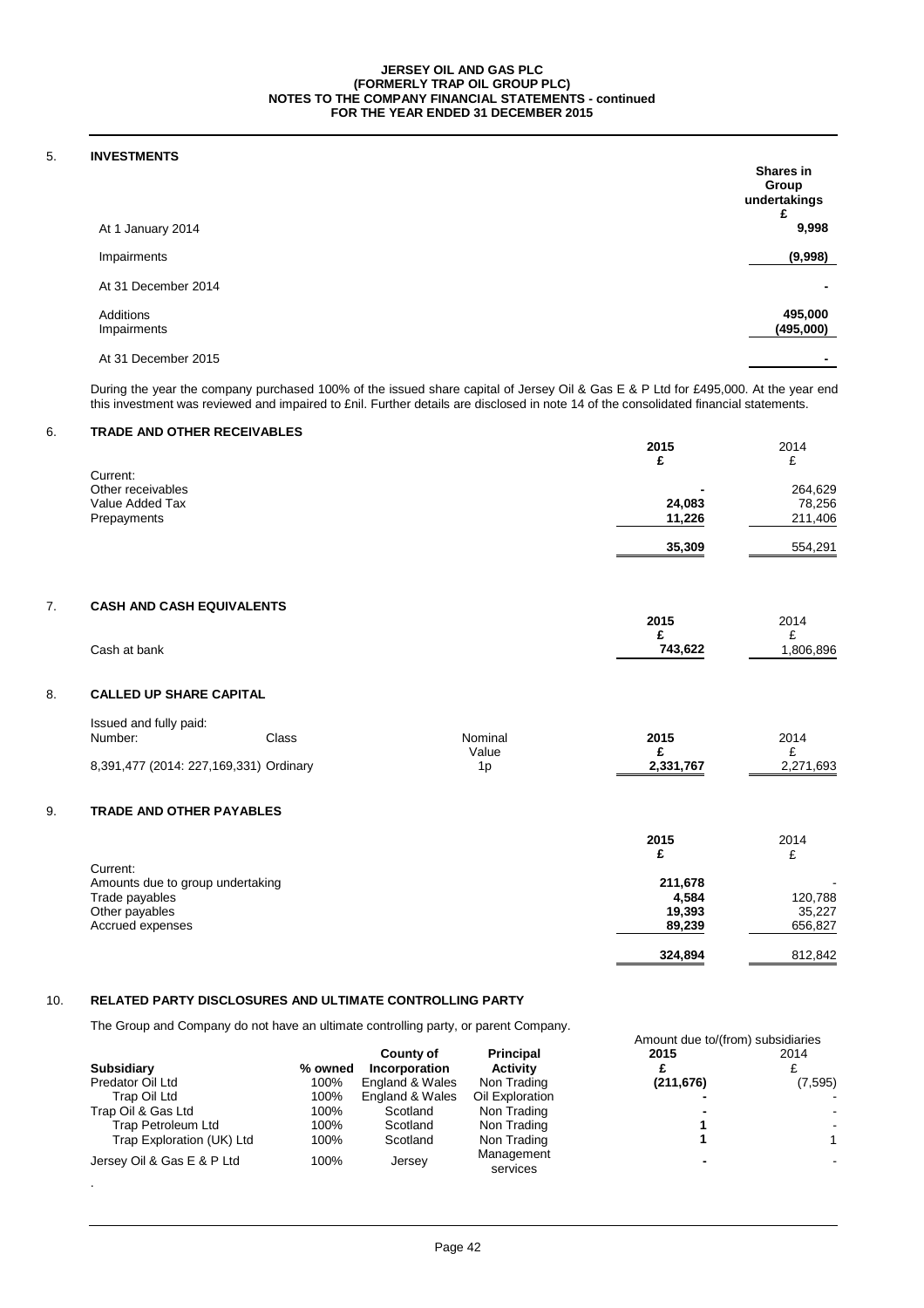**JERSEY OIL AND GAS PLC**
**(FORMERLY TRAP OIL GROUP PLC)**
**NOTES TO THE COMPANY FINANCIAL STATEMENTS - continued**
**FOR THE YEAR ENDED 31 DECEMBER 2015**

## 5. INVESTMENTS

| | Shares in Group undertakings £ |
|---|---|
| At 1 January 2014 | 9,998 |
| Impairments | (9,998) |
| At 31 December 2014 | - |
| Additions | 495,000 |
| Impairments | (495,000) |
| At 31 December 2015 | - |

During the year the company purchased 100% of the issued share capital of Jersey Oil & Gas E & P Ltd for £495,000. At the year end this investment was reviewed and impaired to £nil. Further details are disclosed in note 14 of the consolidated financial statements.

## 6. TRADE AND OTHER RECEIVABLES

| | 2015 £ | 2014 £ |
|---|---|---|
| Current: | | |
| Other receivables | - | 264,629 |
| Value Added Tax | 24,083 | 78,256 |
| Prepayments | 11,226 | 211,406 |
| | 35,309 | 554,291 |

## 7. CASH AND CASH EQUIVALENTS

| | 2015 £ | 2014 £ |
|---|---|---|
| Cash at bank | 743,622 | 1,806,896 |

## 8. CALLED UP SHARE CAPITAL

Issued and fully paid:

| Number: | Class | Nominal Value | 2015 £ | 2014 £ |
|---|---|---|---|---|
| 8,391,477 (2014: 227,169,331) | Ordinary | 1p | 2,331,767 | 2,271,693 |

## 9. TRADE AND OTHER PAYABLES

| | 2015 £ | 2014 £ |
|---|---|---|
| Current: | | |
| Amounts due to group undertaking | 211,678 | - |
| Trade payables | 4,584 | 120,788 |
| Other payables | 19,393 | 35,227 |
| Accrued expenses | 89,239 | 656,827 |
| | 324,894 | 812,842 |

## 10. RELATED PARTY DISCLOSURES AND ULTIMATE CONTROLLING PARTY

The Group and Company do not have an ultimate controlling party, or parent Company.

| Subsidiary | % owned | County of Incorporation | Principal Activity | Amount due to/(from) subsidiaries 2015 £ | 2014 £ |
|---|---|---|---|---|---|
| Predator Oil Ltd | 100% | England & Wales | Non Trading | (211,676) | (7,595) |
| Trap Oil Ltd | 100% | England & Wales | Oil Exploration | - | - |
| Trap Oil & Gas Ltd | 100% | Scotland | Non Trading | - | - |
| Trap Petroleum Ltd | 100% | Scotland | Non Trading | 1 | - |
| Trap Exploration (UK) Ltd | 100% | Scotland | Non Trading | 1 | 1 |
| Jersey Oil & Gas E & P Ltd | 100% | Jersey | Management services | - | - |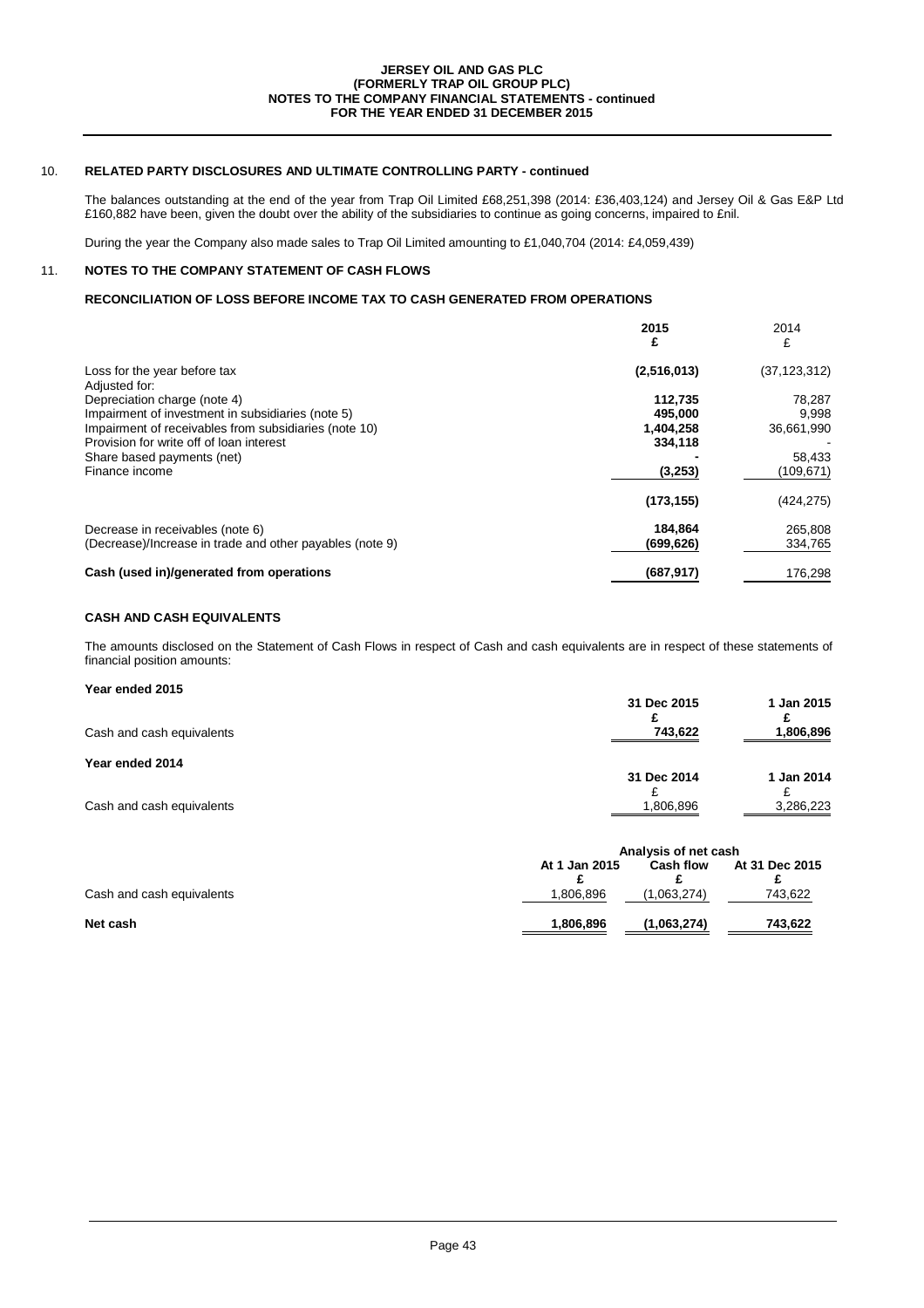## 10. RELATED PARTY DISCLOSURES AND ULTIMATE CONTROLLING PARTY - continued

The balances outstanding at the end of the year from Trap Oil Limited £68,251,398 (2014: £36,403,124) and Jersey Oil & Gas E&P Ltd £160,882 have been, given the doubt over the ability of the subsidiaries to continue as going concerns, impaired to £nil.

During the year the Company also made sales to Trap Oil Limited amounting to £1,040,704 (2014: £4,059,439)

## 11. NOTES TO THE COMPANY STATEMENT OF CASH FLOWS

### RECONCILIATION OF LOSS BEFORE INCOME TAX TO CASH GENERATED FROM OPERATIONS

| | **2015** | 2014 |
|---|---|---|
| | **£** | £ |
| Loss for the year before tax | **(2,516,013)** | (37,123,312) |
| Adjusted for: | | |
| Depreciation charge (note 4) | **112,735** | 78,287 |
| Impairment of investment in subsidiaries (note 5) | **495,000** | 9,998 |
| Impairment of receivables from subsidiaries (note 10) | **1,404,258** | 36,661,990 |
| Provision for write off of loan interest | **334,118** | - |
| Share based payments (net) | **-** | 58,433 |
| Finance income | **(3,253)** | (109,671) |
| | **(173,155)** | (424,275) |
| Decrease in receivables (note 6) | **184,864** | 265,808 |
| (Decrease)/Increase in trade and other payables (note 9) | **(699,626)** | 334,765 |
| **Cash (used in)/generated from operations** | **(687,917)** | 176,298 |

### CASH AND CASH EQUIVALENTS

The amounts disclosed on the Statement of Cash Flows in respect of Cash and cash equivalents are in respect of these statements of financial position amounts:

**Year ended 2015**

| | **31 Dec 2015** | **1 Jan 2015** |
|---|---|---|
| | **£** | **£** |
| Cash and cash equivalents | **743,622** | **1,806,896** |

**Year ended 2014**

| | 31 Dec 2014 | 1 Jan 2014 |
|---|---|---|
| | £ | £ |
| Cash and cash equivalents | 1,806,896 | 3,286,223 |

| | **Analysis of net cash** | | |
|---|---|---|---|
| | **At 1 Jan 2015** | **Cash flow** | **At 31 Dec 2015** |
| | **£** | **£** | **£** |
| Cash and cash equivalents | 1,806,896 | (1,063,274) | 743,622 |
| **Net cash** | **1,806,896** | **(1,063,274)** | **743,622** |